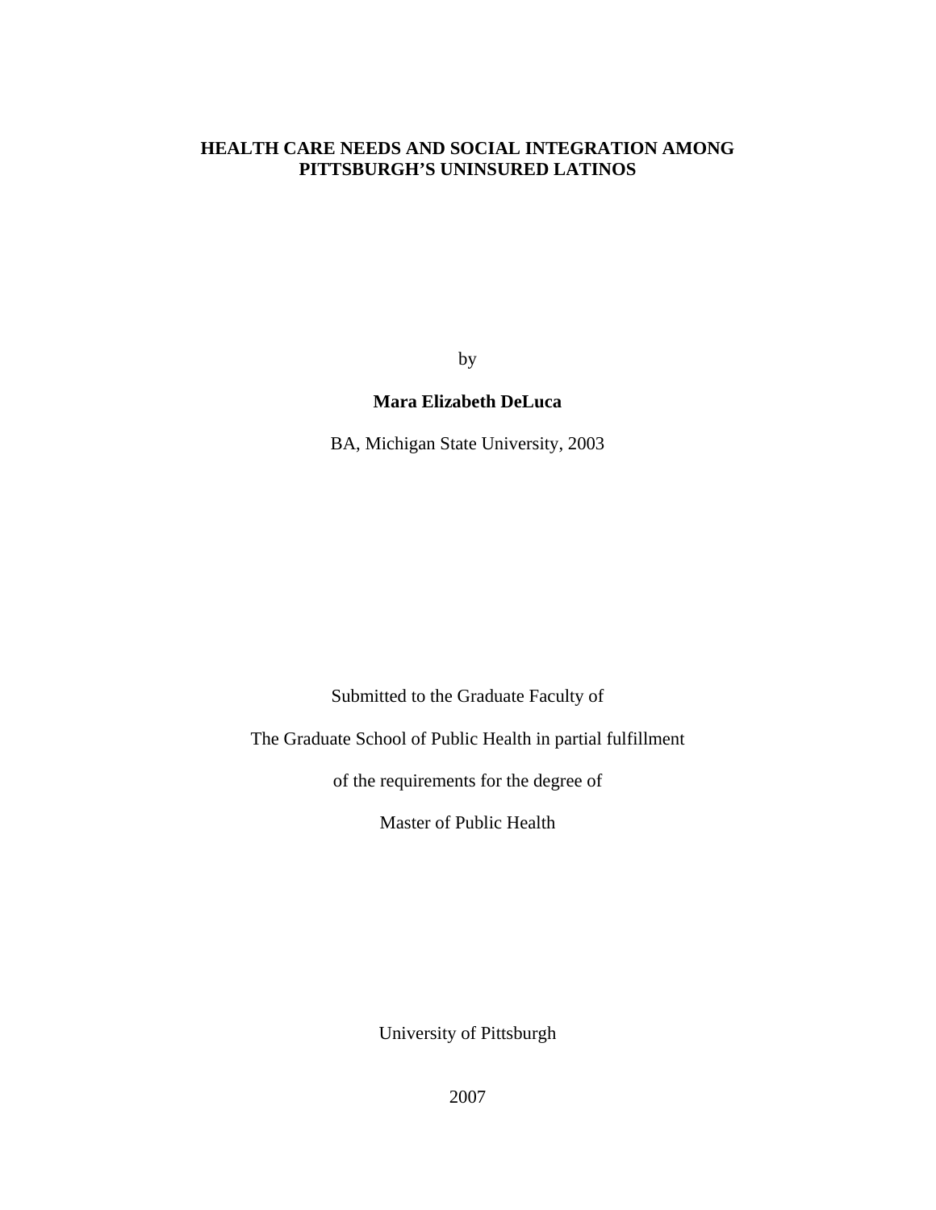# HEALTH CARE NEEDS AND SOCIAL INTEGRATION AMONG PITTSBURGH'S UNINSURED LATINOS

by

**Mara Elizabeth DeLuca**

BA, Michigan State University, 2003

Submitted to the Graduate Faculty of

The Graduate School of Public Health in partial fulfillment

of the requirements for the degree of

Master of Public Health

University of Pittsburgh

2007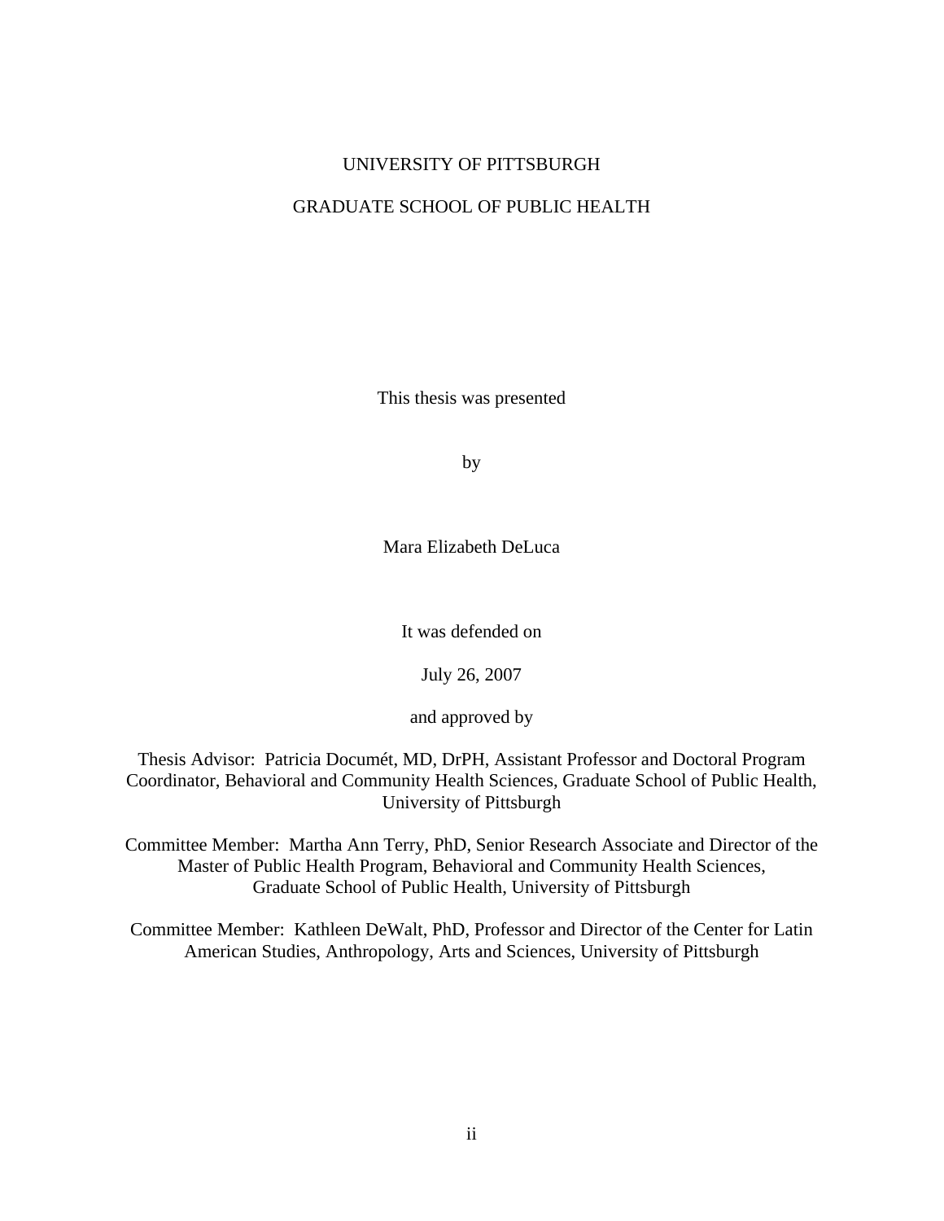UNIVERSITY OF PITTSBURGH

GRADUATE SCHOOL OF PUBLIC HEALTH

This thesis was presented

by

Mara Elizabeth DeLuca

It was defended on

July 26, 2007

and approved by

Thesis Advisor: Patricia Documét, MD, DrPH, Assistant Professor and Doctoral Program Coordinator, Behavioral and Community Health Sciences, Graduate School of Public Health, University of Pittsburgh

Committee Member: Martha Ann Terry, PhD, Senior Research Associate and Director of the Master of Public Health Program, Behavioral and Community Health Sciences, Graduate School of Public Health, University of Pittsburgh

Committee Member: Kathleen DeWalt, PhD, Professor and Director of the Center for Latin American Studies, Anthropology, Arts and Sciences, University of Pittsburgh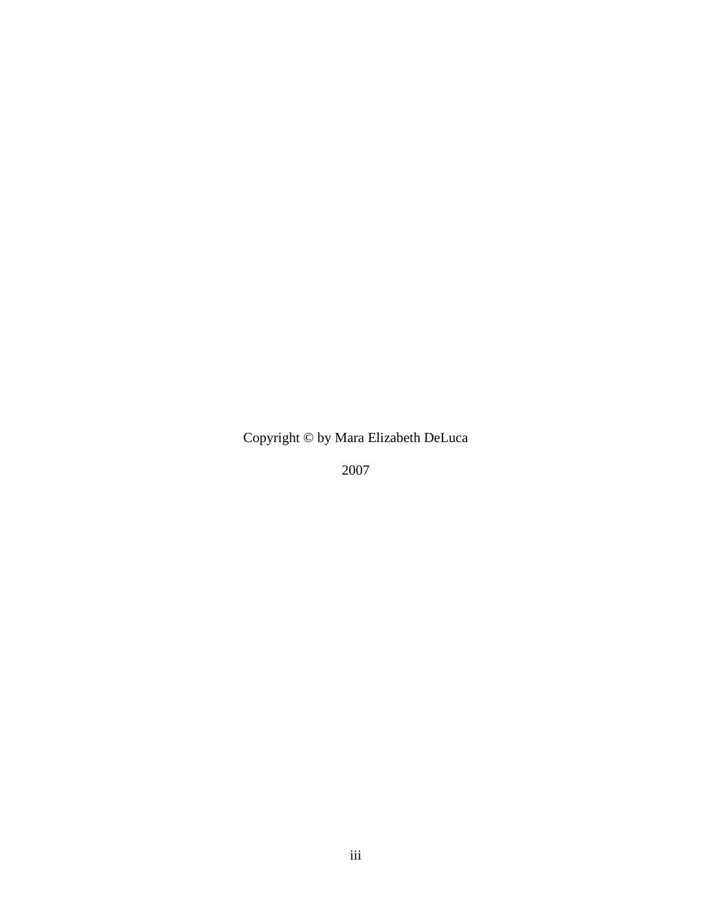Copyright © by Mara Elizabeth DeLuca

2007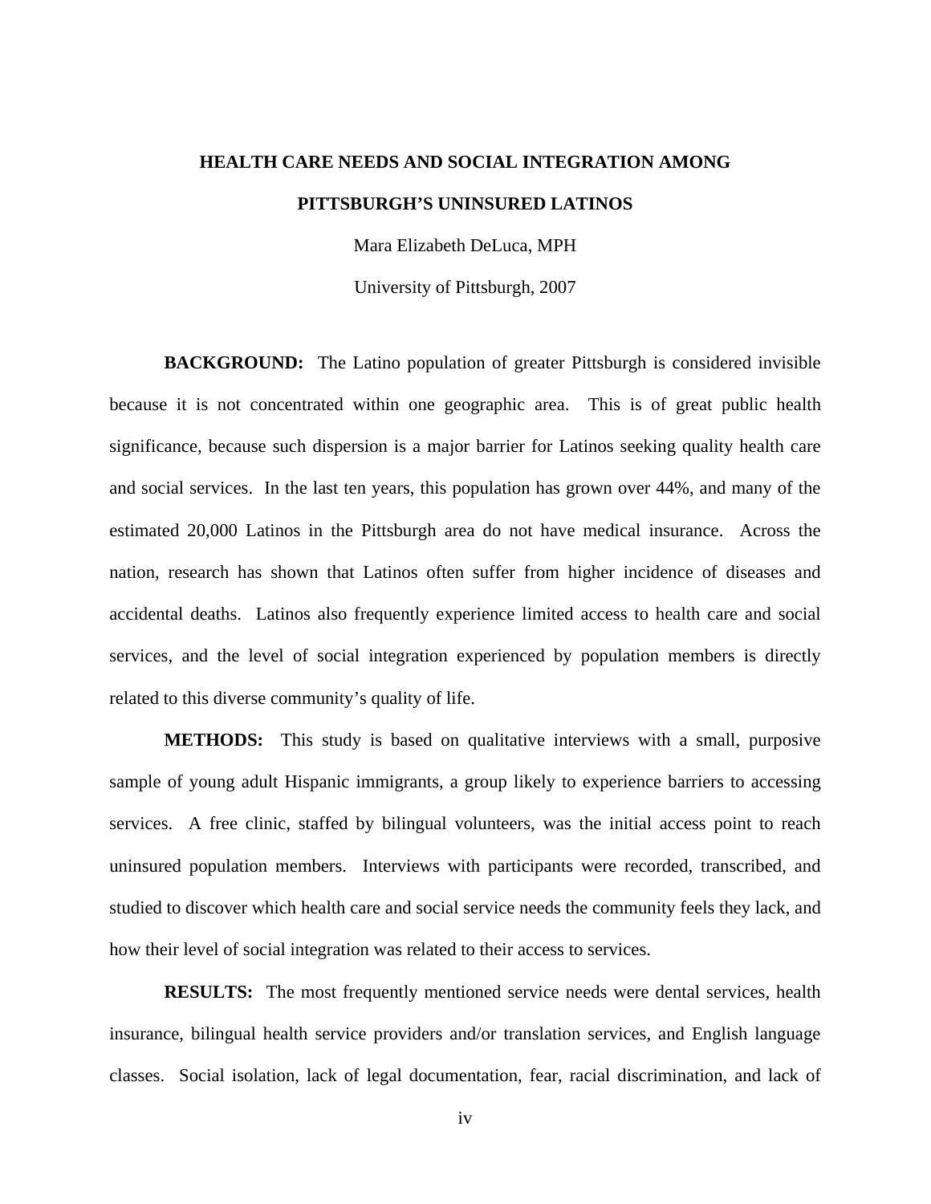**HEALTH CARE NEEDS AND SOCIAL INTEGRATION AMONG PITTSBURGH'S UNINSURED LATINOS**

Mara Elizabeth DeLuca, MPH

University of Pittsburgh, 2007

**BACKGROUND:** The Latino population of greater Pittsburgh is considered invisible because it is not concentrated within one geographic area. This is of great public health significance, because such dispersion is a major barrier for Latinos seeking quality health care and social services. In the last ten years, this population has grown over 44%, and many of the estimated 20,000 Latinos in the Pittsburgh area do not have medical insurance. Across the nation, research has shown that Latinos often suffer from higher incidence of diseases and accidental deaths. Latinos also frequently experience limited access to health care and social services, and the level of social integration experienced by population members is directly related to this diverse community's quality of life.

**METHODS:** This study is based on qualitative interviews with a small, purposive sample of young adult Hispanic immigrants, a group likely to experience barriers to accessing services. A free clinic, staffed by bilingual volunteers, was the initial access point to reach uninsured population members. Interviews with participants were recorded, transcribed, and studied to discover which health care and social service needs the community feels they lack, and how their level of social integration was related to their access to services.

**RESULTS:** The most frequently mentioned service needs were dental services, health insurance, bilingual health service providers and/or translation services, and English language classes. Social isolation, lack of legal documentation, fear, racial discrimination, and lack of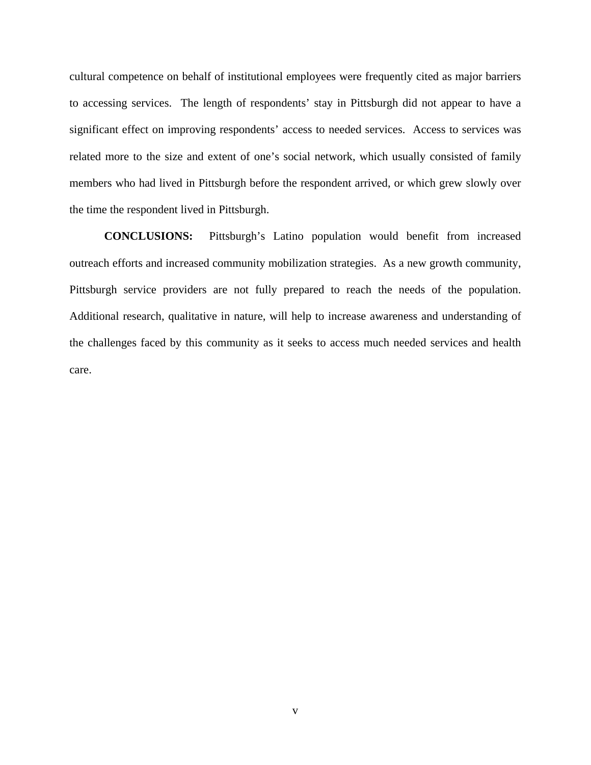cultural competence on behalf of institutional employees were frequently cited as major barriers to accessing services. The length of respondents' stay in Pittsburgh did not appear to have a significant effect on improving respondents' access to needed services. Access to services was related more to the size and extent of one's social network, which usually consisted of family members who had lived in Pittsburgh before the respondent arrived, or which grew slowly over the time the respondent lived in Pittsburgh.

**CONCLUSIONS:** Pittsburgh's Latino population would benefit from increased outreach efforts and increased community mobilization strategies. As a new growth community, Pittsburgh service providers are not fully prepared to reach the needs of the population. Additional research, qualitative in nature, will help to increase awareness and understanding of the challenges faced by this community as it seeks to access much needed services and health care.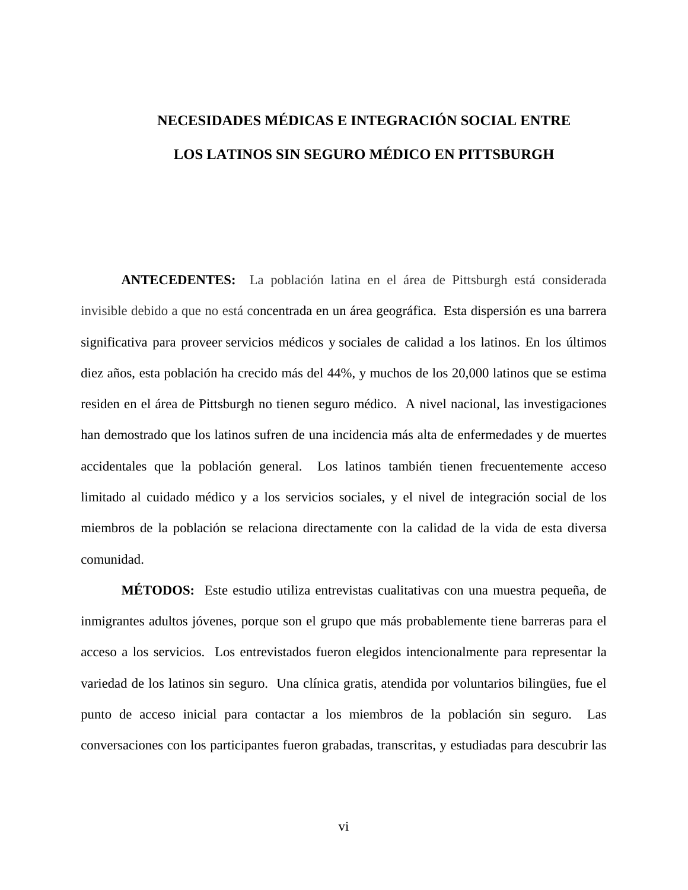# NECESIDADES MÉDICAS E INTEGRACIÓN SOCIAL ENTRE LOS LATINOS SIN SEGURO MÉDICO EN PITTSBURGH

**ANTECEDENTES:** La población latina en el área de Pittsburgh está considerada invisible debido a que no está concentrada en un área geográfica. Esta dispersión es una barrera significativa para proveer servicios médicos y sociales de calidad a los latinos. En los últimos diez años, esta población ha crecido más del 44%, y muchos de los 20,000 latinos que se estima residen en el área de Pittsburgh no tienen seguro médico. A nivel nacional, las investigaciones han demostrado que los latinos sufren de una incidencia más alta de enfermedades y de muertes accidentales que la población general. Los latinos también tienen frecuentemente acceso limitado al cuidado médico y a los servicios sociales, y el nivel de integración social de los miembros de la población se relaciona directamente con la calidad de la vida de esta diversa comunidad.

**MÉTODOS:** Este estudio utiliza entrevistas cualitativas con una muestra pequeña, de inmigrantes adultos jóvenes, porque son el grupo que más probablemente tiene barreras para el acceso a los servicios. Los entrevistados fueron elegidos intencionalmente para representar la variedad de los latinos sin seguro. Una clínica gratis, atendida por voluntarios bilingües, fue el punto de acceso inicial para contactar a los miembros de la población sin seguro. Las conversaciones con los participantes fueron grabadas, transcritas, y estudiadas para descubrir las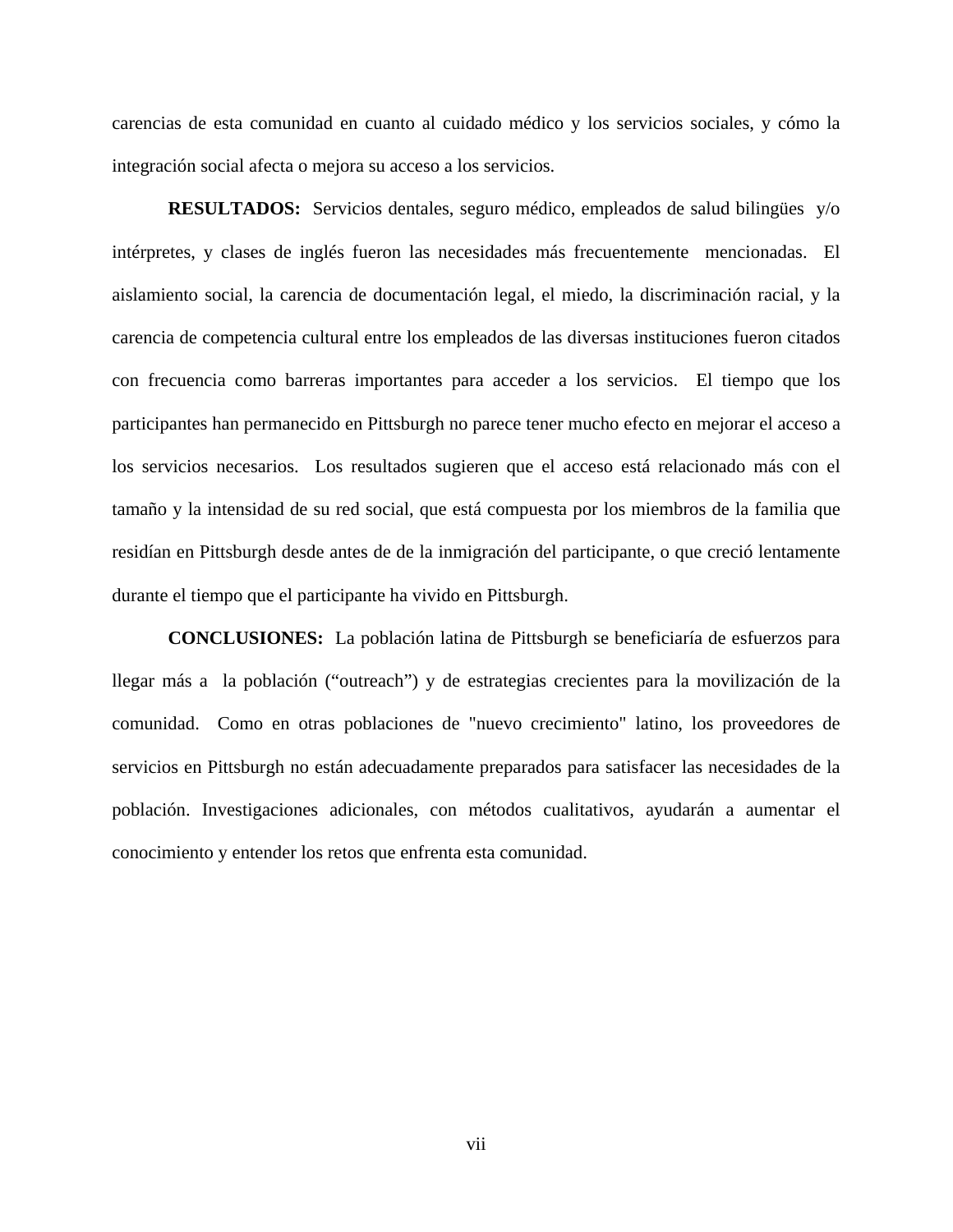carencias de esta comunidad en cuanto al cuidado médico y los servicios sociales, y cómo la integración social afecta o mejora su acceso a los servicios.

**RESULTADOS:** Servicios dentales, seguro médico, empleados de salud bilingües y/o intérpretes, y clases de inglés fueron las necesidades más frecuentemente mencionadas. El aislamiento social, la carencia de documentación legal, el miedo, la discriminación racial, y la carencia de competencia cultural entre los empleados de las diversas instituciones fueron citados con frecuencia como barreras importantes para acceder a los servicios. El tiempo que los participantes han permanecido en Pittsburgh no parece tener mucho efecto en mejorar el acceso a los servicios necesarios. Los resultados sugieren que el acceso está relacionado más con el tamaño y la intensidad de su red social, que está compuesta por los miembros de la familia que residían en Pittsburgh desde antes de de la inmigración del participante, o que creció lentamente durante el tiempo que el participante ha vivido en Pittsburgh.

**CONCLUSIONES:** La población latina de Pittsburgh se beneficiaría de esfuerzos para llegar más a la población ("outreach") y de estrategias crecientes para la movilización de la comunidad. Como en otras poblaciones de "nuevo crecimiento" latino, los proveedores de servicios en Pittsburgh no están adecuadamente preparados para satisfacer las necesidades de la población. Investigaciones adicionales, con métodos cualitativos, ayudarán a aumentar el conocimiento y entender los retos que enfrenta esta comunidad.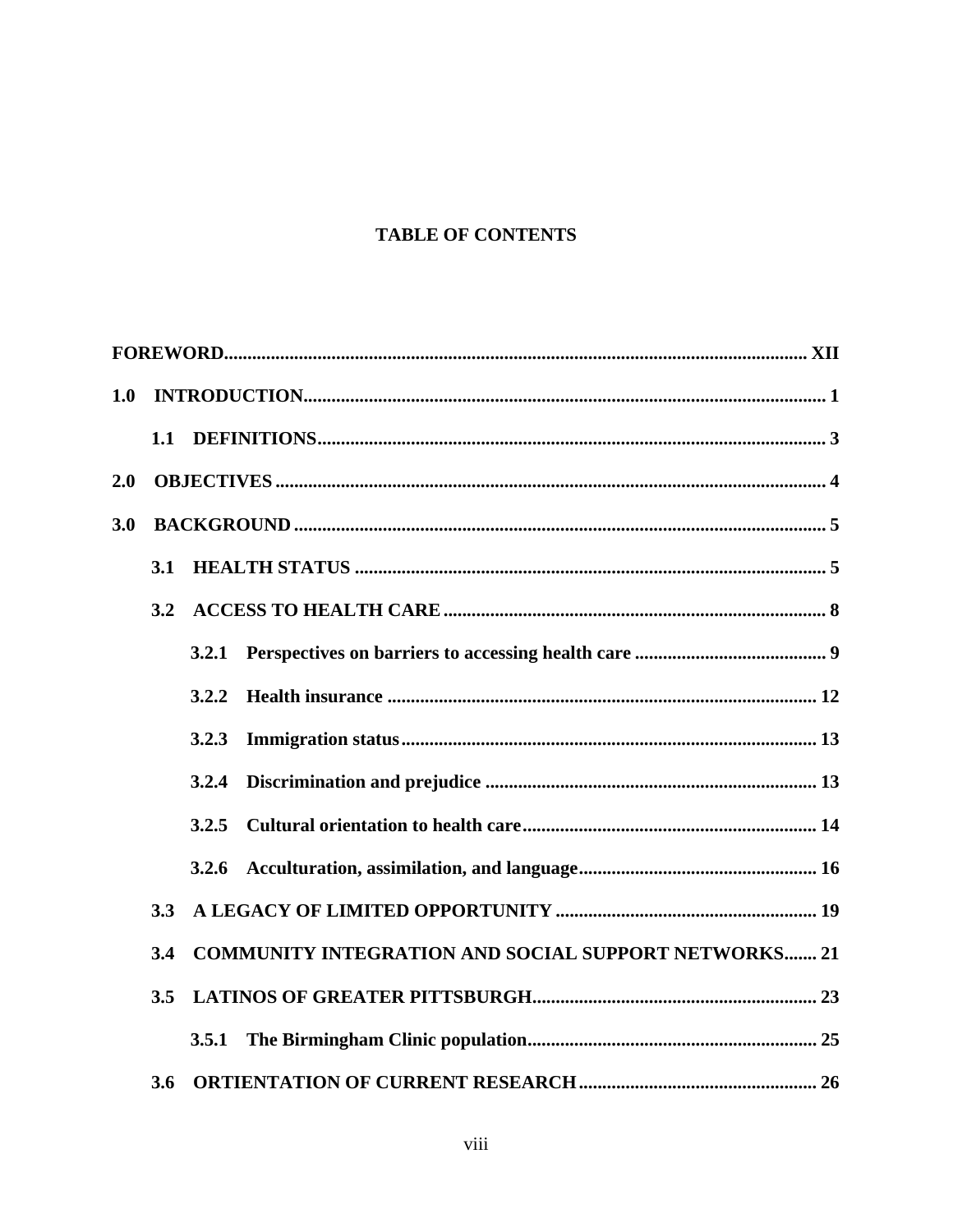# TABLE OF CONTENTS

**FOREWORD.......................................................................................................... XII**

**1.0 INTRODUCTION.............................................................................................. 1**

**1.1 DEFINITIONS........................................................................................... 3**

**2.0 OBJECTIVES ................................................................................................... 4**

**3.0 BACKGROUND ............................................................................................... 5**

**3.1 HEALTH STATUS ................................................................................... 5**

**3.2 ACCESS TO HEALTH CARE ................................................................ 8**

**3.2.1 Perspectives on barriers to accessing health care ........................................ 9**

**3.2.2 Health insurance .......................................................................................... 12**

**3.2.3 Immigration status....................................................................................... 13**

**3.2.4 Discrimination and prejudice ..................................................................... 13**

**3.2.5 Cultural orientation to health care............................................................. 14**

**3.2.6 Acculturation, assimilation, and language.................................................. 16**

**3.3 A LEGACY OF LIMITED OPPORTUNITY ...................................................... 19**

**3.4 COMMUNITY INTEGRATION AND SOCIAL SUPPORT NETWORKS....... 21**

**3.5 LATINOS OF GREATER PITTSBURGH............................................................ 23**

**3.5.1 The Birmingham Clinic population............................................................. 25**

**3.6 ORTIENTATION OF CURRENT RESEARCH .................................................. 26**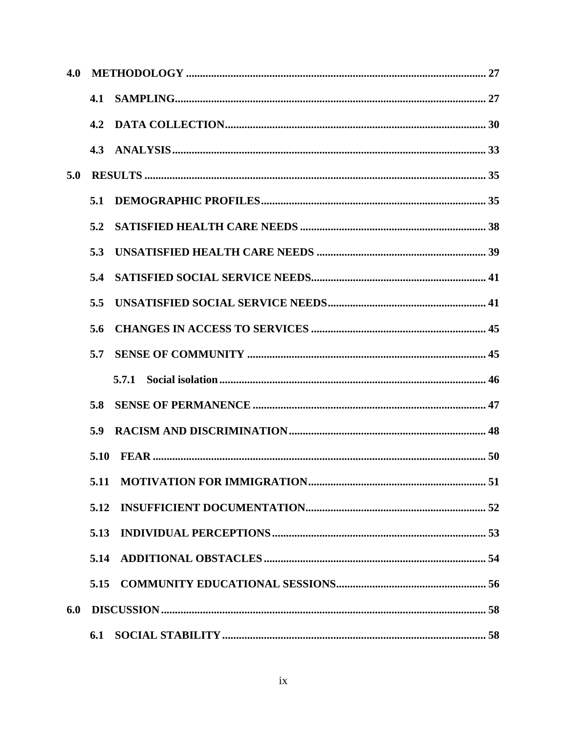4.0 METHODOLOGY ............................................................................................................ 27

4.1 SAMPLING................................................................................................................ 27

4.2 DATA COLLECTION.............................................................................................. 30

4.3 ANALYSIS................................................................................................................. 33

5.0 RESULTS ........................................................................................................................... 35

5.1 DEMOGRAPHIC PROFILES................................................................................. 35

5.2 SATISFIED HEALTH CARE NEEDS .................................................................. 38

5.3 UNSATISFIED HEALTH CARE NEEDS ............................................................ 39

5.4 SATISFIED SOCIAL SERVICE NEEDS.............................................................. 41

5.5 UNSATISFIED SOCIAL SERVICE NEEDS........................................................ 41

5.6 CHANGES IN ACCESS TO SERVICES .............................................................. 45

5.7 SENSE OF COMMUNITY ...................................................................................... 45

5.7.1 Social isolation................................................................................................ 46

5.8 SENSE OF PERMANENCE .................................................................................... 47

5.9 RACISM AND DISCRIMINATION...................................................................... 48

5.10 FEAR ........................................................................................................................ 50

5.11 MOTIVATION FOR IMMIGRATION................................................................ 51

5.12 INSUFFICIENT DOCUMENTATION................................................................ 52

5.13 INDIVIDUAL PERCEPTIONS............................................................................. 53

5.14 ADDITIONAL OBSTACLES ................................................................................ 54

5.15 COMMUNITY EDUCATIONAL SESSIONS...................................................... 56

6.0 DISCUSSION..................................................................................................................... 58

6.1 SOCIAL STABILITY.............................................................................................. 58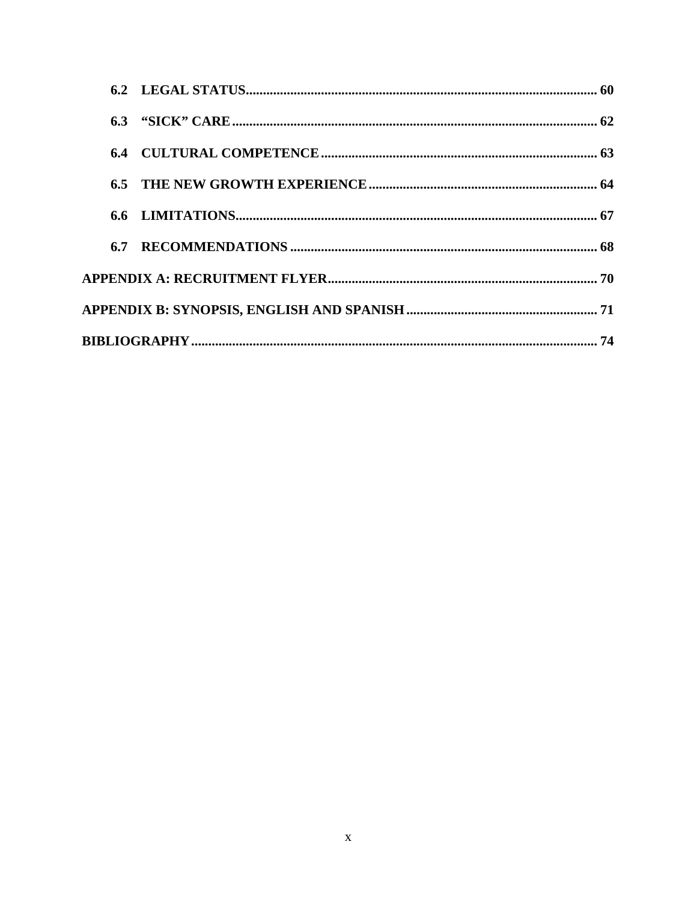**6.2 LEGAL STATUS** ...................................................................................................... **60**

**6.3 "SICK" CARE** ........................................................................................................... **62**

**6.4 CULTURAL COMPETENCE** ................................................................................ **63**

**6.5 THE NEW GROWTH EXPERIENCE** .................................................................. **64**

**6.6 LIMITATIONS** ......................................................................................................... **67**

**6.7 RECOMMENDATIONS** .......................................................................................... **68**

**APPENDIX A: RECRUITMENT FLYER** .............................................................................. **70**

**APPENDIX B: SYNOPSIS, ENGLISH AND SPANISH** ....................................................... **71**

**BIBLIOGRAPHY** ...................................................................................................................... **74**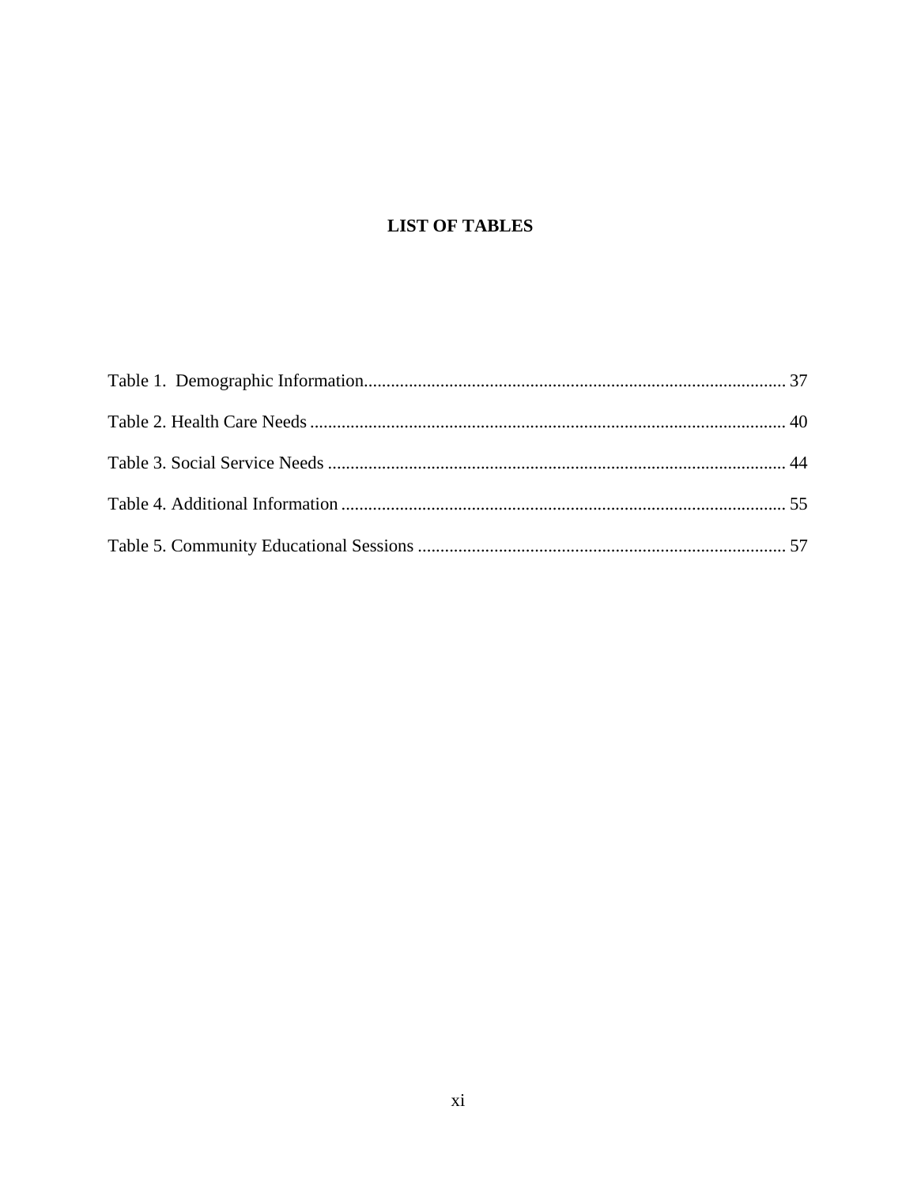# LIST OF TABLES

Table 1. Demographic Information............................................................................................. 37

Table 2. Health Care Needs ......................................................................................................... 40

Table 3. Social Service Needs ..................................................................................................... 44

Table 4. Additional Information .................................................................................................. 55

Table 5. Community Educational Sessions ................................................................................. 57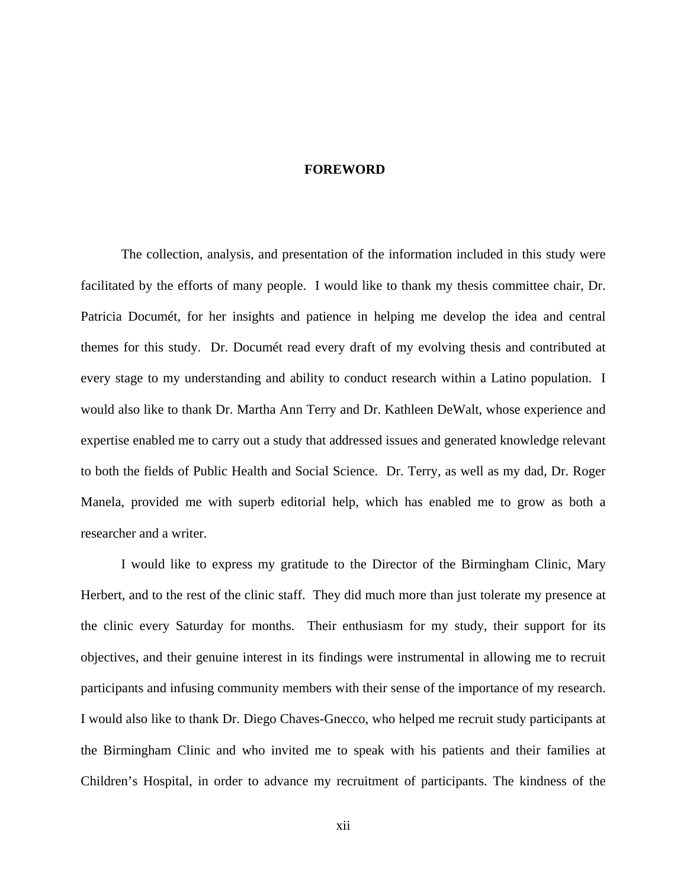# FOREWORD

The collection, analysis, and presentation of the information included in this study were facilitated by the efforts of many people. I would like to thank my thesis committee chair, Dr. Patricia Documét, for her insights and patience in helping me develop the idea and central themes for this study. Dr. Documét read every draft of my evolving thesis and contributed at every stage to my understanding and ability to conduct research within a Latino population. I would also like to thank Dr. Martha Ann Terry and Dr. Kathleen DeWalt, whose experience and expertise enabled me to carry out a study that addressed issues and generated knowledge relevant to both the fields of Public Health and Social Science. Dr. Terry, as well as my dad, Dr. Roger Manela, provided me with superb editorial help, which has enabled me to grow as both a researcher and a writer.

I would like to express my gratitude to the Director of the Birmingham Clinic, Mary Herbert, and to the rest of the clinic staff. They did much more than just tolerate my presence at the clinic every Saturday for months. Their enthusiasm for my study, their support for its objectives, and their genuine interest in its findings were instrumental in allowing me to recruit participants and infusing community members with their sense of the importance of my research. I would also like to thank Dr. Diego Chaves-Gnecco, who helped me recruit study participants at the Birmingham Clinic and who invited me to speak with his patients and their families at Children's Hospital, in order to advance my recruitment of participants. The kindness of the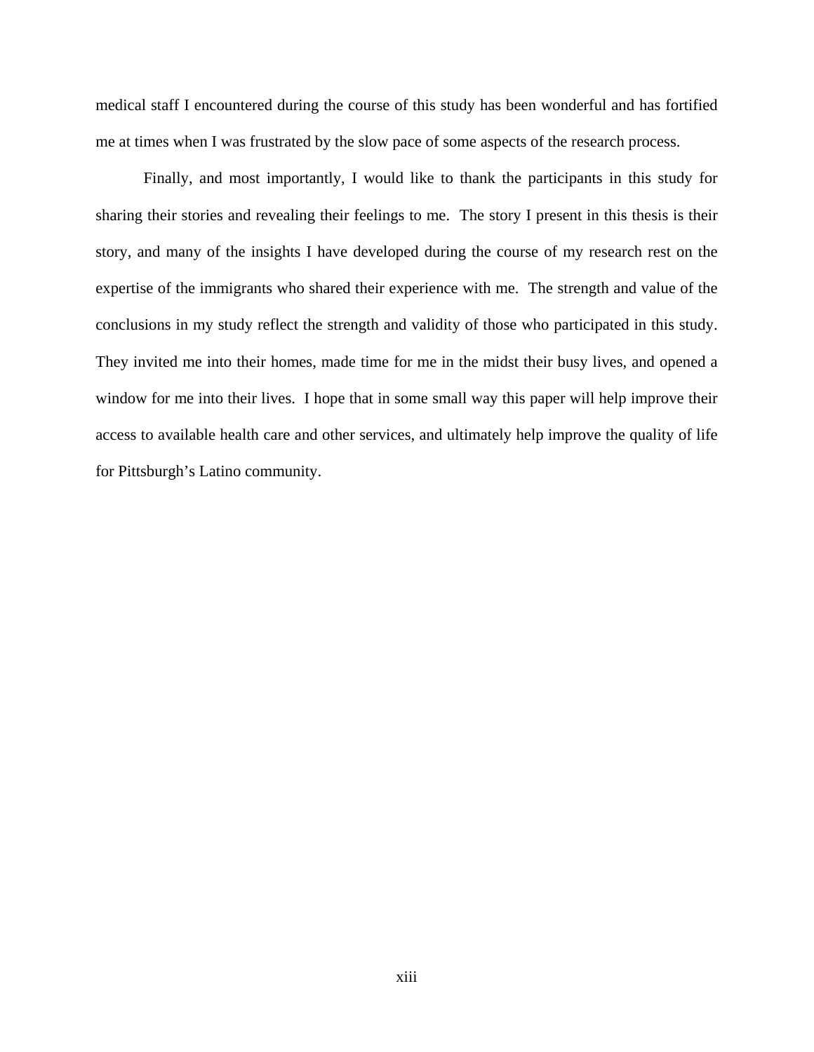medical staff I encountered during the course of this study has been wonderful and has fortified me at times when I was frustrated by the slow pace of some aspects of the research process.

Finally, and most importantly, I would like to thank the participants in this study for sharing their stories and revealing their feelings to me. The story I present in this thesis is their story, and many of the insights I have developed during the course of my research rest on the expertise of the immigrants who shared their experience with me. The strength and value of the conclusions in my study reflect the strength and validity of those who participated in this study. They invited me into their homes, made time for me in the midst their busy lives, and opened a window for me into their lives. I hope that in some small way this paper will help improve their access to available health care and other services, and ultimately help improve the quality of life for Pittsburgh's Latino community.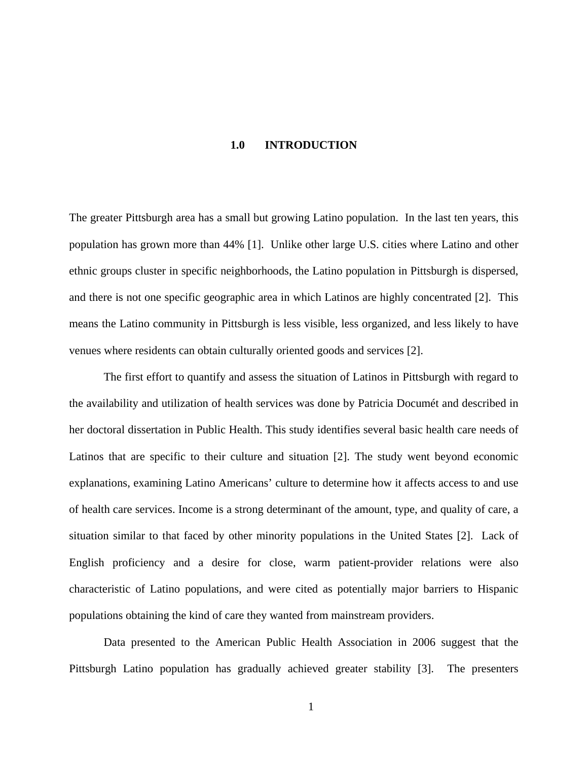# 1.0 INTRODUCTION

The greater Pittsburgh area has a small but growing Latino population. In the last ten years, this population has grown more than 44% [1]. Unlike other large U.S. cities where Latino and other ethnic groups cluster in specific neighborhoods, the Latino population in Pittsburgh is dispersed, and there is not one specific geographic area in which Latinos are highly concentrated [2]. This means the Latino community in Pittsburgh is less visible, less organized, and less likely to have venues where residents can obtain culturally oriented goods and services [2].

The first effort to quantify and assess the situation of Latinos in Pittsburgh with regard to the availability and utilization of health services was done by Patricia Documét and described in her doctoral dissertation in Public Health. This study identifies several basic health care needs of Latinos that are specific to their culture and situation [2]. The study went beyond economic explanations, examining Latino Americans' culture to determine how it affects access to and use of health care services. Income is a strong determinant of the amount, type, and quality of care, a situation similar to that faced by other minority populations in the United States [2]. Lack of English proficiency and a desire for close, warm patient-provider relations were also characteristic of Latino populations, and were cited as potentially major barriers to Hispanic populations obtaining the kind of care they wanted from mainstream providers.

Data presented to the American Public Health Association in 2006 suggest that the Pittsburgh Latino population has gradually achieved greater stability [3]. The presenters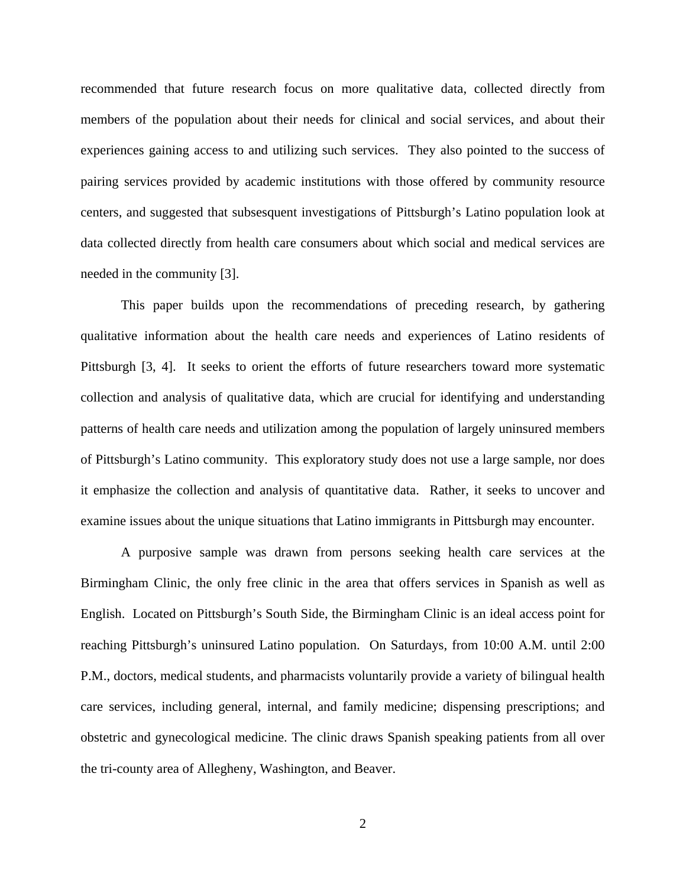recommended that future research focus on more qualitative data, collected directly from members of the population about their needs for clinical and social services, and about their experiences gaining access to and utilizing such services. They also pointed to the success of pairing services provided by academic institutions with those offered by community resource centers, and suggested that subsesquent investigations of Pittsburgh's Latino population look at data collected directly from health care consumers about which social and medical services are needed in the community [3].

This paper builds upon the recommendations of preceding research, by gathering qualitative information about the health care needs and experiences of Latino residents of Pittsburgh [3, 4]. It seeks to orient the efforts of future researchers toward more systematic collection and analysis of qualitative data, which are crucial for identifying and understanding patterns of health care needs and utilization among the population of largely uninsured members of Pittsburgh's Latino community. This exploratory study does not use a large sample, nor does it emphasize the collection and analysis of quantitative data. Rather, it seeks to uncover and examine issues about the unique situations that Latino immigrants in Pittsburgh may encounter.

A purposive sample was drawn from persons seeking health care services at the Birmingham Clinic, the only free clinic in the area that offers services in Spanish as well as English. Located on Pittsburgh's South Side, the Birmingham Clinic is an ideal access point for reaching Pittsburgh's uninsured Latino population. On Saturdays, from 10:00 A.M. until 2:00 P.M., doctors, medical students, and pharmacists voluntarily provide a variety of bilingual health care services, including general, internal, and family medicine; dispensing prescriptions; and obstetric and gynecological medicine. The clinic draws Spanish speaking patients from all over the tri-county area of Allegheny, Washington, and Beaver.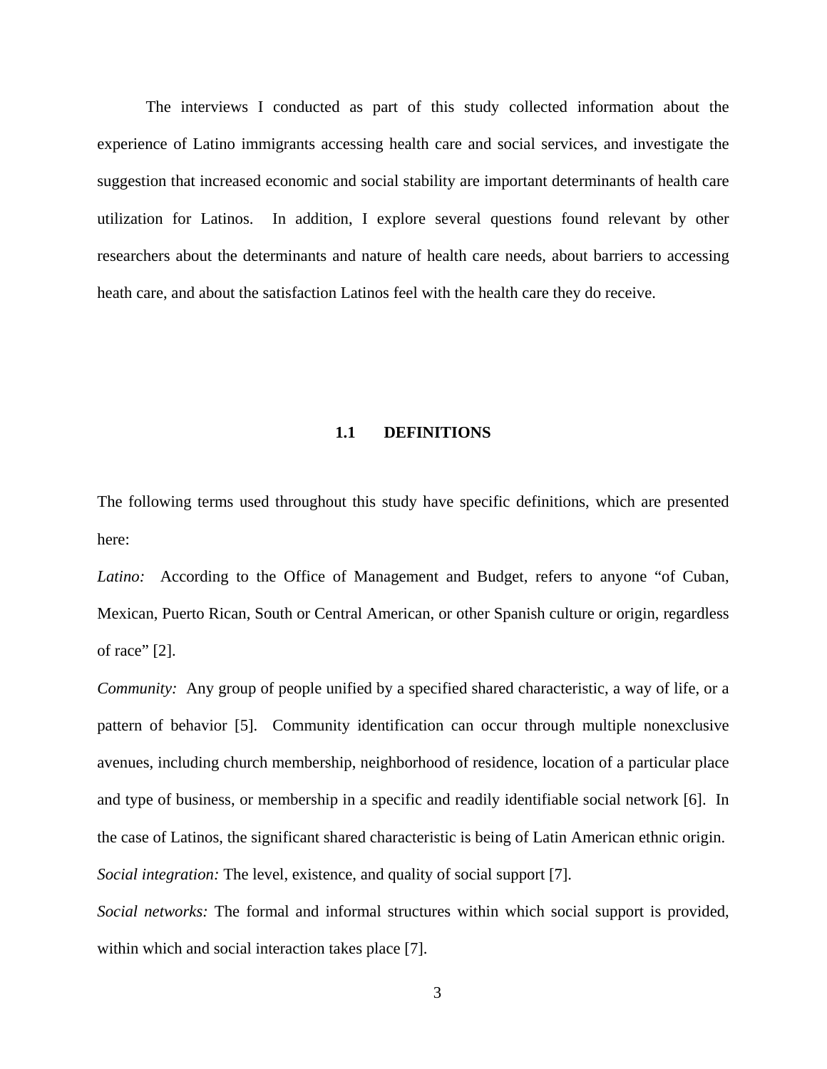The interviews I conducted as part of this study collected information about the experience of Latino immigrants accessing health care and social services, and investigate the suggestion that increased economic and social stability are important determinants of health care utilization for Latinos.  In addition, I explore several questions found relevant by other researchers about the determinants and nature of health care needs, about barriers to accessing heath care, and about the satisfaction Latinos feel with the health care they do receive.

## 1.1 DEFINITIONS

The following terms used throughout this study have specific definitions, which are presented here:

*Latino:* According to the Office of Management and Budget, refers to anyone "of Cuban, Mexican, Puerto Rican, South or Central American, or other Spanish culture or origin, regardless of race" [2].

*Community:* Any group of people unified by a specified shared characteristic, a way of life, or a pattern of behavior [5].  Community identification can occur through multiple nonexclusive avenues, including church membership, neighborhood of residence, location of a particular place and type of business, or membership in a specific and readily identifiable social network [6].  In the case of Latinos, the significant shared characteristic is being of Latin American ethnic origin.

*Social integration:* The level, existence, and quality of social support [7].

*Social networks:* The formal and informal structures within which social support is provided, within which and social interaction takes place [7].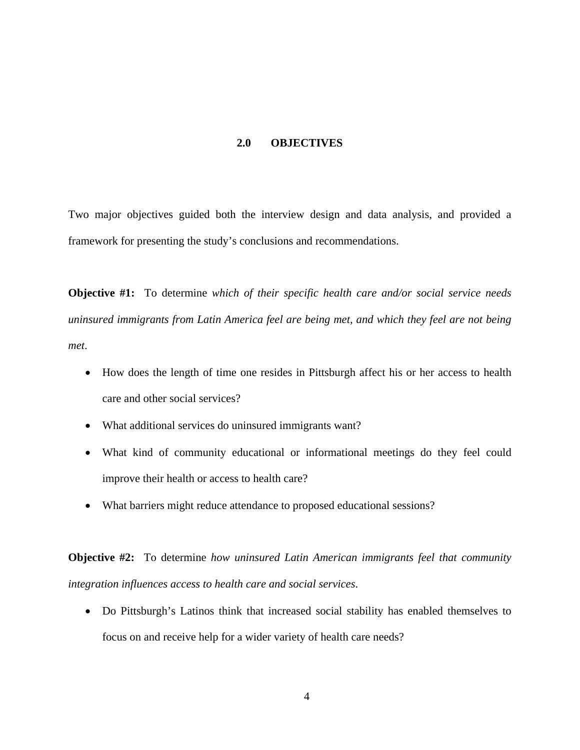# 2.0 OBJECTIVES

Two major objectives guided both the interview design and data analysis, and provided a framework for presenting the study's conclusions and recommendations.

**Objective #1:** To determine *which of their specific health care and/or social service needs uninsured immigrants from Latin America feel are being met, and which they feel are not being met*.

- How does the length of time one resides in Pittsburgh affect his or her access to health care and other social services?
- What additional services do uninsured immigrants want?
- What kind of community educational or informational meetings do they feel could improve their health or access to health care?
- What barriers might reduce attendance to proposed educational sessions?

**Objective #2:** To determine *how uninsured Latin American immigrants feel that community integration influences access to health care and social services*.

- Do Pittsburgh's Latinos think that increased social stability has enabled themselves to focus on and receive help for a wider variety of health care needs?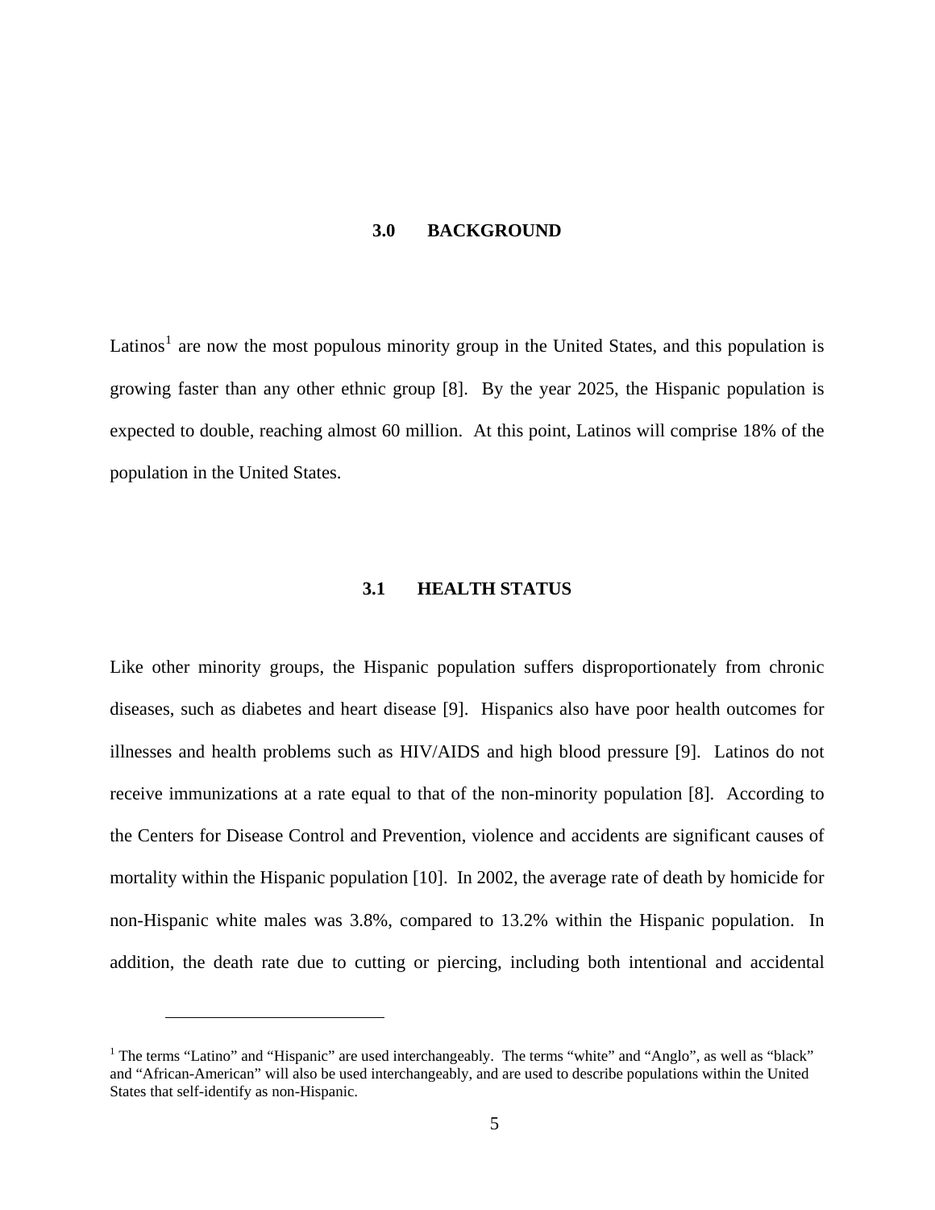# 3.0 BACKGROUND

Latinos[1] are now the most populous minority group in the United States, and this population is growing faster than any other ethnic group [8]. By the year 2025, the Hispanic population is expected to double, reaching almost 60 million. At this point, Latinos will comprise 18% of the population in the United States.

## 3.1 HEALTH STATUS

Like other minority groups, the Hispanic population suffers disproportionately from chronic diseases, such as diabetes and heart disease [9]. Hispanics also have poor health outcomes for illnesses and health problems such as HIV/AIDS and high blood pressure [9]. Latinos do not receive immunizations at a rate equal to that of the non-minority population [8]. According to the Centers for Disease Control and Prevention, violence and accidents are significant causes of mortality within the Hispanic population [10]. In 2002, the average rate of death by homicide for non-Hispanic white males was 3.8%, compared to 13.2% within the Hispanic population. In addition, the death rate due to cutting or piercing, including both intentional and accidental

[1] The terms "Latino" and "Hispanic" are used interchangeably. The terms "white" and "Anglo", as well as "black" and "African-American" will also be used interchangeably, and are used to describe populations within the United States that self-identify as non-Hispanic.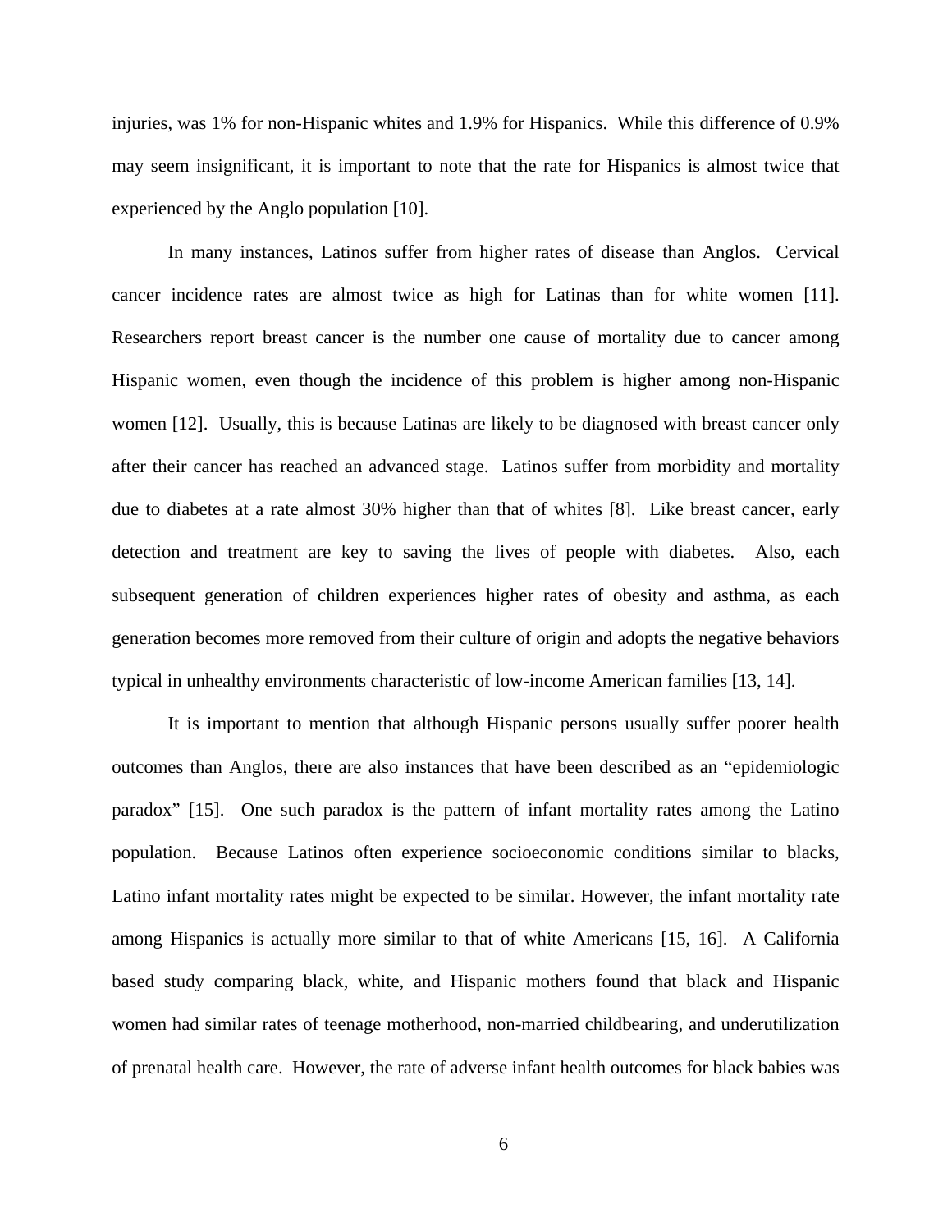injuries, was 1% for non-Hispanic whites and 1.9% for Hispanics. While this difference of 0.9% may seem insignificant, it is important to note that the rate for Hispanics is almost twice that experienced by the Anglo population [10].

In many instances, Latinos suffer from higher rates of disease than Anglos. Cervical cancer incidence rates are almost twice as high for Latinas than for white women [11]. Researchers report breast cancer is the number one cause of mortality due to cancer among Hispanic women, even though the incidence of this problem is higher among non-Hispanic women [12]. Usually, this is because Latinas are likely to be diagnosed with breast cancer only after their cancer has reached an advanced stage. Latinos suffer from morbidity and mortality due to diabetes at a rate almost 30% higher than that of whites [8]. Like breast cancer, early detection and treatment are key to saving the lives of people with diabetes. Also, each subsequent generation of children experiences higher rates of obesity and asthma, as each generation becomes more removed from their culture of origin and adopts the negative behaviors typical in unhealthy environments characteristic of low-income American families [13, 14].

It is important to mention that although Hispanic persons usually suffer poorer health outcomes than Anglos, there are also instances that have been described as an "epidemiologic paradox" [15]. One such paradox is the pattern of infant mortality rates among the Latino population. Because Latinos often experience socioeconomic conditions similar to blacks, Latino infant mortality rates might be expected to be similar. However, the infant mortality rate among Hispanics is actually more similar to that of white Americans [15, 16]. A California based study comparing black, white, and Hispanic mothers found that black and Hispanic women had similar rates of teenage motherhood, non-married childbearing, and underutilization of prenatal health care. However, the rate of adverse infant health outcomes for black babies was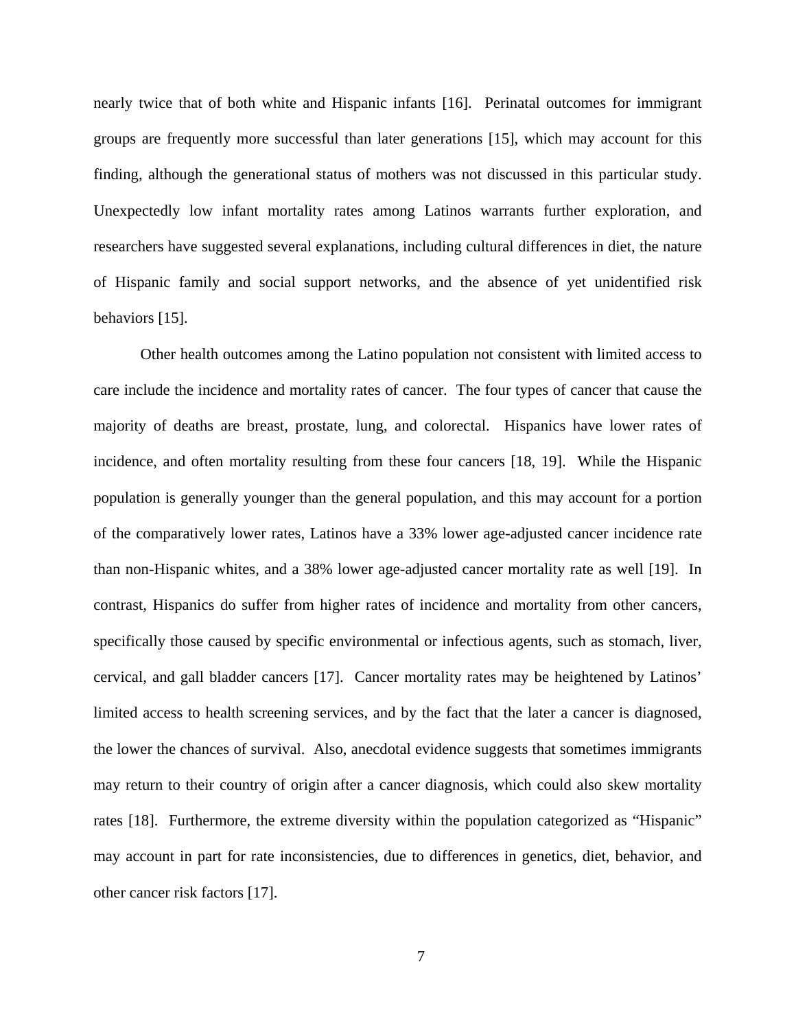nearly twice that of both white and Hispanic infants [16]. Perinatal outcomes for immigrant groups are frequently more successful than later generations [15], which may account for this finding, although the generational status of mothers was not discussed in this particular study. Unexpectedly low infant mortality rates among Latinos warrants further exploration, and researchers have suggested several explanations, including cultural differences in diet, the nature of Hispanic family and social support networks, and the absence of yet unidentified risk behaviors [15].

Other health outcomes among the Latino population not consistent with limited access to care include the incidence and mortality rates of cancer. The four types of cancer that cause the majority of deaths are breast, prostate, lung, and colorectal. Hispanics have lower rates of incidence, and often mortality resulting from these four cancers [18, 19]. While the Hispanic population is generally younger than the general population, and this may account for a portion of the comparatively lower rates, Latinos have a 33% lower age-adjusted cancer incidence rate than non-Hispanic whites, and a 38% lower age-adjusted cancer mortality rate as well [19]. In contrast, Hispanics do suffer from higher rates of incidence and mortality from other cancers, specifically those caused by specific environmental or infectious agents, such as stomach, liver, cervical, and gall bladder cancers [17]. Cancer mortality rates may be heightened by Latinos' limited access to health screening services, and by the fact that the later a cancer is diagnosed, the lower the chances of survival. Also, anecdotal evidence suggests that sometimes immigrants may return to their country of origin after a cancer diagnosis, which could also skew mortality rates [18]. Furthermore, the extreme diversity within the population categorized as "Hispanic" may account in part for rate inconsistencies, due to differences in genetics, diet, behavior, and other cancer risk factors [17].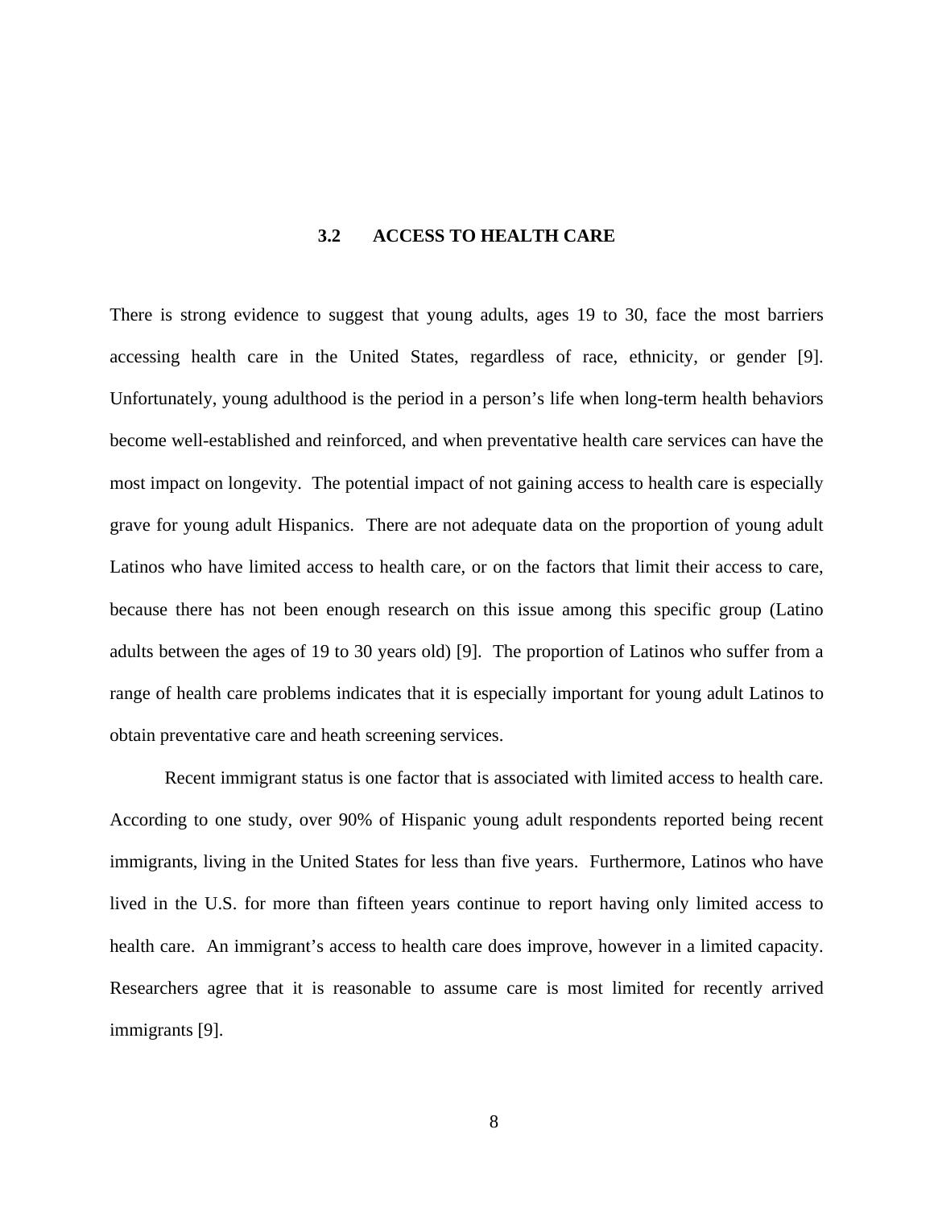## 3.2 ACCESS TO HEALTH CARE

There is strong evidence to suggest that young adults, ages 19 to 30, face the most barriers accessing health care in the United States, regardless of race, ethnicity, or gender [9]. Unfortunately, young adulthood is the period in a person's life when long-term health behaviors become well-established and reinforced, and when preventative health care services can have the most impact on longevity. The potential impact of not gaining access to health care is especially grave for young adult Hispanics. There are not adequate data on the proportion of young adult Latinos who have limited access to health care, or on the factors that limit their access to care, because there has not been enough research on this issue among this specific group (Latino adults between the ages of 19 to 30 years old) [9]. The proportion of Latinos who suffer from a range of health care problems indicates that it is especially important for young adult Latinos to obtain preventative care and heath screening services.

Recent immigrant status is one factor that is associated with limited access to health care. According to one study, over 90% of Hispanic young adult respondents reported being recent immigrants, living in the United States for less than five years. Furthermore, Latinos who have lived in the U.S. for more than fifteen years continue to report having only limited access to health care. An immigrant's access to health care does improve, however in a limited capacity. Researchers agree that it is reasonable to assume care is most limited for recently arrived immigrants [9].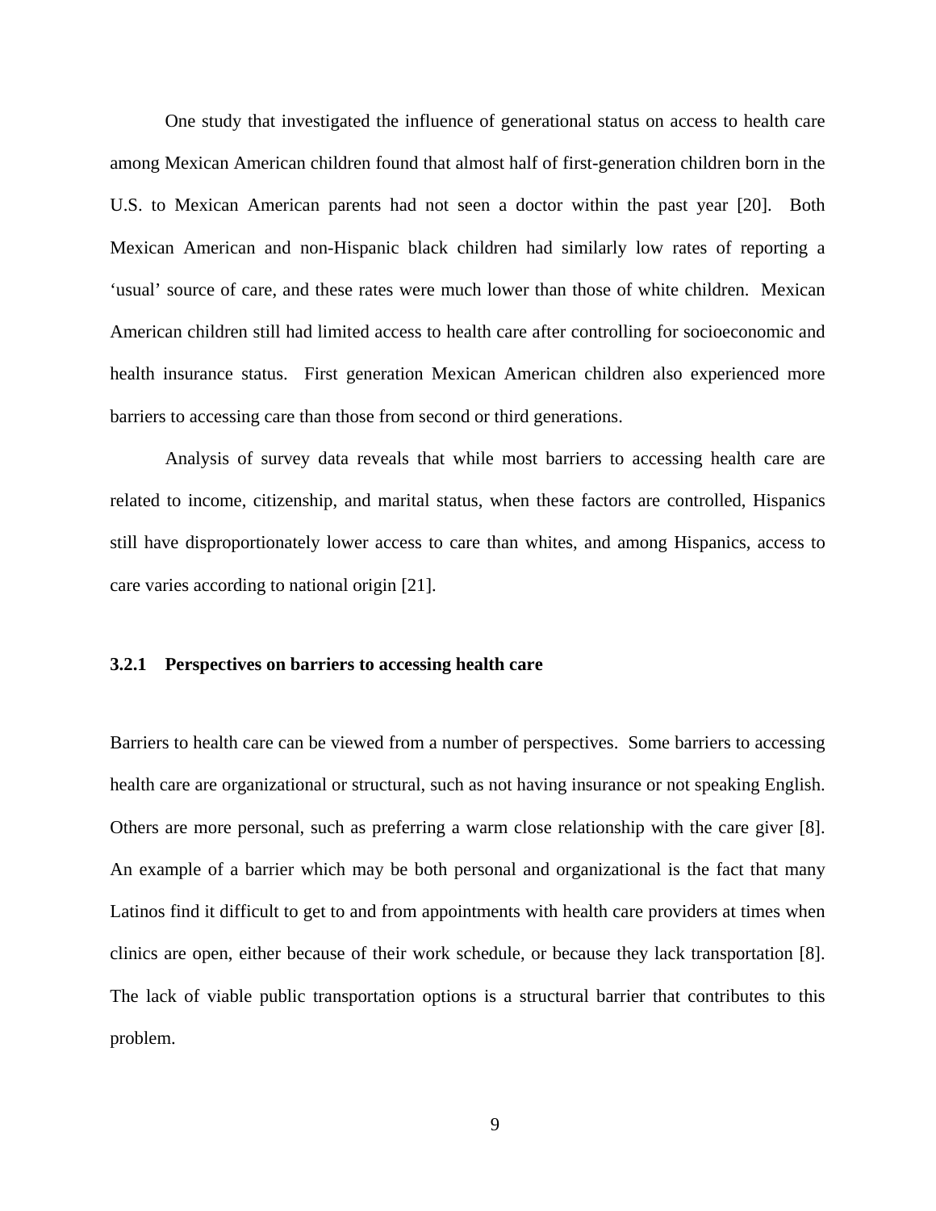One study that investigated the influence of generational status on access to health care among Mexican American children found that almost half of first-generation children born in the U.S. to Mexican American parents had not seen a doctor within the past year [20]. Both Mexican American and non-Hispanic black children had similarly low rates of reporting a 'usual' source of care, and these rates were much lower than those of white children. Mexican American children still had limited access to health care after controlling for socioeconomic and health insurance status. First generation Mexican American children also experienced more barriers to accessing care than those from second or third generations.

Analysis of survey data reveals that while most barriers to accessing health care are related to income, citizenship, and marital status, when these factors are controlled, Hispanics still have disproportionately lower access to care than whites, and among Hispanics, access to care varies according to national origin [21].

### 3.2.1 Perspectives on barriers to accessing health care

Barriers to health care can be viewed from a number of perspectives. Some barriers to accessing health care are organizational or structural, such as not having insurance or not speaking English. Others are more personal, such as preferring a warm close relationship with the care giver [8]. An example of a barrier which may be both personal and organizational is the fact that many Latinos find it difficult to get to and from appointments with health care providers at times when clinics are open, either because of their work schedule, or because they lack transportation [8]. The lack of viable public transportation options is a structural barrier that contributes to this problem.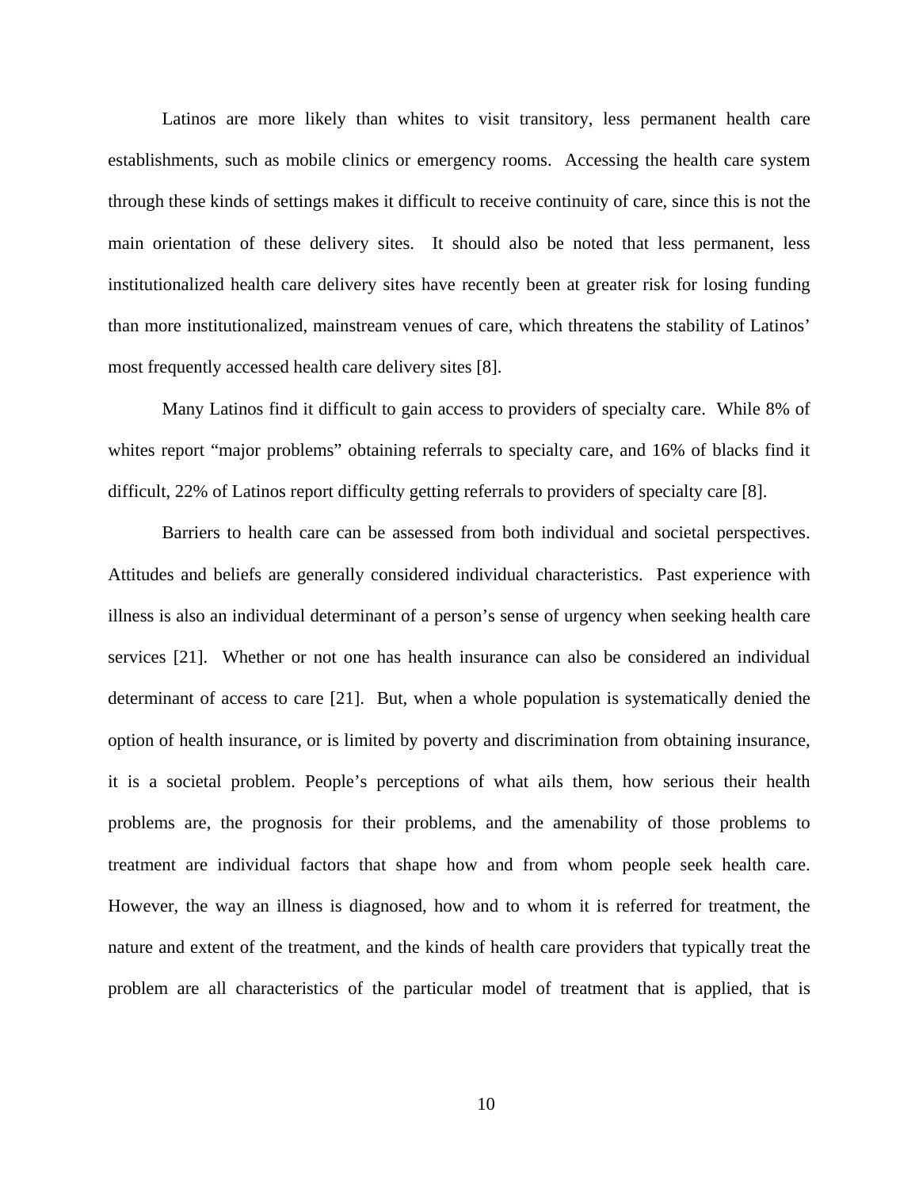Latinos are more likely than whites to visit transitory, less permanent health care establishments, such as mobile clinics or emergency rooms. Accessing the health care system through these kinds of settings makes it difficult to receive continuity of care, since this is not the main orientation of these delivery sites. It should also be noted that less permanent, less institutionalized health care delivery sites have recently been at greater risk for losing funding than more institutionalized, mainstream venues of care, which threatens the stability of Latinos' most frequently accessed health care delivery sites [8].

Many Latinos find it difficult to gain access to providers of specialty care. While 8% of whites report "major problems" obtaining referrals to specialty care, and 16% of blacks find it difficult, 22% of Latinos report difficulty getting referrals to providers of specialty care [8].

Barriers to health care can be assessed from both individual and societal perspectives. Attitudes and beliefs are generally considered individual characteristics. Past experience with illness is also an individual determinant of a person's sense of urgency when seeking health care services [21]. Whether or not one has health insurance can also be considered an individual determinant of access to care [21]. But, when a whole population is systematically denied the option of health insurance, or is limited by poverty and discrimination from obtaining insurance, it is a societal problem. People's perceptions of what ails them, how serious their health problems are, the prognosis for their problems, and the amenability of those problems to treatment are individual factors that shape how and from whom people seek health care. However, the way an illness is diagnosed, how and to whom it is referred for treatment, the nature and extent of the treatment, and the kinds of health care providers that typically treat the problem are all characteristics of the particular model of treatment that is applied, that is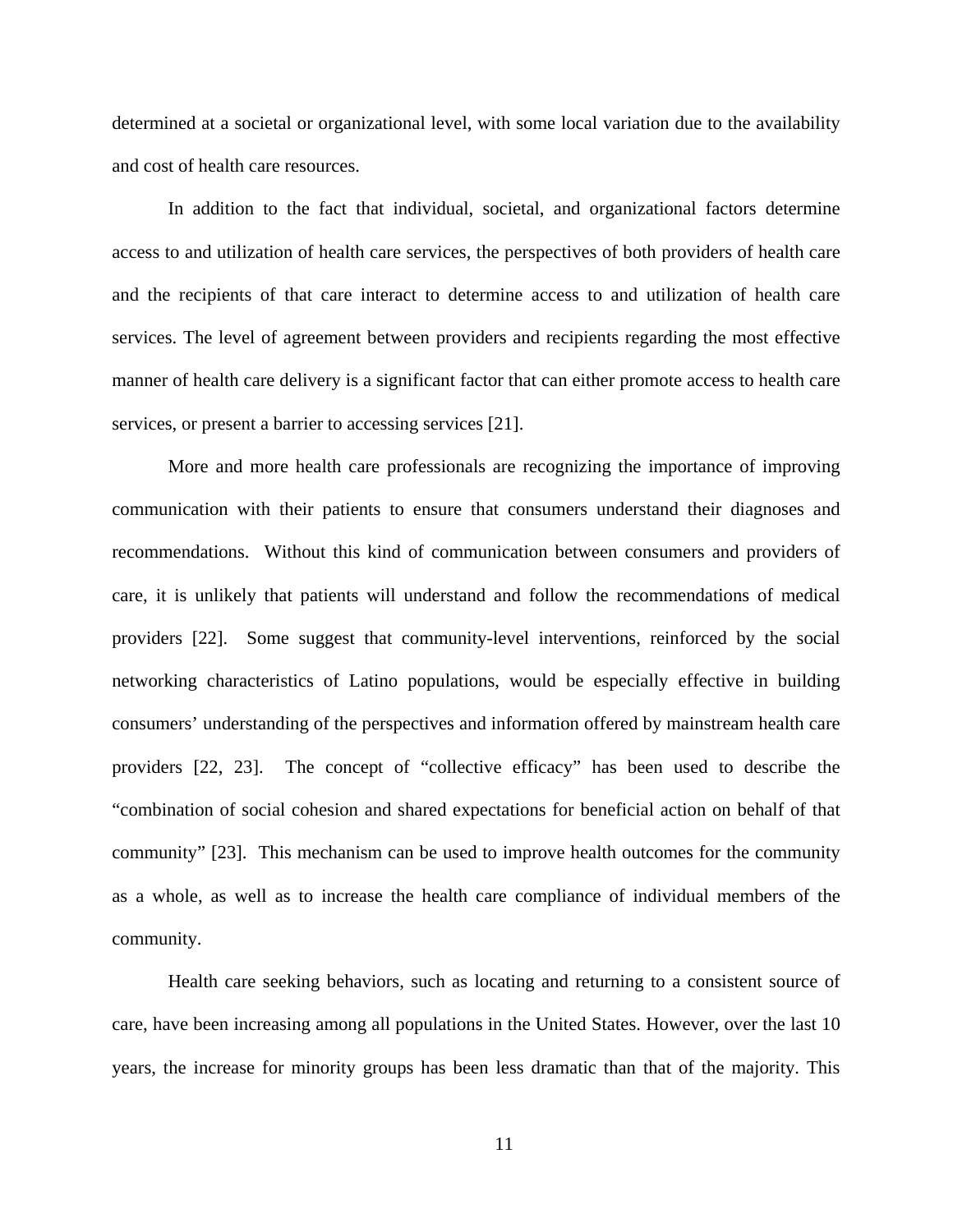determined at a societal or organizational level, with some local variation due to the availability and cost of health care resources.

In addition to the fact that individual, societal, and organizational factors determine access to and utilization of health care services, the perspectives of both providers of health care and the recipients of that care interact to determine access to and utilization of health care services. The level of agreement between providers and recipients regarding the most effective manner of health care delivery is a significant factor that can either promote access to health care services, or present a barrier to accessing services [21].

More and more health care professionals are recognizing the importance of improving communication with their patients to ensure that consumers understand their diagnoses and recommendations. Without this kind of communication between consumers and providers of care, it is unlikely that patients will understand and follow the recommendations of medical providers [22]. Some suggest that community-level interventions, reinforced by the social networking characteristics of Latino populations, would be especially effective in building consumers' understanding of the perspectives and information offered by mainstream health care providers [22, 23]. The concept of "collective efficacy" has been used to describe the "combination of social cohesion and shared expectations for beneficial action on behalf of that community" [23]. This mechanism can be used to improve health outcomes for the community as a whole, as well as to increase the health care compliance of individual members of the community.

Health care seeking behaviors, such as locating and returning to a consistent source of care, have been increasing among all populations in the United States. However, over the last 10 years, the increase for minority groups has been less dramatic than that of the majority. This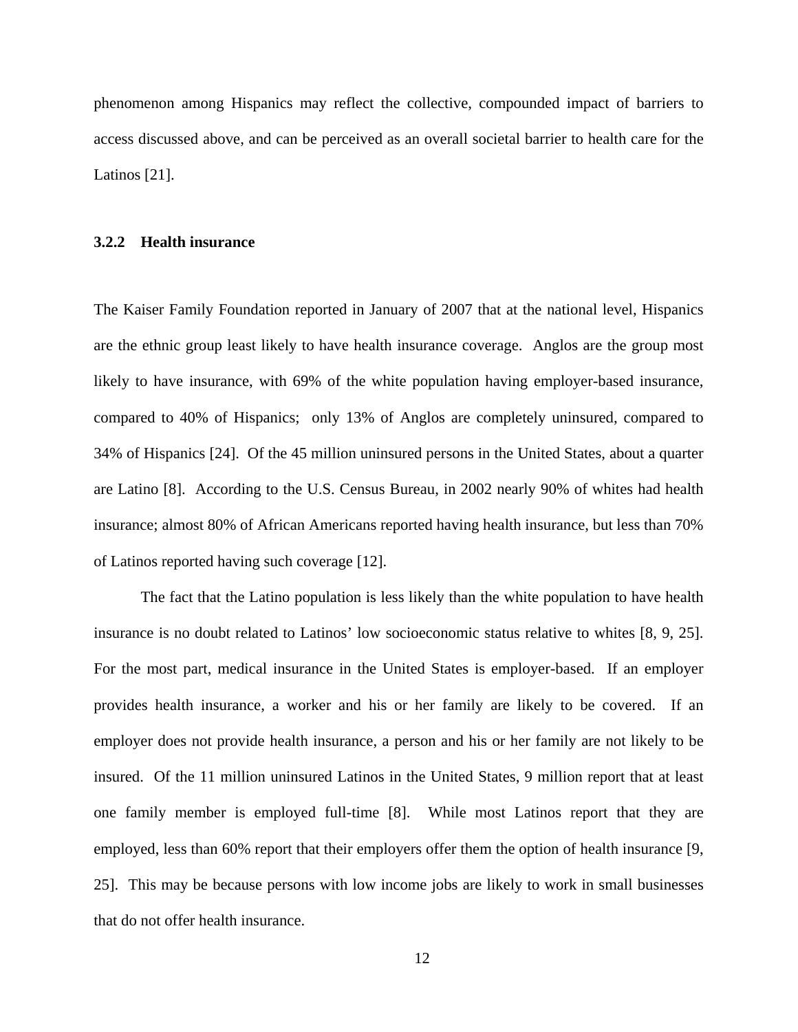phenomenon among Hispanics may reflect the collective, compounded impact of barriers to access discussed above, and can be perceived as an overall societal barrier to health care for the Latinos [21].

### 3.2.2 Health insurance

The Kaiser Family Foundation reported in January of 2007 that at the national level, Hispanics are the ethnic group least likely to have health insurance coverage. Anglos are the group most likely to have insurance, with 69% of the white population having employer-based insurance, compared to 40% of Hispanics; only 13% of Anglos are completely uninsured, compared to 34% of Hispanics [24]. Of the 45 million uninsured persons in the United States, about a quarter are Latino [8]. According to the U.S. Census Bureau, in 2002 nearly 90% of whites had health insurance; almost 80% of African Americans reported having health insurance, but less than 70% of Latinos reported having such coverage [12].

The fact that the Latino population is less likely than the white population to have health insurance is no doubt related to Latinos' low socioeconomic status relative to whites [8, 9, 25]. For the most part, medical insurance in the United States is employer-based. If an employer provides health insurance, a worker and his or her family are likely to be covered. If an employer does not provide health insurance, a person and his or her family are not likely to be insured. Of the 11 million uninsured Latinos in the United States, 9 million report that at least one family member is employed full-time [8]. While most Latinos report that they are employed, less than 60% report that their employers offer them the option of health insurance [9, 25]. This may be because persons with low income jobs are likely to work in small businesses that do not offer health insurance.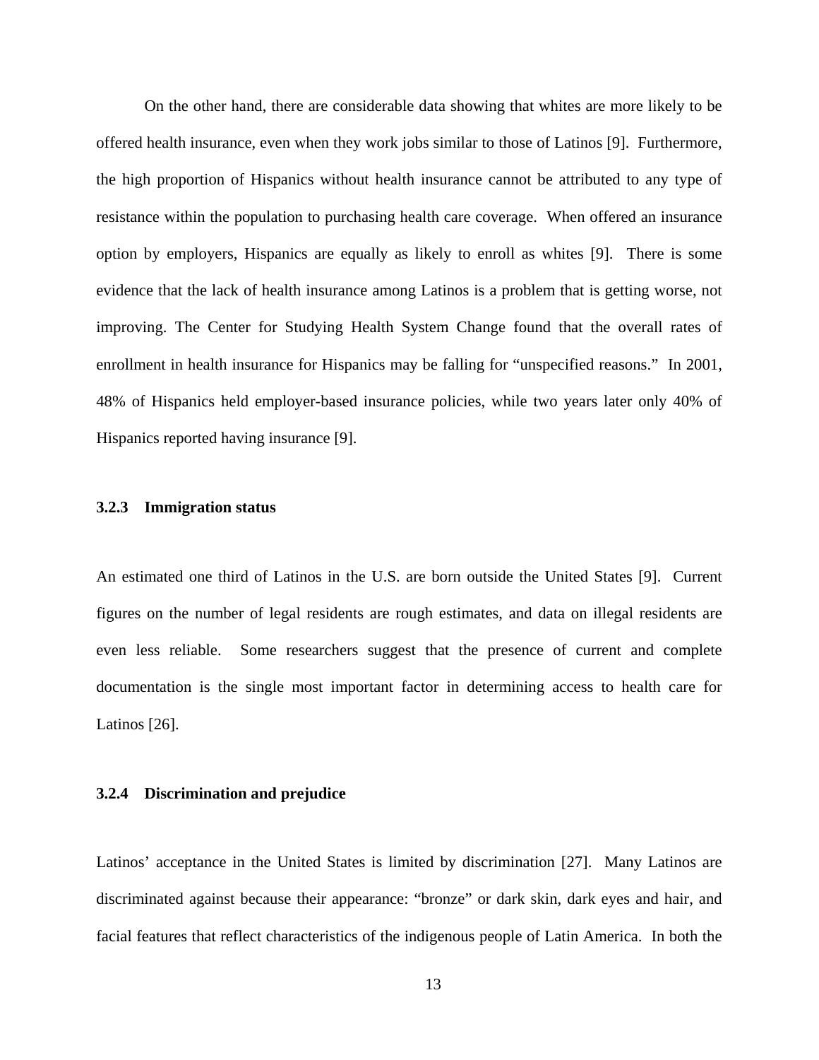On the other hand, there are considerable data showing that whites are more likely to be offered health insurance, even when they work jobs similar to those of Latinos [9]. Furthermore, the high proportion of Hispanics without health insurance cannot be attributed to any type of resistance within the population to purchasing health care coverage. When offered an insurance option by employers, Hispanics are equally as likely to enroll as whites [9]. There is some evidence that the lack of health insurance among Latinos is a problem that is getting worse, not improving. The Center for Studying Health System Change found that the overall rates of enrollment in health insurance for Hispanics may be falling for "unspecified reasons." In 2001, 48% of Hispanics held employer-based insurance policies, while two years later only 40% of Hispanics reported having insurance [9].

### 3.2.3 Immigration status

An estimated one third of Latinos in the U.S. are born outside the United States [9]. Current figures on the number of legal residents are rough estimates, and data on illegal residents are even less reliable. Some researchers suggest that the presence of current and complete documentation is the single most important factor in determining access to health care for Latinos [26].

### 3.2.4 Discrimination and prejudice

Latinos' acceptance in the United States is limited by discrimination [27]. Many Latinos are discriminated against because their appearance: "bronze" or dark skin, dark eyes and hair, and facial features that reflect characteristics of the indigenous people of Latin America. In both the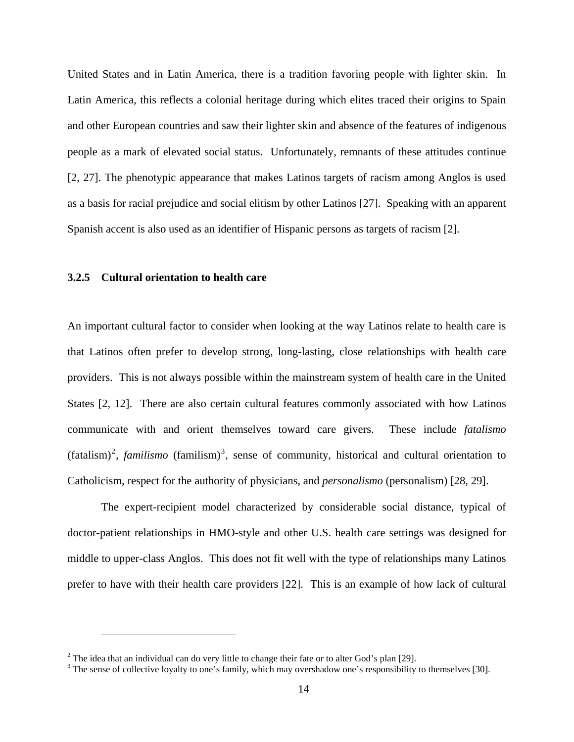United States and in Latin America, there is a tradition favoring people with lighter skin. In Latin America, this reflects a colonial heritage during which elites traced their origins to Spain and other European countries and saw their lighter skin and absence of the features of indigenous people as a mark of elevated social status. Unfortunately, remnants of these attitudes continue [2, 27]. The phenotypic appearance that makes Latinos targets of racism among Anglos is used as a basis for racial prejudice and social elitism by other Latinos [27]. Speaking with an apparent Spanish accent is also used as an identifier of Hispanic persons as targets of racism [2].

### 3.2.5 Cultural orientation to health care

An important cultural factor to consider when looking at the way Latinos relate to health care is that Latinos often prefer to develop strong, long-lasting, close relationships with health care providers. This is not always possible within the mainstream system of health care in the United States [2, 12]. There are also certain cultural features commonly associated with how Latinos communicate with and orient themselves toward care givers. These include *fatalismo* (fatalism)[2], *familismo* (familism)[3], sense of community, historical and cultural orientation to Catholicism, respect for the authority of physicians, and *personalismo* (personalism) [28, 29].

The expert-recipient model characterized by considerable social distance, typical of doctor-patient relationships in HMO-style and other U.S. health care settings was designed for middle to upper-class Anglos. This does not fit well with the type of relationships many Latinos prefer to have with their health care providers [22]. This is an example of how lack of cultural

---

[2] The idea that an individual can do very little to change their fate or to alter God's plan [29].

[3] The sense of collective loyalty to one's family, which may overshadow one's responsibility to themselves [30].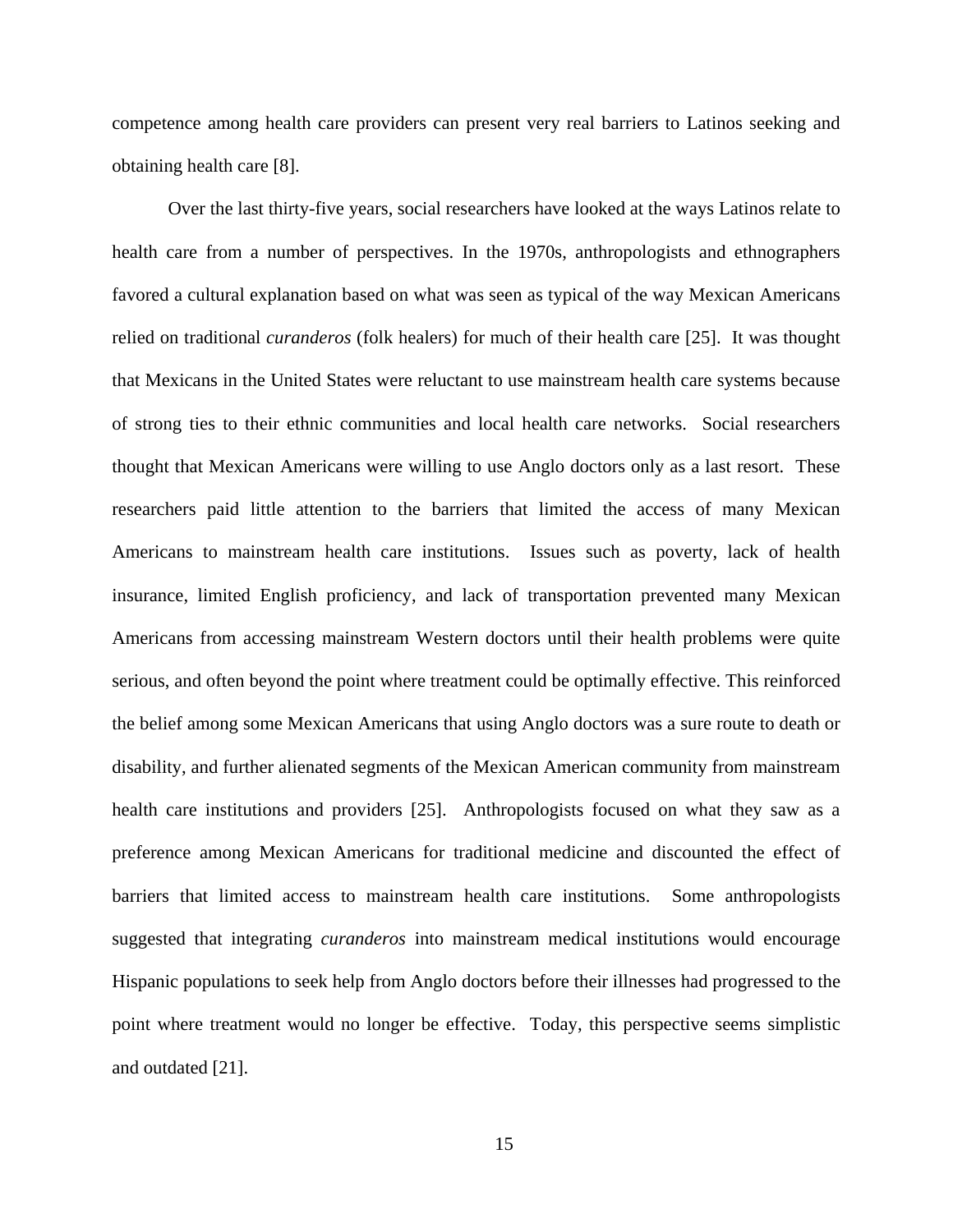competence among health care providers can present very real barriers to Latinos seeking and obtaining health care [8].

Over the last thirty-five years, social researchers have looked at the ways Latinos relate to health care from a number of perspectives. In the 1970s, anthropologists and ethnographers favored a cultural explanation based on what was seen as typical of the way Mexican Americans relied on traditional *curanderos* (folk healers) for much of their health care [25]. It was thought that Mexicans in the United States were reluctant to use mainstream health care systems because of strong ties to their ethnic communities and local health care networks. Social researchers thought that Mexican Americans were willing to use Anglo doctors only as a last resort. These researchers paid little attention to the barriers that limited the access of many Mexican Americans to mainstream health care institutions. Issues such as poverty, lack of health insurance, limited English proficiency, and lack of transportation prevented many Mexican Americans from accessing mainstream Western doctors until their health problems were quite serious, and often beyond the point where treatment could be optimally effective. This reinforced the belief among some Mexican Americans that using Anglo doctors was a sure route to death or disability, and further alienated segments of the Mexican American community from mainstream health care institutions and providers [25]. Anthropologists focused on what they saw as a preference among Mexican Americans for traditional medicine and discounted the effect of barriers that limited access to mainstream health care institutions. Some anthropologists suggested that integrating *curanderos* into mainstream medical institutions would encourage Hispanic populations to seek help from Anglo doctors before their illnesses had progressed to the point where treatment would no longer be effective. Today, this perspective seems simplistic and outdated [21].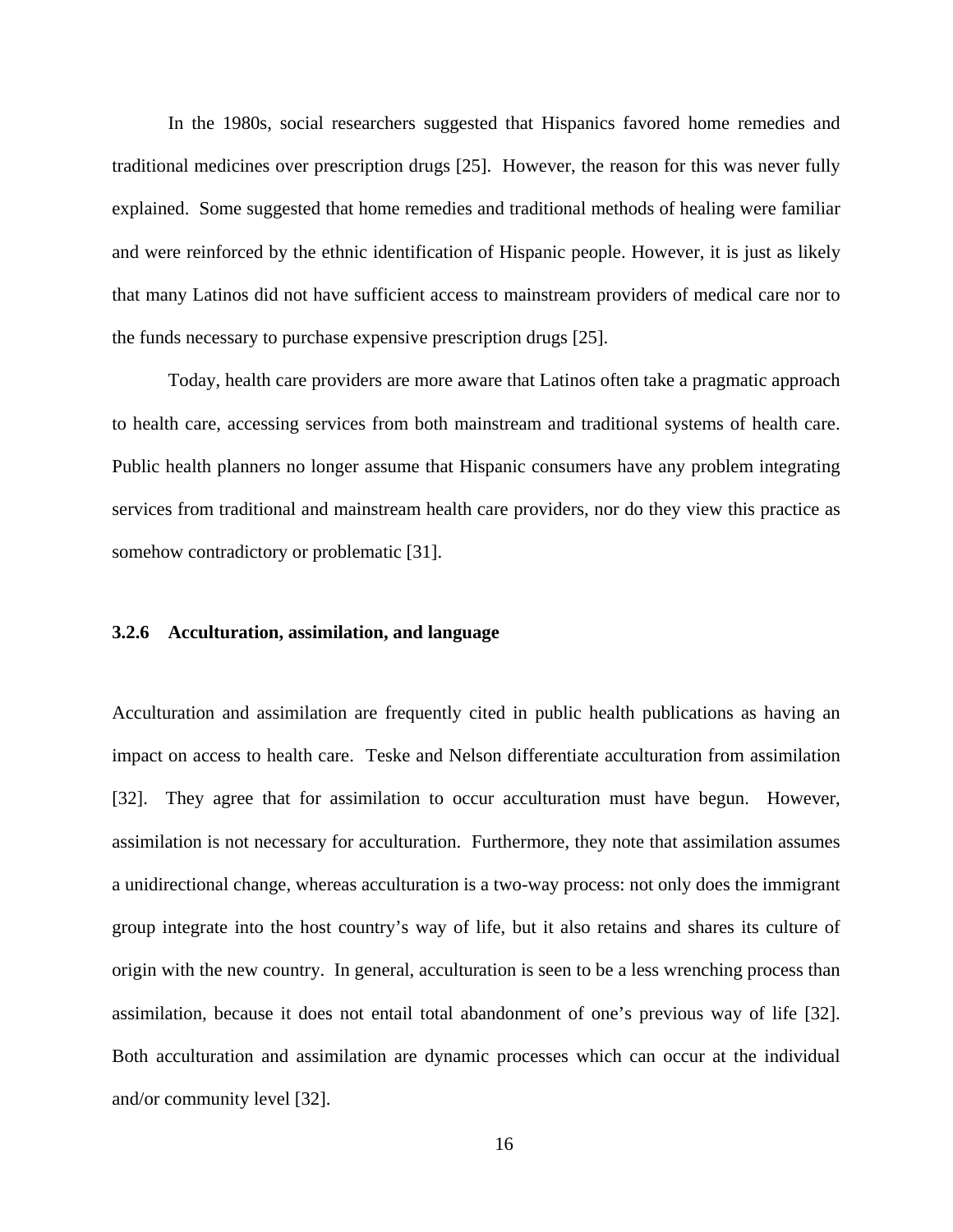In the 1980s, social researchers suggested that Hispanics favored home remedies and traditional medicines over prescription drugs [25]. However, the reason for this was never fully explained. Some suggested that home remedies and traditional methods of healing were familiar and were reinforced by the ethnic identification of Hispanic people. However, it is just as likely that many Latinos did not have sufficient access to mainstream providers of medical care nor to the funds necessary to purchase expensive prescription drugs [25].

Today, health care providers are more aware that Latinos often take a pragmatic approach to health care, accessing services from both mainstream and traditional systems of health care. Public health planners no longer assume that Hispanic consumers have any problem integrating services from traditional and mainstream health care providers, nor do they view this practice as somehow contradictory or problematic [31].

### 3.2.6 Acculturation, assimilation, and language

Acculturation and assimilation are frequently cited in public health publications as having an impact on access to health care. Teske and Nelson differentiate acculturation from assimilation [32]. They agree that for assimilation to occur acculturation must have begun. However, assimilation is not necessary for acculturation. Furthermore, they note that assimilation assumes a unidirectional change, whereas acculturation is a two-way process: not only does the immigrant group integrate into the host country's way of life, but it also retains and shares its culture of origin with the new country. In general, acculturation is seen to be a less wrenching process than assimilation, because it does not entail total abandonment of one's previous way of life [32]. Both acculturation and assimilation are dynamic processes which can occur at the individual and/or community level [32].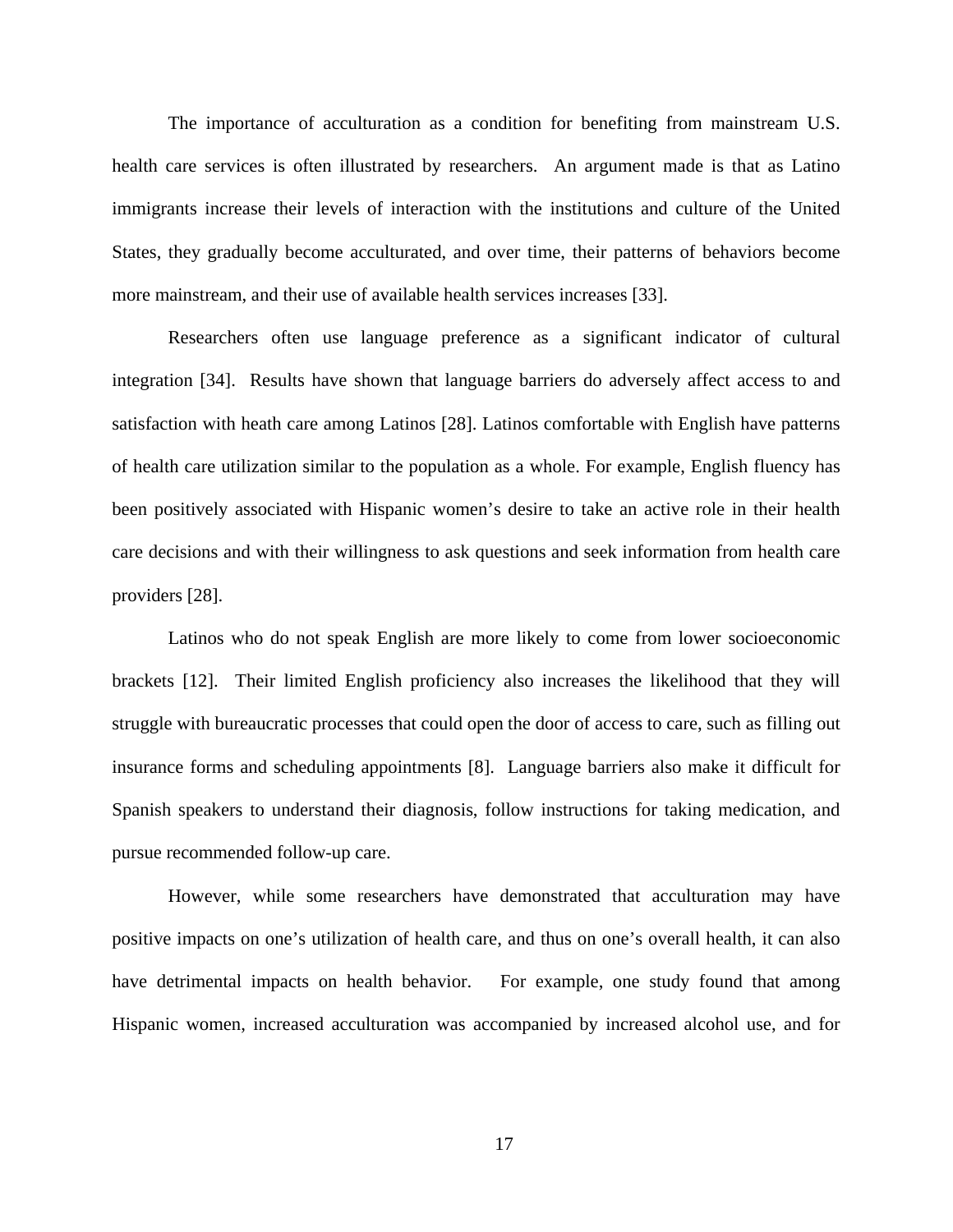The importance of acculturation as a condition for benefiting from mainstream U.S. health care services is often illustrated by researchers. An argument made is that as Latino immigrants increase their levels of interaction with the institutions and culture of the United States, they gradually become acculturated, and over time, their patterns of behaviors become more mainstream, and their use of available health services increases [33].

Researchers often use language preference as a significant indicator of cultural integration [34]. Results have shown that language barriers do adversely affect access to and satisfaction with heath care among Latinos [28]. Latinos comfortable with English have patterns of health care utilization similar to the population as a whole. For example, English fluency has been positively associated with Hispanic women's desire to take an active role in their health care decisions and with their willingness to ask questions and seek information from health care providers [28].

Latinos who do not speak English are more likely to come from lower socioeconomic brackets [12]. Their limited English proficiency also increases the likelihood that they will struggle with bureaucratic processes that could open the door of access to care, such as filling out insurance forms and scheduling appointments [8]. Language barriers also make it difficult for Spanish speakers to understand their diagnosis, follow instructions for taking medication, and pursue recommended follow-up care.

However, while some researchers have demonstrated that acculturation may have positive impacts on one's utilization of health care, and thus on one's overall health, it can also have detrimental impacts on health behavior. For example, one study found that among Hispanic women, increased acculturation was accompanied by increased alcohol use, and for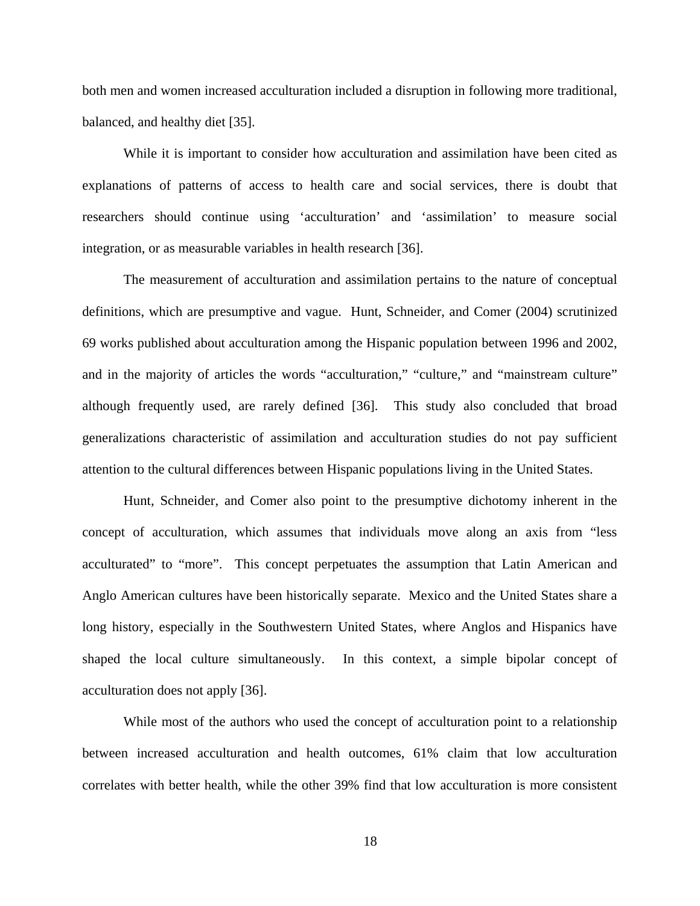both men and women increased acculturation included a disruption in following more traditional, balanced, and healthy diet [35].

While it is important to consider how acculturation and assimilation have been cited as explanations of patterns of access to health care and social services, there is doubt that researchers should continue using 'acculturation' and 'assimilation' to measure social integration, or as measurable variables in health research [36].

The measurement of acculturation and assimilation pertains to the nature of conceptual definitions, which are presumptive and vague. Hunt, Schneider, and Comer (2004) scrutinized 69 works published about acculturation among the Hispanic population between 1996 and 2002, and in the majority of articles the words "acculturation," "culture," and "mainstream culture" although frequently used, are rarely defined [36]. This study also concluded that broad generalizations characteristic of assimilation and acculturation studies do not pay sufficient attention to the cultural differences between Hispanic populations living in the United States.

Hunt, Schneider, and Comer also point to the presumptive dichotomy inherent in the concept of acculturation, which assumes that individuals move along an axis from "less acculturated" to "more". This concept perpetuates the assumption that Latin American and Anglo American cultures have been historically separate. Mexico and the United States share a long history, especially in the Southwestern United States, where Anglos and Hispanics have shaped the local culture simultaneously. In this context, a simple bipolar concept of acculturation does not apply [36].

While most of the authors who used the concept of acculturation point to a relationship between increased acculturation and health outcomes, 61% claim that low acculturation correlates with better health, while the other 39% find that low acculturation is more consistent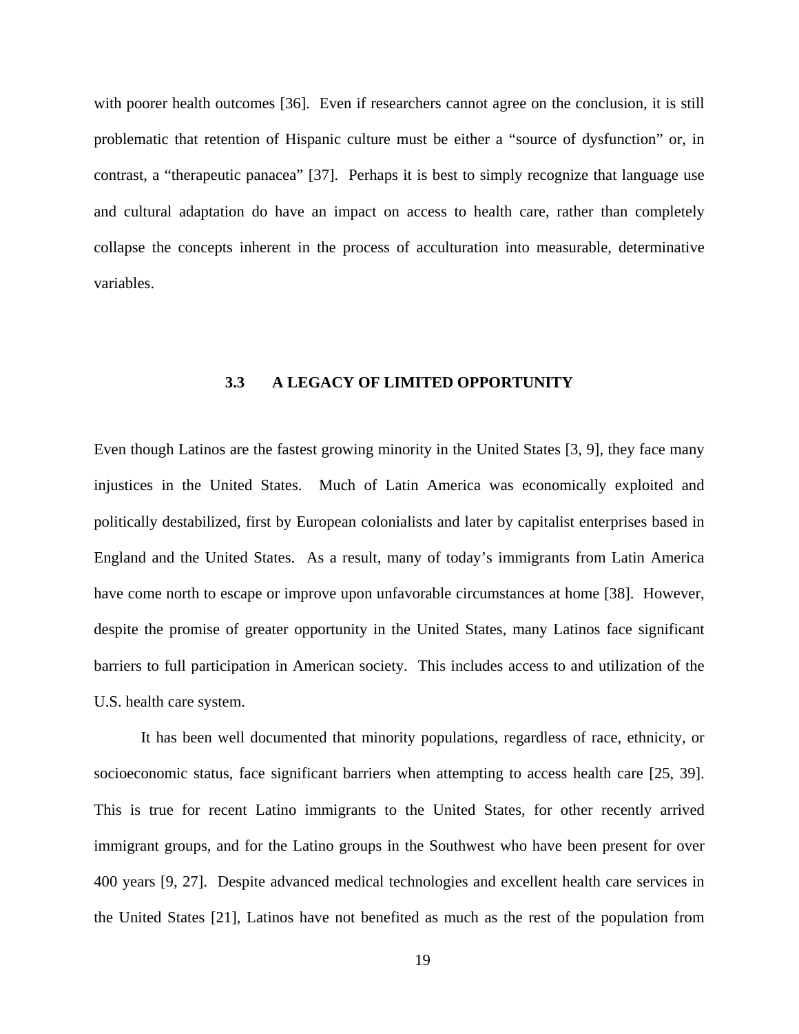with poorer health outcomes [36]. Even if researchers cannot agree on the conclusion, it is still problematic that retention of Hispanic culture must be either a "source of dysfunction" or, in contrast, a "therapeutic panacea" [37]. Perhaps it is best to simply recognize that language use and cultural adaptation do have an impact on access to health care, rather than completely collapse the concepts inherent in the process of acculturation into measurable, determinative variables.

### 3.3 A LEGACY OF LIMITED OPPORTUNITY

Even though Latinos are the fastest growing minority in the United States [3, 9], they face many injustices in the United States. Much of Latin America was economically exploited and politically destabilized, first by European colonialists and later by capitalist enterprises based in England and the United States. As a result, many of today's immigrants from Latin America have come north to escape or improve upon unfavorable circumstances at home [38]. However, despite the promise of greater opportunity in the United States, many Latinos face significant barriers to full participation in American society. This includes access to and utilization of the U.S. health care system.

It has been well documented that minority populations, regardless of race, ethnicity, or socioeconomic status, face significant barriers when attempting to access health care [25, 39]. This is true for recent Latino immigrants to the United States, for other recently arrived immigrant groups, and for the Latino groups in the Southwest who have been present for over 400 years [9, 27]. Despite advanced medical technologies and excellent health care services in the United States [21], Latinos have not benefited as much as the rest of the population from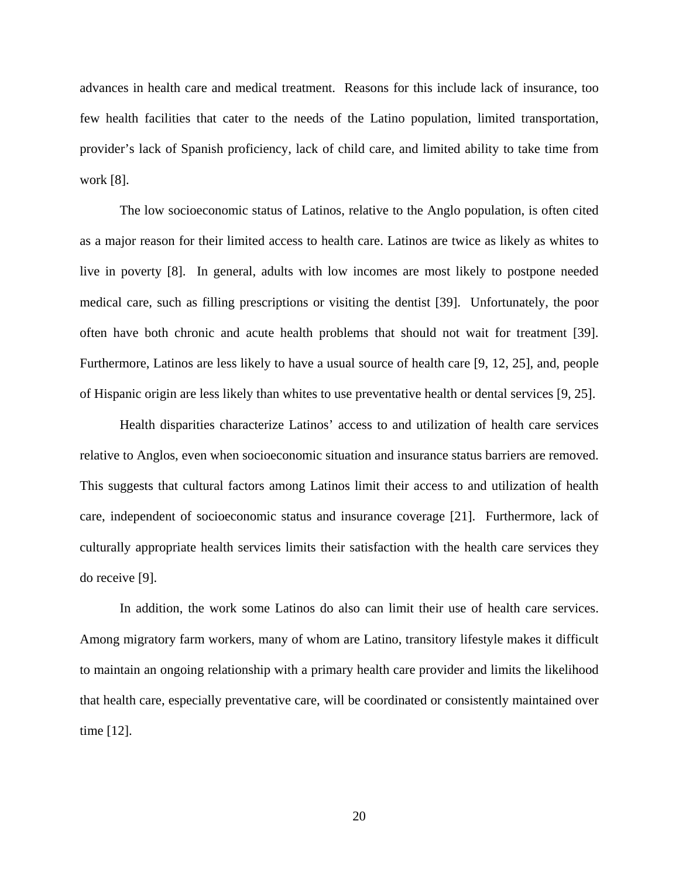advances in health care and medical treatment. Reasons for this include lack of insurance, too few health facilities that cater to the needs of the Latino population, limited transportation, provider's lack of Spanish proficiency, lack of child care, and limited ability to take time from work [8].

The low socioeconomic status of Latinos, relative to the Anglo population, is often cited as a major reason for their limited access to health care. Latinos are twice as likely as whites to live in poverty [8]. In general, adults with low incomes are most likely to postpone needed medical care, such as filling prescriptions or visiting the dentist [39]. Unfortunately, the poor often have both chronic and acute health problems that should not wait for treatment [39]. Furthermore, Latinos are less likely to have a usual source of health care [9, 12, 25], and, people of Hispanic origin are less likely than whites to use preventative health or dental services [9, 25].

Health disparities characterize Latinos' access to and utilization of health care services relative to Anglos, even when socioeconomic situation and insurance status barriers are removed. This suggests that cultural factors among Latinos limit their access to and utilization of health care, independent of socioeconomic status and insurance coverage [21]. Furthermore, lack of culturally appropriate health services limits their satisfaction with the health care services they do receive [9].

In addition, the work some Latinos do also can limit their use of health care services. Among migratory farm workers, many of whom are Latino, transitory lifestyle makes it difficult to maintain an ongoing relationship with a primary health care provider and limits the likelihood that health care, especially preventative care, will be coordinated or consistently maintained over time [12].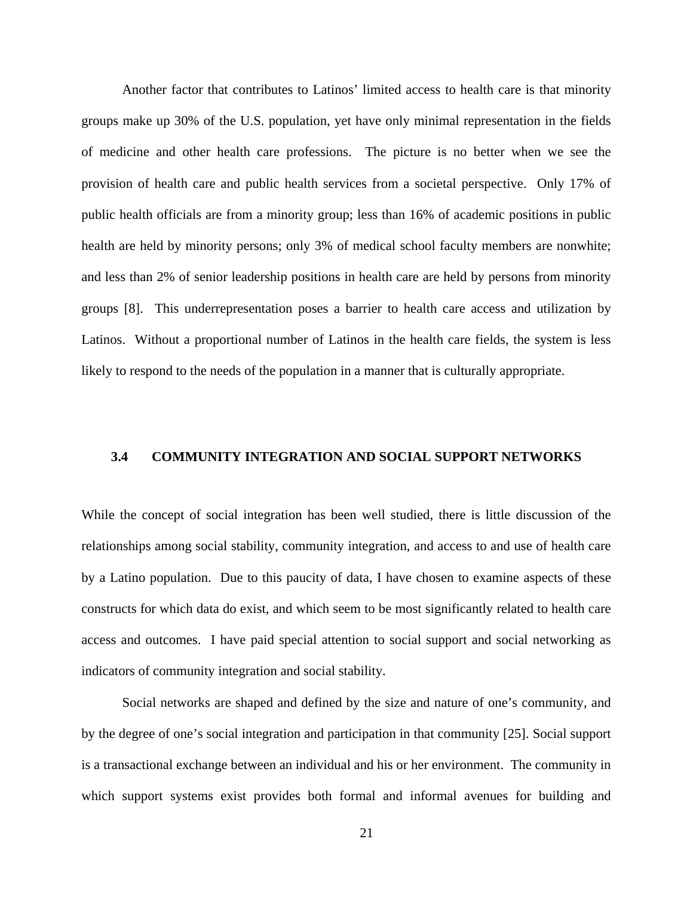Another factor that contributes to Latinos' limited access to health care is that minority groups make up 30% of the U.S. population, yet have only minimal representation in the fields of medicine and other health care professions. The picture is no better when we see the provision of health care and public health services from a societal perspective. Only 17% of public health officials are from a minority group; less than 16% of academic positions in public health are held by minority persons; only 3% of medical school faculty members are nonwhite; and less than 2% of senior leadership positions in health care are held by persons from minority groups [8]. This underrepresentation poses a barrier to health care access and utilization by Latinos. Without a proportional number of Latinos in the health care fields, the system is less likely to respond to the needs of the population in a manner that is culturally appropriate.

### 3.4 COMMUNITY INTEGRATION AND SOCIAL SUPPORT NETWORKS

While the concept of social integration has been well studied, there is little discussion of the relationships among social stability, community integration, and access to and use of health care by a Latino population. Due to this paucity of data, I have chosen to examine aspects of these constructs for which data do exist, and which seem to be most significantly related to health care access and outcomes. I have paid special attention to social support and social networking as indicators of community integration and social stability.

Social networks are shaped and defined by the size and nature of one's community, and by the degree of one's social integration and participation in that community [25]. Social support is a transactional exchange between an individual and his or her environment. The community in which support systems exist provides both formal and informal avenues for building and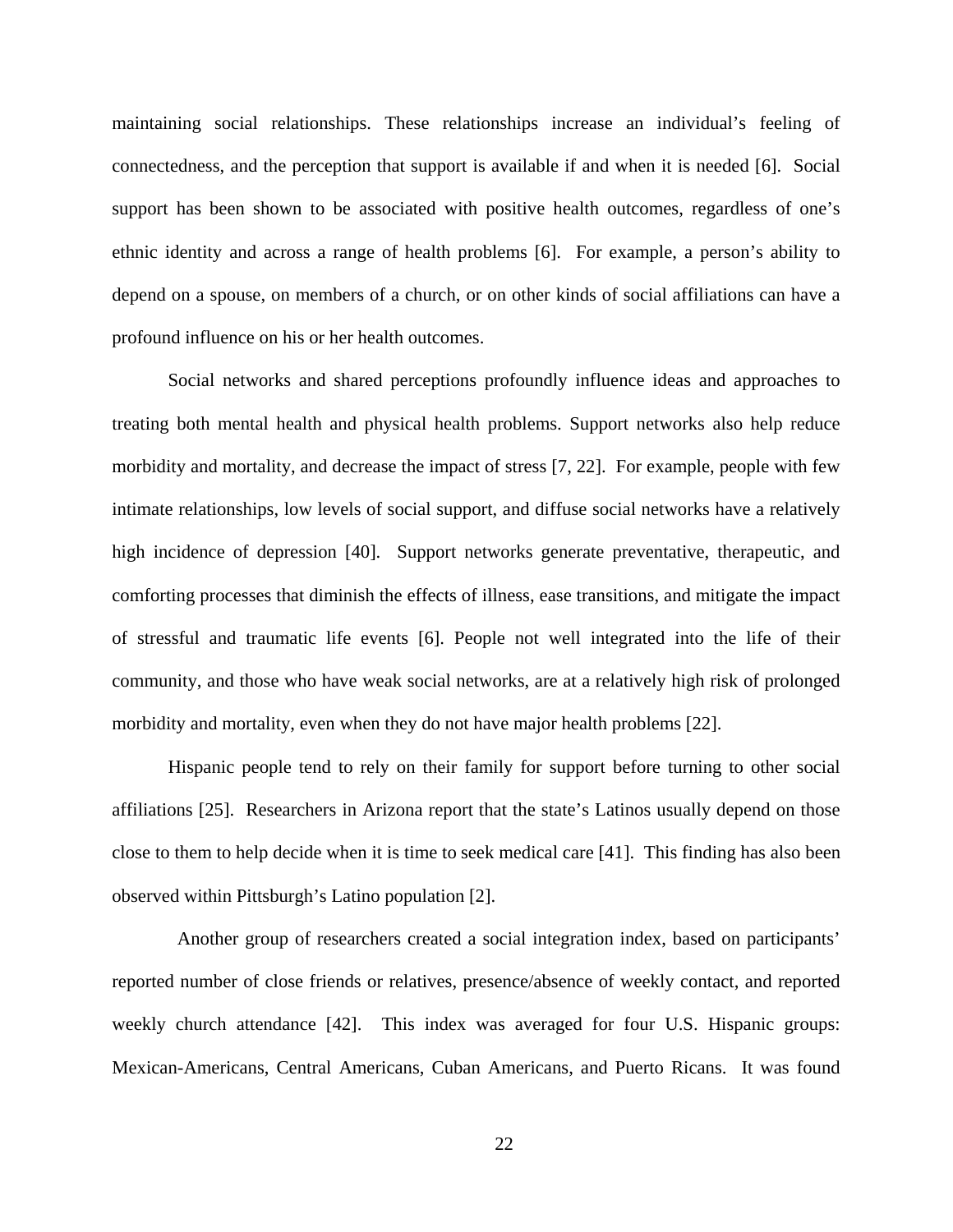maintaining social relationships. These relationships increase an individual's feeling of connectedness, and the perception that support is available if and when it is needed [6]. Social support has been shown to be associated with positive health outcomes, regardless of one's ethnic identity and across a range of health problems [6]. For example, a person's ability to depend on a spouse, on members of a church, or on other kinds of social affiliations can have a profound influence on his or her health outcomes.

Social networks and shared perceptions profoundly influence ideas and approaches to treating both mental health and physical health problems. Support networks also help reduce morbidity and mortality, and decrease the impact of stress [7, 22]. For example, people with few intimate relationships, low levels of social support, and diffuse social networks have a relatively high incidence of depression [40]. Support networks generate preventative, therapeutic, and comforting processes that diminish the effects of illness, ease transitions, and mitigate the impact of stressful and traumatic life events [6]. People not well integrated into the life of their community, and those who have weak social networks, are at a relatively high risk of prolonged morbidity and mortality, even when they do not have major health problems [22].

Hispanic people tend to rely on their family for support before turning to other social affiliations [25]. Researchers in Arizona report that the state's Latinos usually depend on those close to them to help decide when it is time to seek medical care [41]. This finding has also been observed within Pittsburgh's Latino population [2].

Another group of researchers created a social integration index, based on participants' reported number of close friends or relatives, presence/absence of weekly contact, and reported weekly church attendance [42]. This index was averaged for four U.S. Hispanic groups: Mexican-Americans, Central Americans, Cuban Americans, and Puerto Ricans. It was found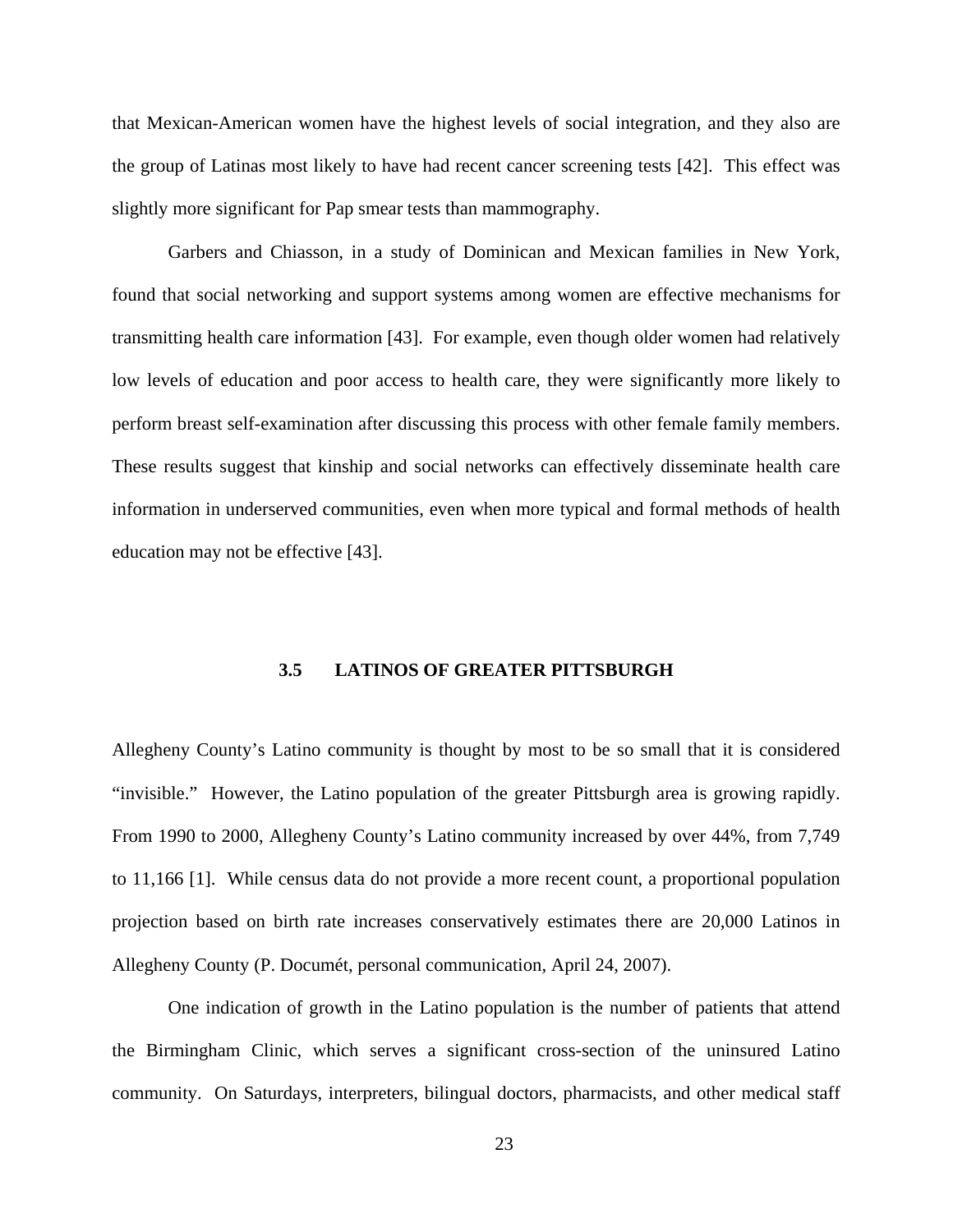that Mexican-American women have the highest levels of social integration, and they also are the group of Latinas most likely to have had recent cancer screening tests [42]. This effect was slightly more significant for Pap smear tests than mammography.

Garbers and Chiasson, in a study of Dominican and Mexican families in New York, found that social networking and support systems among women are effective mechanisms for transmitting health care information [43]. For example, even though older women had relatively low levels of education and poor access to health care, they were significantly more likely to perform breast self-examination after discussing this process with other female family members. These results suggest that kinship and social networks can effectively disseminate health care information in underserved communities, even when more typical and formal methods of health education may not be effective [43].

### 3.5 LATINOS OF GREATER PITTSBURGH

Allegheny County's Latino community is thought by most to be so small that it is considered "invisible." However, the Latino population of the greater Pittsburgh area is growing rapidly. From 1990 to 2000, Allegheny County's Latino community increased by over 44%, from 7,749 to 11,166 [1]. While census data do not provide a more recent count, a proportional population projection based on birth rate increases conservatively estimates there are 20,000 Latinos in Allegheny County (P. Documét, personal communication, April 24, 2007).

One indication of growth in the Latino population is the number of patients that attend the Birmingham Clinic, which serves a significant cross-section of the uninsured Latino community. On Saturdays, interpreters, bilingual doctors, pharmacists, and other medical staff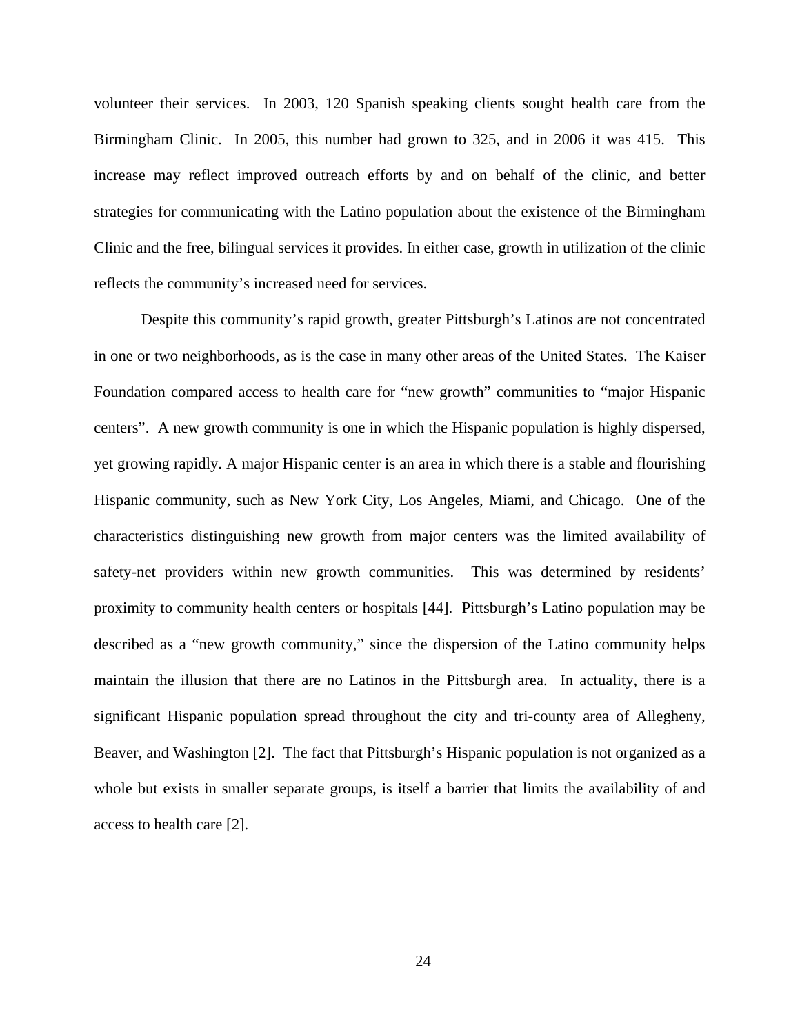volunteer their services. In 2003, 120 Spanish speaking clients sought health care from the Birmingham Clinic. In 2005, this number had grown to 325, and in 2006 it was 415. This increase may reflect improved outreach efforts by and on behalf of the clinic, and better strategies for communicating with the Latino population about the existence of the Birmingham Clinic and the free, bilingual services it provides. In either case, growth in utilization of the clinic reflects the community's increased need for services.

Despite this community's rapid growth, greater Pittsburgh's Latinos are not concentrated in one or two neighborhoods, as is the case in many other areas of the United States. The Kaiser Foundation compared access to health care for "new growth" communities to "major Hispanic centers". A new growth community is one in which the Hispanic population is highly dispersed, yet growing rapidly. A major Hispanic center is an area in which there is a stable and flourishing Hispanic community, such as New York City, Los Angeles, Miami, and Chicago. One of the characteristics distinguishing new growth from major centers was the limited availability of safety-net providers within new growth communities. This was determined by residents' proximity to community health centers or hospitals [44]. Pittsburgh's Latino population may be described as a "new growth community," since the dispersion of the Latino community helps maintain the illusion that there are no Latinos in the Pittsburgh area. In actuality, there is a significant Hispanic population spread throughout the city and tri-county area of Allegheny, Beaver, and Washington [2]. The fact that Pittsburgh's Hispanic population is not organized as a whole but exists in smaller separate groups, is itself a barrier that limits the availability of and access to health care [2].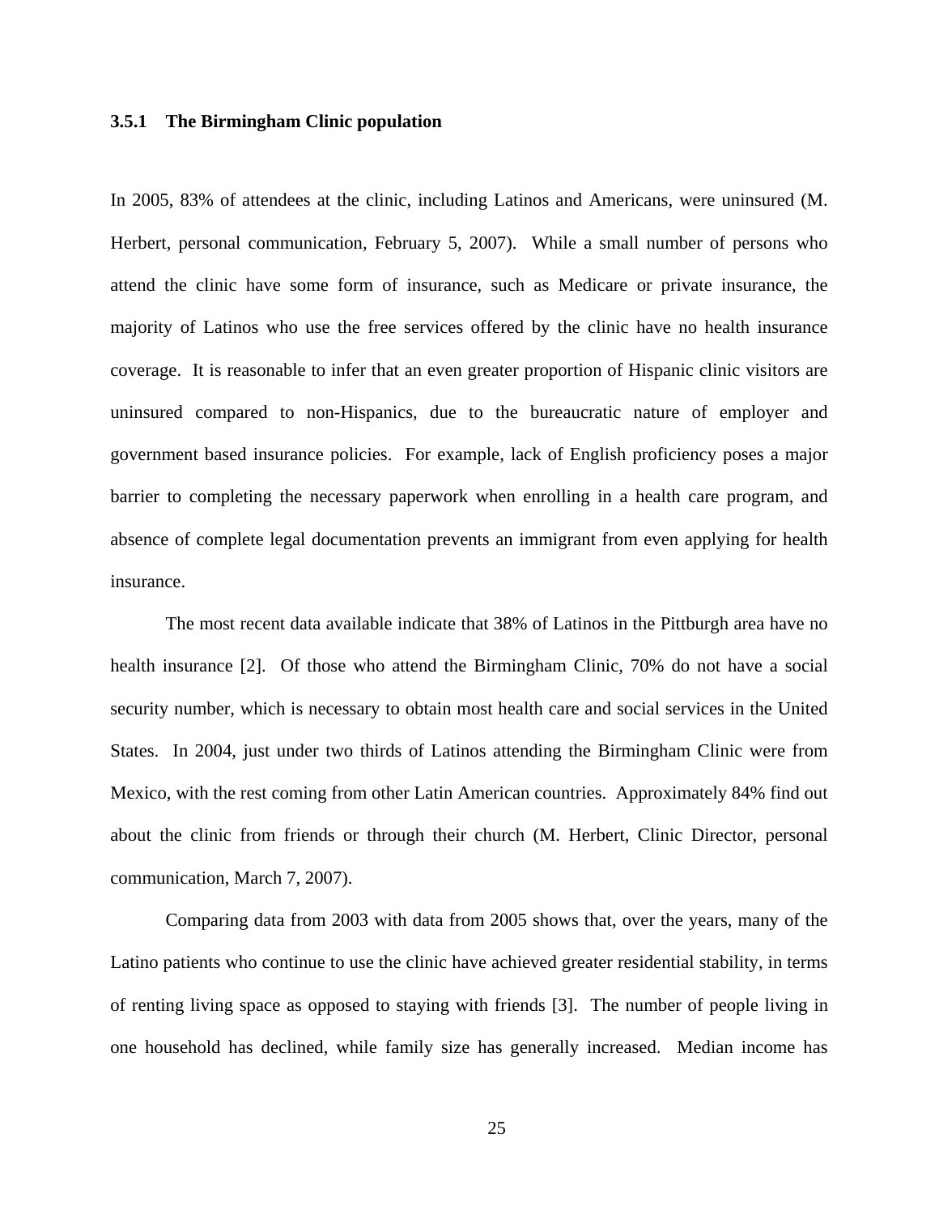### 3.5.1 The Birmingham Clinic population

In 2005, 83% of attendees at the clinic, including Latinos and Americans, were uninsured (M. Herbert, personal communication, February 5, 2007). While a small number of persons who attend the clinic have some form of insurance, such as Medicare or private insurance, the majority of Latinos who use the free services offered by the clinic have no health insurance coverage. It is reasonable to infer that an even greater proportion of Hispanic clinic visitors are uninsured compared to non-Hispanics, due to the bureaucratic nature of employer and government based insurance policies. For example, lack of English proficiency poses a major barrier to completing the necessary paperwork when enrolling in a health care program, and absence of complete legal documentation prevents an immigrant from even applying for health insurance.

The most recent data available indicate that 38% of Latinos in the Pittburgh area have no health insurance [2]. Of those who attend the Birmingham Clinic, 70% do not have a social security number, which is necessary to obtain most health care and social services in the United States. In 2004, just under two thirds of Latinos attending the Birmingham Clinic were from Mexico, with the rest coming from other Latin American countries. Approximately 84% find out about the clinic from friends or through their church (M. Herbert, Clinic Director, personal communication, March 7, 2007).

Comparing data from 2003 with data from 2005 shows that, over the years, many of the Latino patients who continue to use the clinic have achieved greater residential stability, in terms of renting living space as opposed to staying with friends [3]. The number of people living in one household has declined, while family size has generally increased. Median income has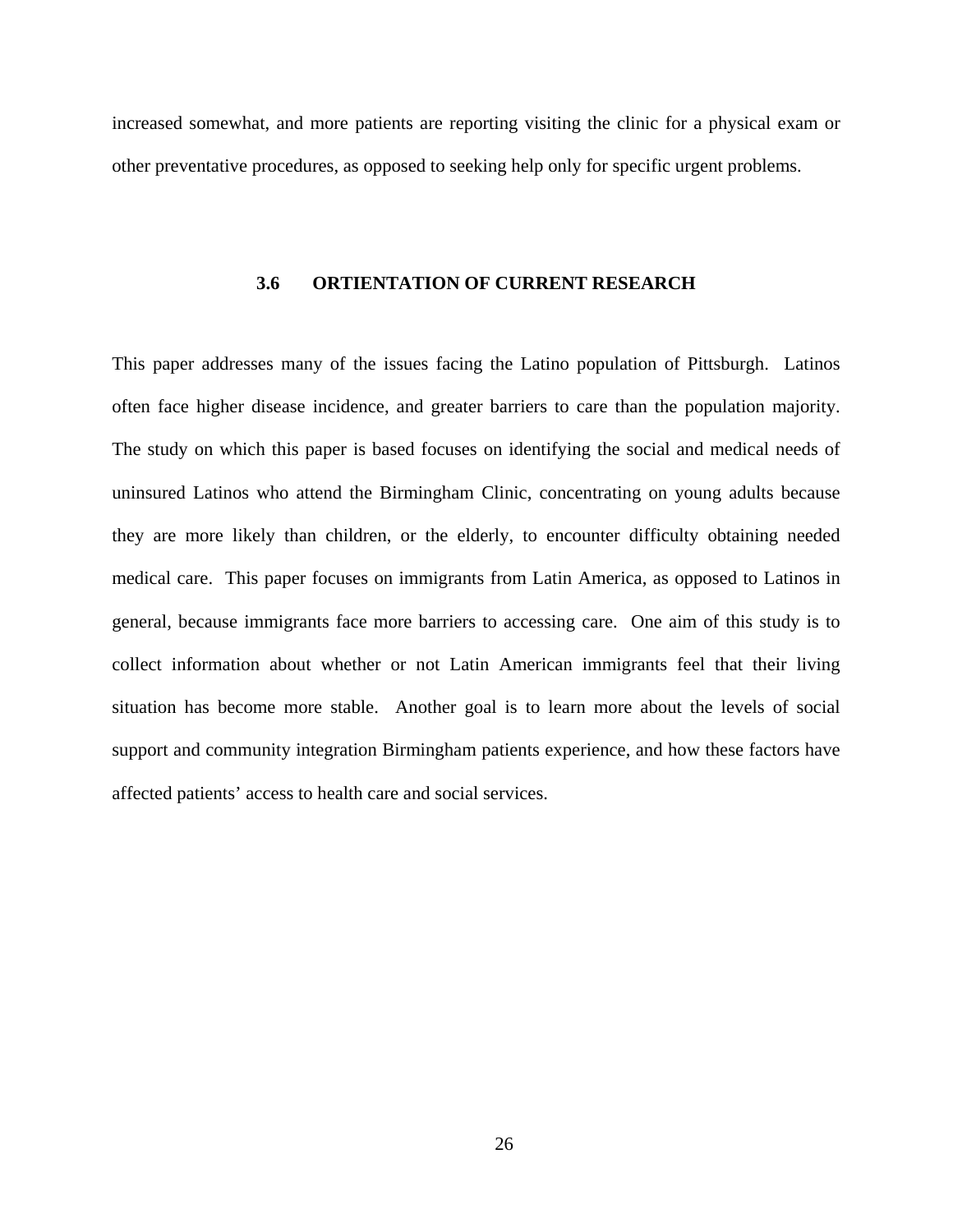increased somewhat, and more patients are reporting visiting the clinic for a physical exam or other preventative procedures, as opposed to seeking help only for specific urgent problems.

## 3.6 ORTIENTATION OF CURRENT RESEARCH

This paper addresses many of the issues facing the Latino population of Pittsburgh. Latinos often face higher disease incidence, and greater barriers to care than the population majority. The study on which this paper is based focuses on identifying the social and medical needs of uninsured Latinos who attend the Birmingham Clinic, concentrating on young adults because they are more likely than children, or the elderly, to encounter difficulty obtaining needed medical care. This paper focuses on immigrants from Latin America, as opposed to Latinos in general, because immigrants face more barriers to accessing care. One aim of this study is to collect information about whether or not Latin American immigrants feel that their living situation has become more stable. Another goal is to learn more about the levels of social support and community integration Birmingham patients experience, and how these factors have affected patients' access to health care and social services.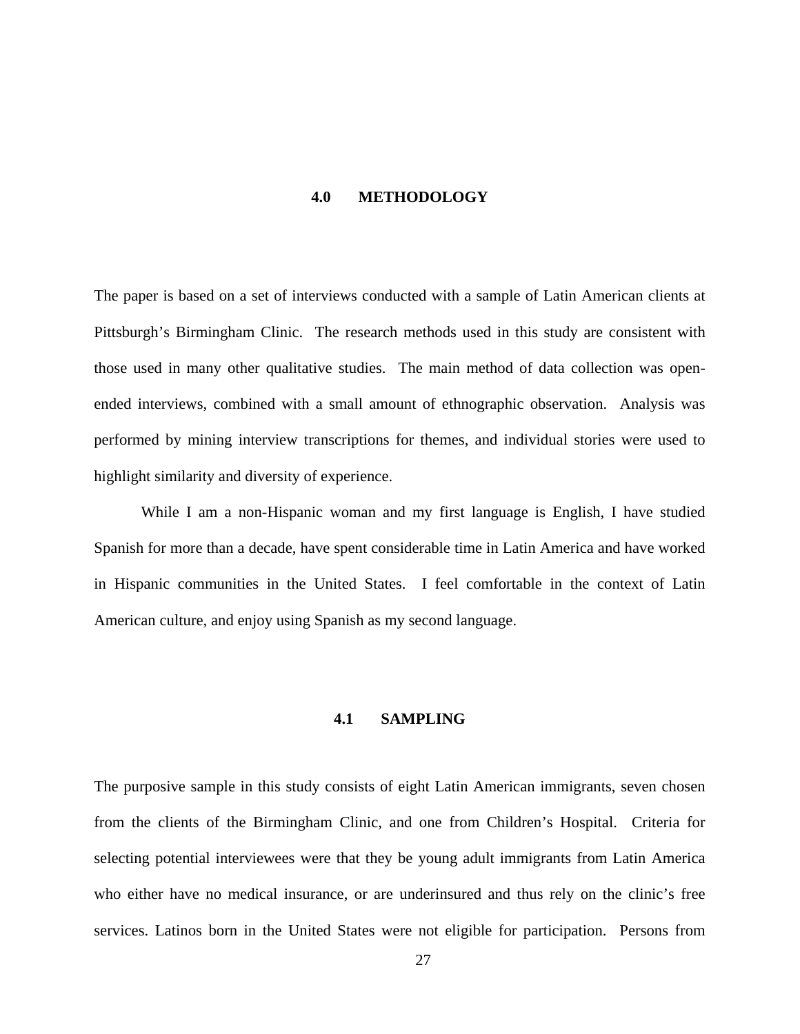# 4.0 METHODOLOGY

The paper is based on a set of interviews conducted with a sample of Latin American clients at Pittsburgh's Birmingham Clinic. The research methods used in this study are consistent with those used in many other qualitative studies. The main method of data collection was open-ended interviews, combined with a small amount of ethnographic observation. Analysis was performed by mining interview transcriptions for themes, and individual stories were used to highlight similarity and diversity of experience.

While I am a non-Hispanic woman and my first language is English, I have studied Spanish for more than a decade, have spent considerable time in Latin America and have worked in Hispanic communities in the United States. I feel comfortable in the context of Latin American culture, and enjoy using Spanish as my second language.

## 4.1 SAMPLING

The purposive sample in this study consists of eight Latin American immigrants, seven chosen from the clients of the Birmingham Clinic, and one from Children's Hospital. Criteria for selecting potential interviewees were that they be young adult immigrants from Latin America who either have no medical insurance, or are underinsured and thus rely on the clinic's free services. Latinos born in the United States were not eligible for participation. Persons from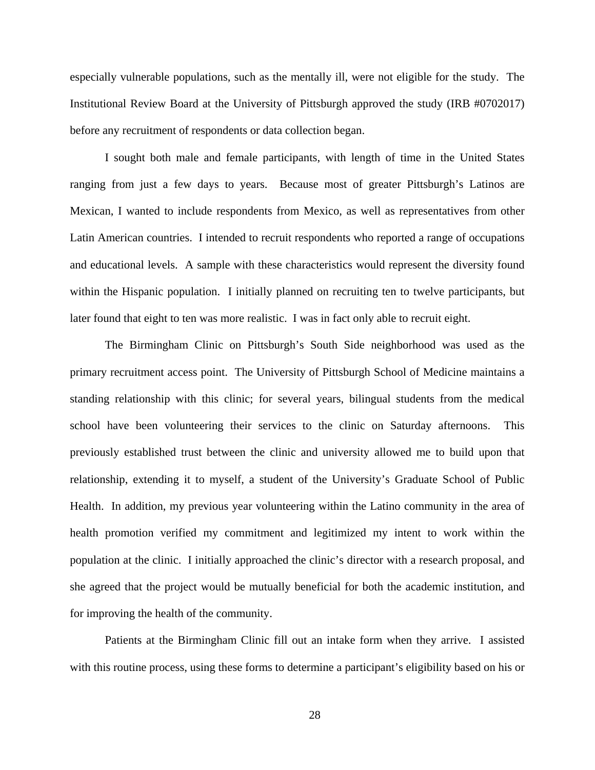especially vulnerable populations, such as the mentally ill, were not eligible for the study. The Institutional Review Board at the University of Pittsburgh approved the study (IRB #0702017) before any recruitment of respondents or data collection began.

I sought both male and female participants, with length of time in the United States ranging from just a few days to years. Because most of greater Pittsburgh's Latinos are Mexican, I wanted to include respondents from Mexico, as well as representatives from other Latin American countries. I intended to recruit respondents who reported a range of occupations and educational levels. A sample with these characteristics would represent the diversity found within the Hispanic population. I initially planned on recruiting ten to twelve participants, but later found that eight to ten was more realistic. I was in fact only able to recruit eight.

The Birmingham Clinic on Pittsburgh's South Side neighborhood was used as the primary recruitment access point. The University of Pittsburgh School of Medicine maintains a standing relationship with this clinic; for several years, bilingual students from the medical school have been volunteering their services to the clinic on Saturday afternoons. This previously established trust between the clinic and university allowed me to build upon that relationship, extending it to myself, a student of the University's Graduate School of Public Health. In addition, my previous year volunteering within the Latino community in the area of health promotion verified my commitment and legitimized my intent to work within the population at the clinic. I initially approached the clinic's director with a research proposal, and she agreed that the project would be mutually beneficial for both the academic institution, and for improving the health of the community.

Patients at the Birmingham Clinic fill out an intake form when they arrive. I assisted with this routine process, using these forms to determine a participant's eligibility based on his or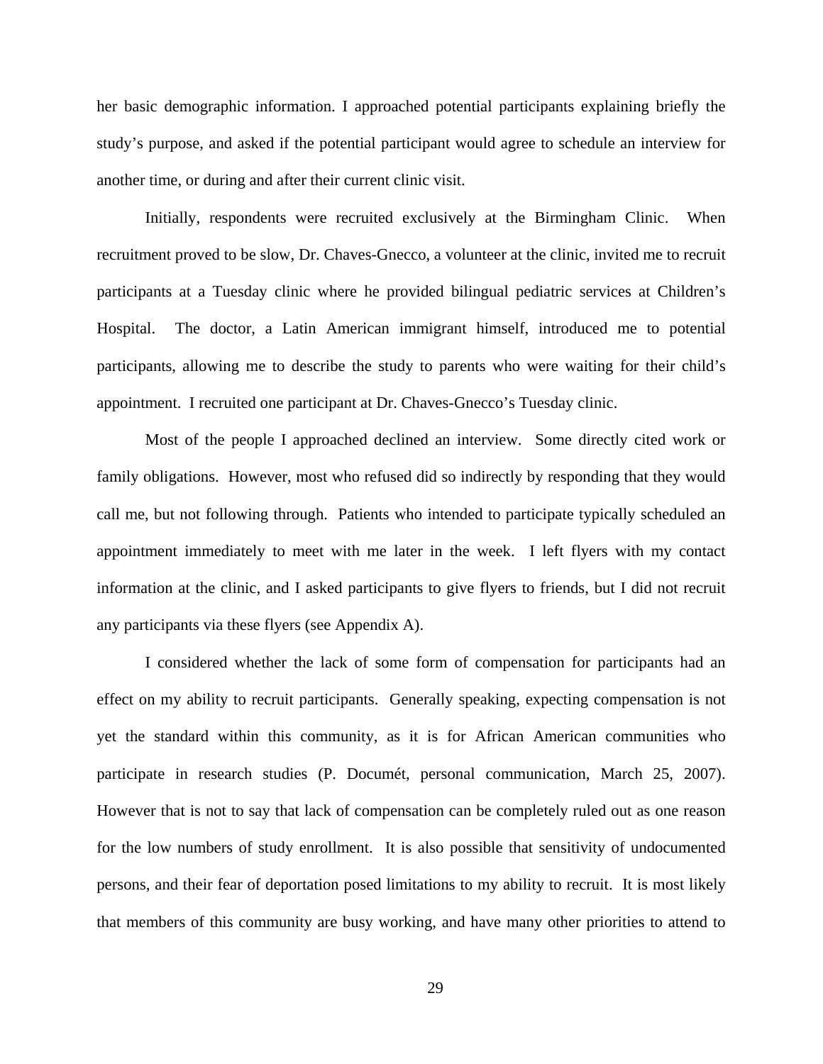her basic demographic information. I approached potential participants explaining briefly the study's purpose, and asked if the potential participant would agree to schedule an interview for another time, or during and after their current clinic visit.

Initially, respondents were recruited exclusively at the Birmingham Clinic. When recruitment proved to be slow, Dr. Chaves-Gnecco, a volunteer at the clinic, invited me to recruit participants at a Tuesday clinic where he provided bilingual pediatric services at Children's Hospital. The doctor, a Latin American immigrant himself, introduced me to potential participants, allowing me to describe the study to parents who were waiting for their child's appointment. I recruited one participant at Dr. Chaves-Gnecco's Tuesday clinic.

Most of the people I approached declined an interview. Some directly cited work or family obligations. However, most who refused did so indirectly by responding that they would call me, but not following through. Patients who intended to participate typically scheduled an appointment immediately to meet with me later in the week. I left flyers with my contact information at the clinic, and I asked participants to give flyers to friends, but I did not recruit any participants via these flyers (see Appendix A).

I considered whether the lack of some form of compensation for participants had an effect on my ability to recruit participants. Generally speaking, expecting compensation is not yet the standard within this community, as it is for African American communities who participate in research studies (P. Documét, personal communication, March 25, 2007). However that is not to say that lack of compensation can be completely ruled out as one reason for the low numbers of study enrollment. It is also possible that sensitivity of undocumented persons, and their fear of deportation posed limitations to my ability to recruit. It is most likely that members of this community are busy working, and have many other priorities to attend to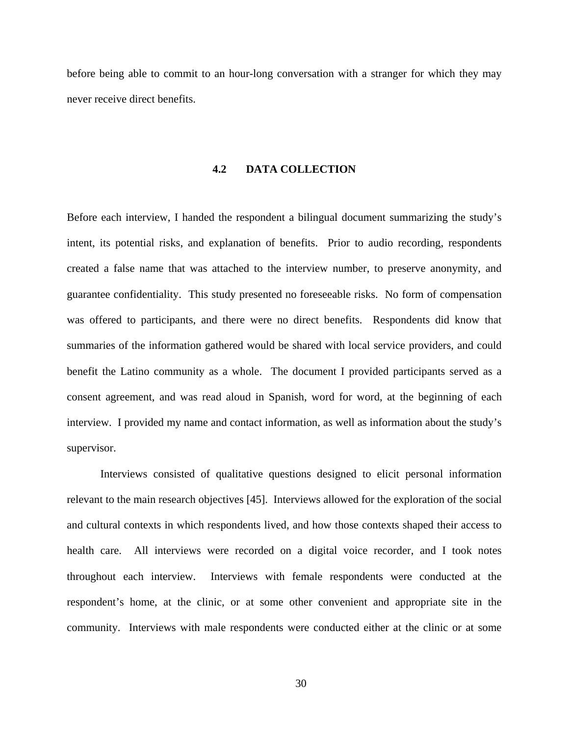before being able to commit to an hour-long conversation with a stranger for which they may never receive direct benefits.

## 4.2 DATA COLLECTION

Before each interview, I handed the respondent a bilingual document summarizing the study's intent, its potential risks, and explanation of benefits. Prior to audio recording, respondents created a false name that was attached to the interview number, to preserve anonymity, and guarantee confidentiality. This study presented no foreseeable risks. No form of compensation was offered to participants, and there were no direct benefits. Respondents did know that summaries of the information gathered would be shared with local service providers, and could benefit the Latino community as a whole. The document I provided participants served as a consent agreement, and was read aloud in Spanish, word for word, at the beginning of each interview. I provided my name and contact information, as well as information about the study's supervisor.

Interviews consisted of qualitative questions designed to elicit personal information relevant to the main research objectives [45]. Interviews allowed for the exploration of the social and cultural contexts in which respondents lived, and how those contexts shaped their access to health care. All interviews were recorded on a digital voice recorder, and I took notes throughout each interview. Interviews with female respondents were conducted at the respondent's home, at the clinic, or at some other convenient and appropriate site in the community. Interviews with male respondents were conducted either at the clinic or at some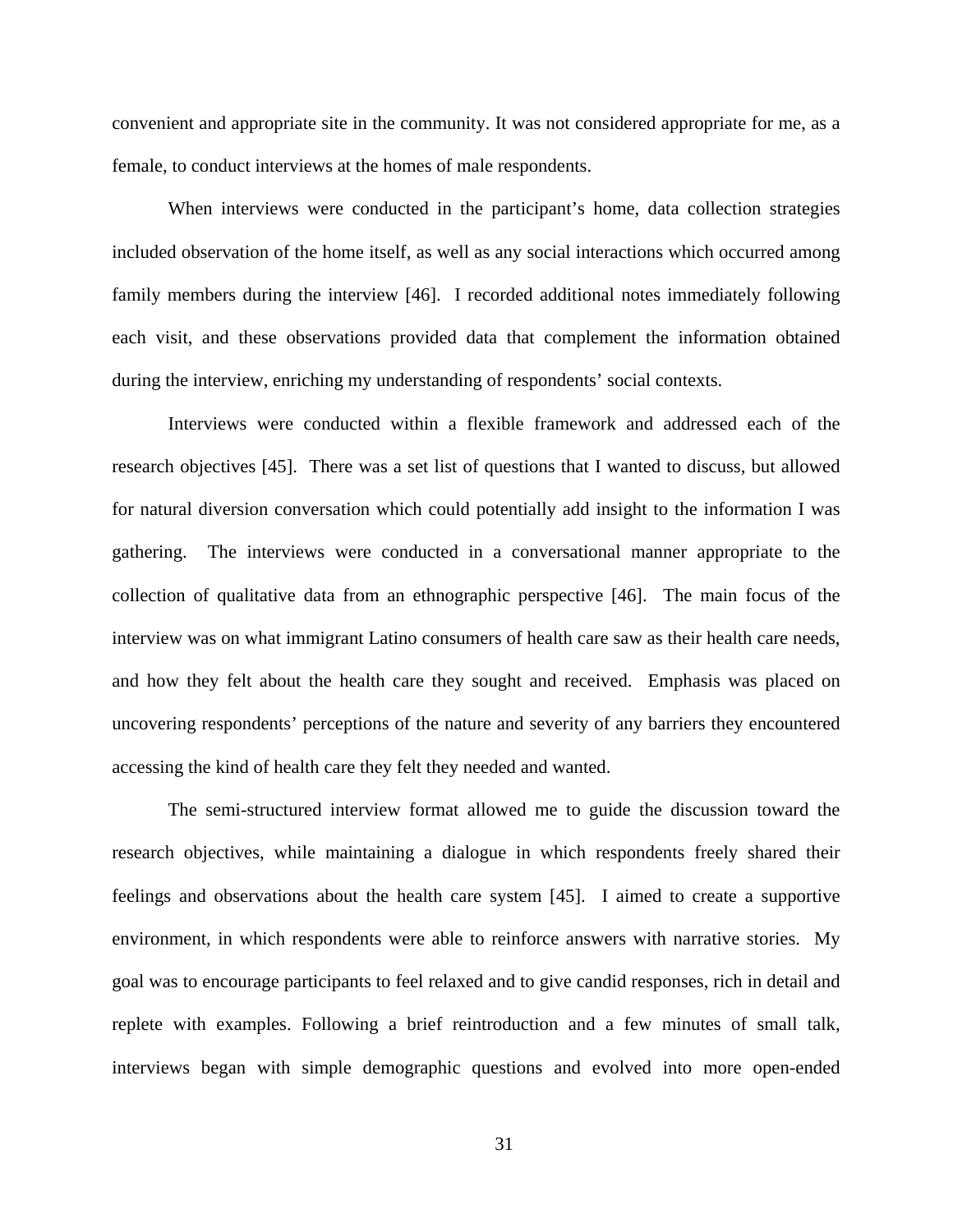convenient and appropriate site in the community. It was not considered appropriate for me, as a female, to conduct interviews at the homes of male respondents.

When interviews were conducted in the participant's home, data collection strategies included observation of the home itself, as well as any social interactions which occurred among family members during the interview [46]. I recorded additional notes immediately following each visit, and these observations provided data that complement the information obtained during the interview, enriching my understanding of respondents' social contexts.

Interviews were conducted within a flexible framework and addressed each of the research objectives [45]. There was a set list of questions that I wanted to discuss, but allowed for natural diversion conversation which could potentially add insight to the information I was gathering. The interviews were conducted in a conversational manner appropriate to the collection of qualitative data from an ethnographic perspective [46]. The main focus of the interview was on what immigrant Latino consumers of health care saw as their health care needs, and how they felt about the health care they sought and received. Emphasis was placed on uncovering respondents' perceptions of the nature and severity of any barriers they encountered accessing the kind of health care they felt they needed and wanted.

The semi-structured interview format allowed me to guide the discussion toward the research objectives, while maintaining a dialogue in which respondents freely shared their feelings and observations about the health care system [45]. I aimed to create a supportive environment, in which respondents were able to reinforce answers with narrative stories. My goal was to encourage participants to feel relaxed and to give candid responses, rich in detail and replete with examples. Following a brief reintroduction and a few minutes of small talk, interviews began with simple demographic questions and evolved into more open-ended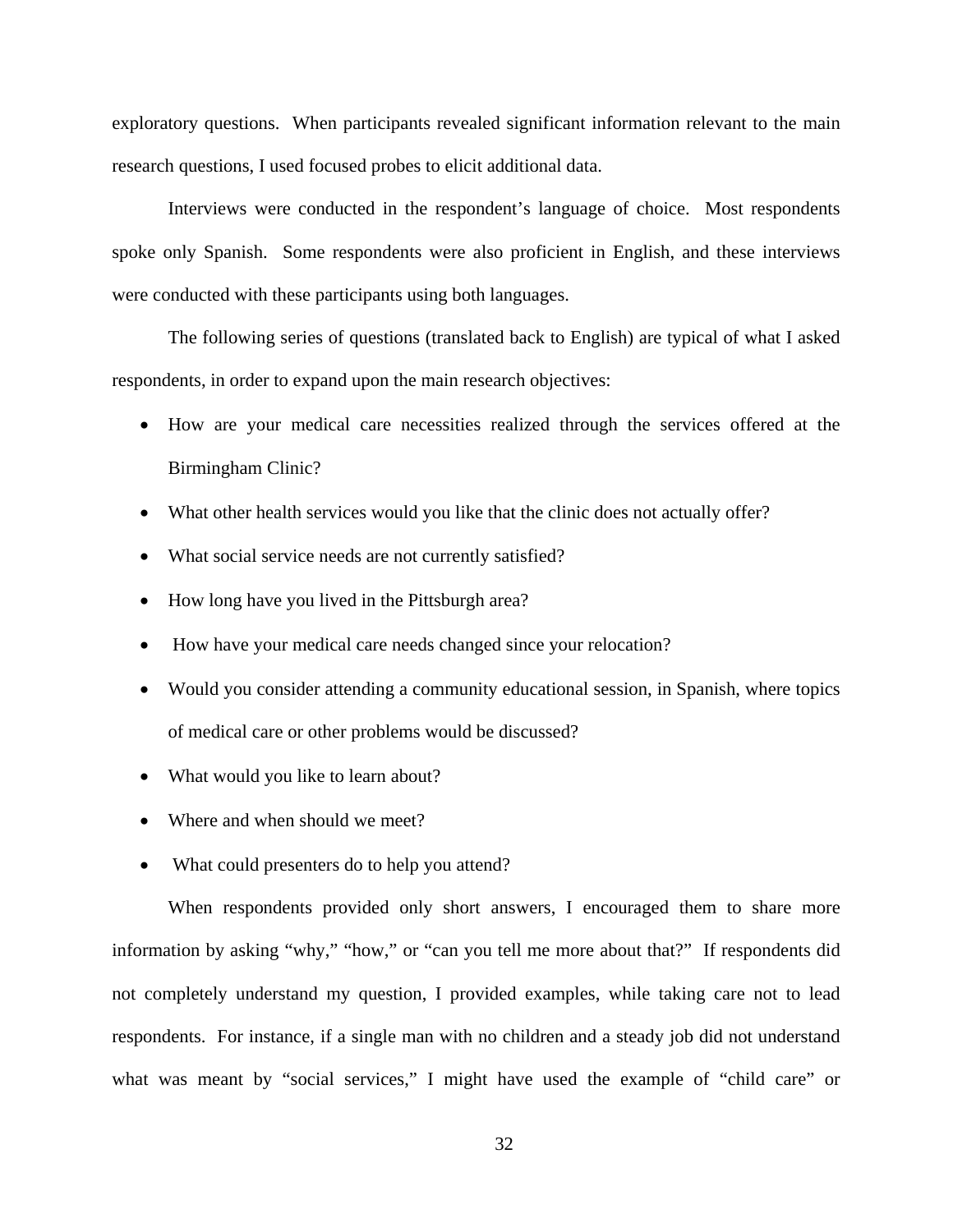exploratory questions. When participants revealed significant information relevant to the main research questions, I used focused probes to elicit additional data.

Interviews were conducted in the respondent's language of choice. Most respondents spoke only Spanish. Some respondents were also proficient in English, and these interviews were conducted with these participants using both languages.

The following series of questions (translated back to English) are typical of what I asked respondents, in order to expand upon the main research objectives:

- How are your medical care necessities realized through the services offered at the Birmingham Clinic?
- What other health services would you like that the clinic does not actually offer?
- What social service needs are not currently satisfied?
- How long have you lived in the Pittsburgh area?
- How have your medical care needs changed since your relocation?
- Would you consider attending a community educational session, in Spanish, where topics of medical care or other problems would be discussed?
- What would you like to learn about?
- Where and when should we meet?
- What could presenters do to help you attend?

When respondents provided only short answers, I encouraged them to share more information by asking "why," "how," or "can you tell me more about that?" If respondents did not completely understand my question, I provided examples, while taking care not to lead respondents. For instance, if a single man with no children and a steady job did not understand what was meant by "social services," I might have used the example of "child care" or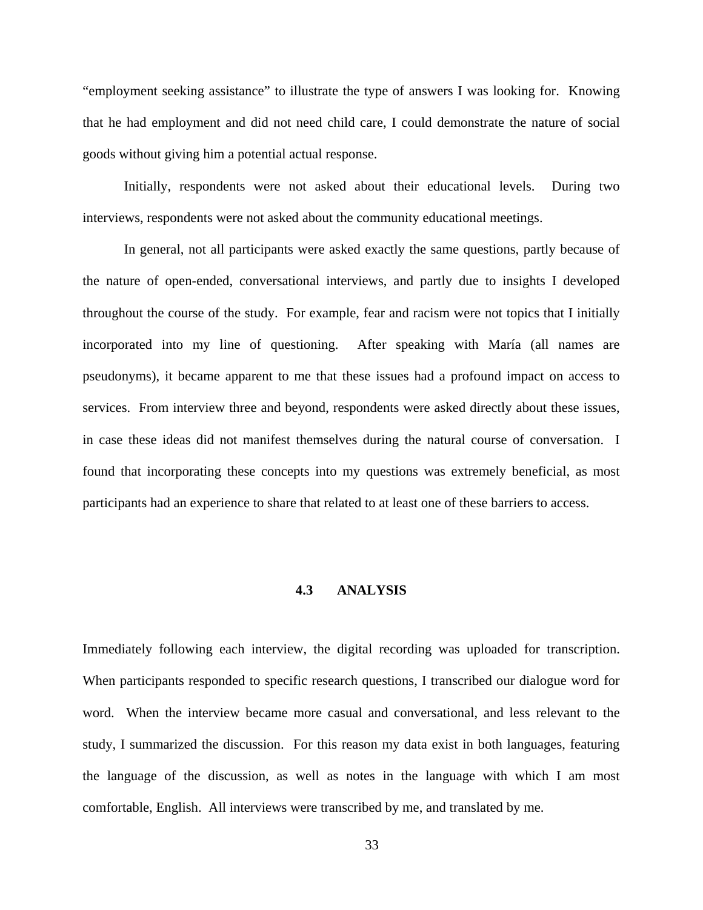"employment seeking assistance" to illustrate the type of answers I was looking for. Knowing that he had employment and did not need child care, I could demonstrate the nature of social goods without giving him a potential actual response.

Initially, respondents were not asked about their educational levels. During two interviews, respondents were not asked about the community educational meetings.

In general, not all participants were asked exactly the same questions, partly because of the nature of open-ended, conversational interviews, and partly due to insights I developed throughout the course of the study. For example, fear and racism were not topics that I initially incorporated into my line of questioning. After speaking with María (all names are pseudonyms), it became apparent to me that these issues had a profound impact on access to services. From interview three and beyond, respondents were asked directly about these issues, in case these ideas did not manifest themselves during the natural course of conversation. I found that incorporating these concepts into my questions was extremely beneficial, as most participants had an experience to share that related to at least one of these barriers to access.

### 4.3 ANALYSIS

Immediately following each interview, the digital recording was uploaded for transcription. When participants responded to specific research questions, I transcribed our dialogue word for word. When the interview became more casual and conversational, and less relevant to the study, I summarized the discussion. For this reason my data exist in both languages, featuring the language of the discussion, as well as notes in the language with which I am most comfortable, English. All interviews were transcribed by me, and translated by me.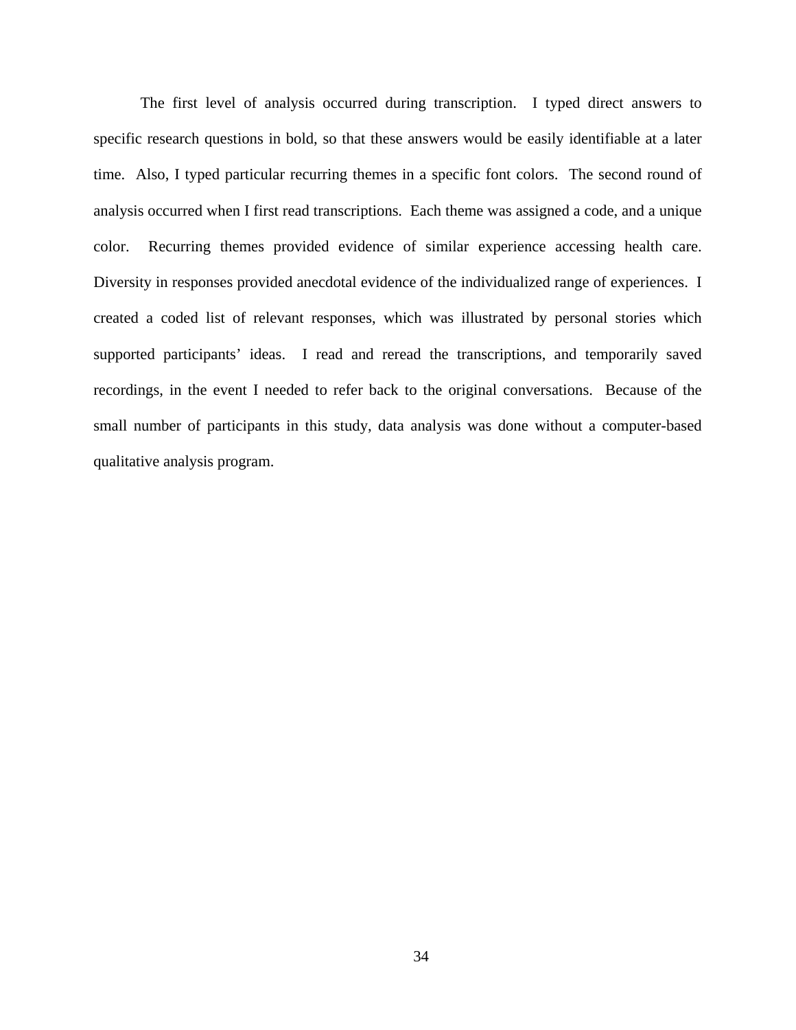The first level of analysis occurred during transcription. I typed direct answers to specific research questions in bold, so that these answers would be easily identifiable at a later time. Also, I typed particular recurring themes in a specific font colors. The second round of analysis occurred when I first read transcriptions. Each theme was assigned a code, and a unique color. Recurring themes provided evidence of similar experience accessing health care. Diversity in responses provided anecdotal evidence of the individualized range of experiences. I created a coded list of relevant responses, which was illustrated by personal stories which supported participants' ideas. I read and reread the transcriptions, and temporarily saved recordings, in the event I needed to refer back to the original conversations. Because of the small number of participants in this study, data analysis was done without a computer-based qualitative analysis program.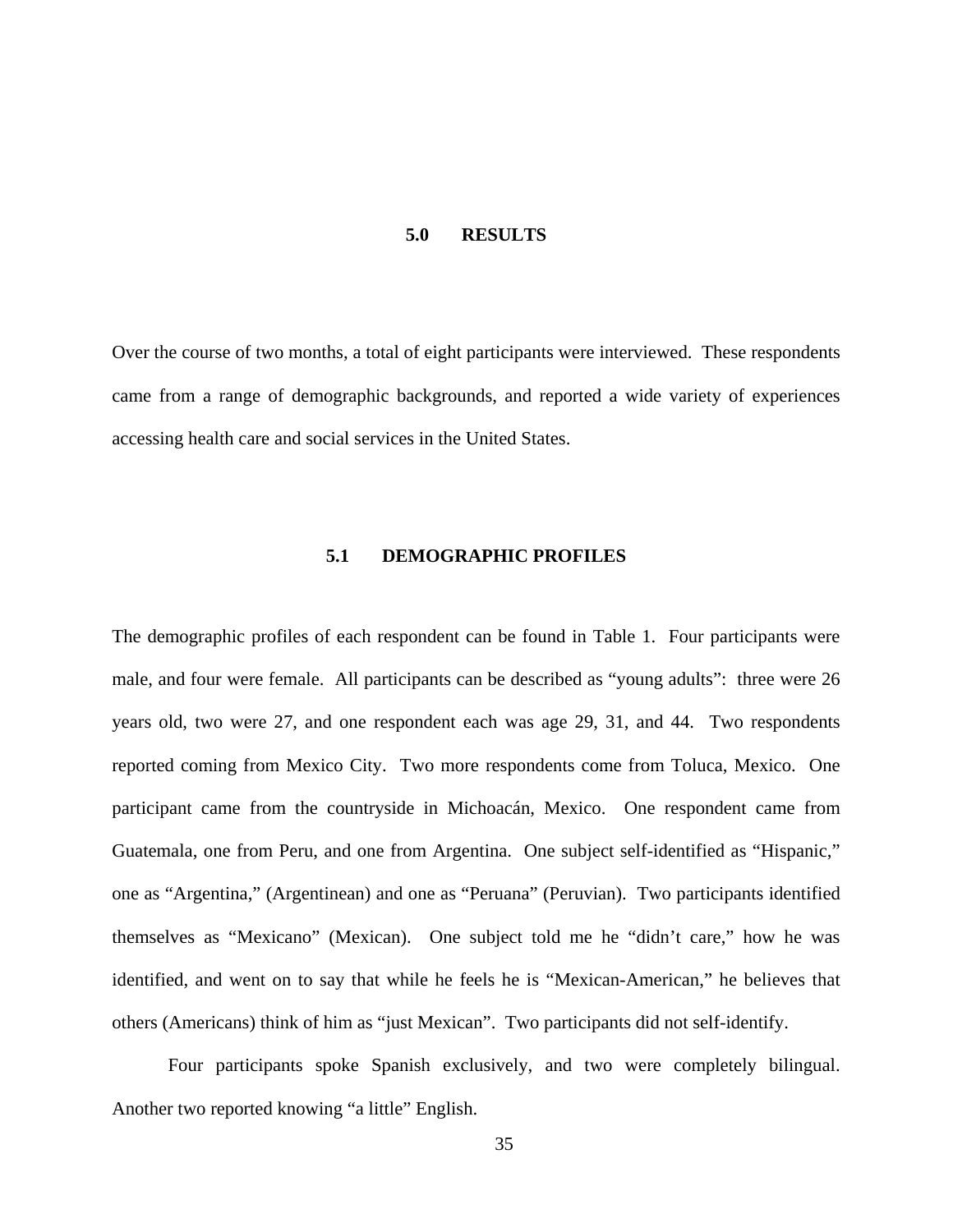# 5.0 RESULTS

Over the course of two months, a total of eight participants were interviewed. These respondents came from a range of demographic backgrounds, and reported a wide variety of experiences accessing health care and social services in the United States.

## 5.1 DEMOGRAPHIC PROFILES

The demographic profiles of each respondent can be found in Table 1. Four participants were male, and four were female. All participants can be described as "young adults": three were 26 years old, two were 27, and one respondent each was age 29, 31, and 44. Two respondents reported coming from Mexico City. Two more respondents come from Toluca, Mexico. One participant came from the countryside in Michoacán, Mexico. One respondent came from Guatemala, one from Peru, and one from Argentina. One subject self-identified as "Hispanic," one as "Argentina," (Argentinean) and one as "Peruana" (Peruvian). Two participants identified themselves as "Mexicano" (Mexican). One subject told me he "didn't care," how he was identified, and went on to say that while he feels he is "Mexican-American," he believes that others (Americans) think of him as "just Mexican". Two participants did not self-identify.

Four participants spoke Spanish exclusively, and two were completely bilingual. Another two reported knowing "a little" English.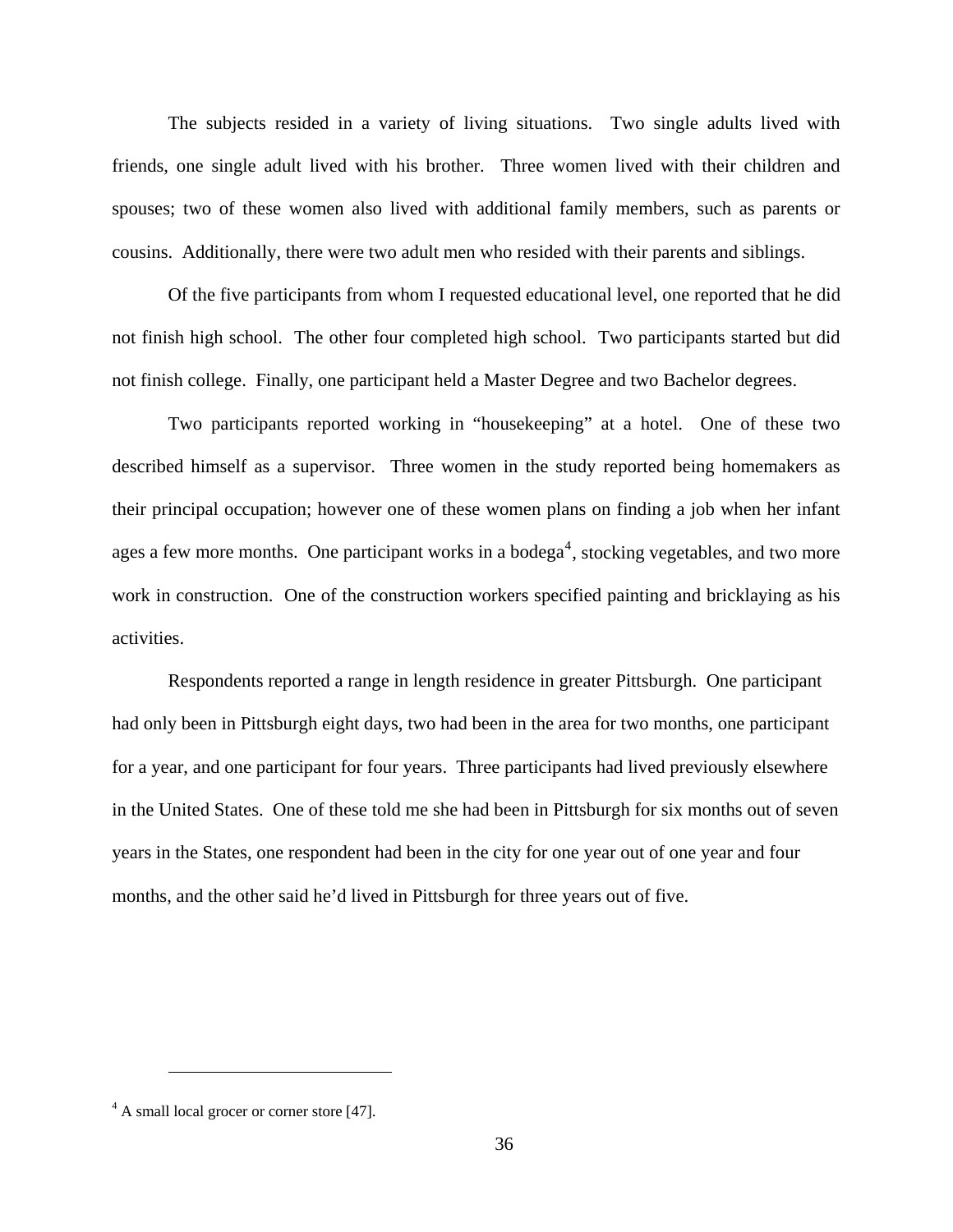The subjects resided in a variety of living situations. Two single adults lived with friends, one single adult lived with his brother. Three women lived with their children and spouses; two of these women also lived with additional family members, such as parents or cousins. Additionally, there were two adult men who resided with their parents and siblings.

Of the five participants from whom I requested educational level, one reported that he did not finish high school. The other four completed high school. Two participants started but did not finish college. Finally, one participant held a Master Degree and two Bachelor degrees.

Two participants reported working in "housekeeping" at a hotel. One of these two described himself as a supervisor. Three women in the study reported being homemakers as their principal occupation; however one of these women plans on finding a job when her infant ages a few more months. One participant works in a bodega[4], stocking vegetables, and two more work in construction. One of the construction workers specified painting and bricklaying as his activities.

Respondents reported a range in length residence in greater Pittsburgh. One participant had only been in Pittsburgh eight days, two had been in the area for two months, one participant for a year, and one participant for four years. Three participants had lived previously elsewhere in the United States. One of these told me she had been in Pittsburgh for six months out of seven years in the States, one respondent had been in the city for one year out of one year and four months, and the other said he'd lived in Pittsburgh for three years out of five.

---

[4] A small local grocer or corner store [47].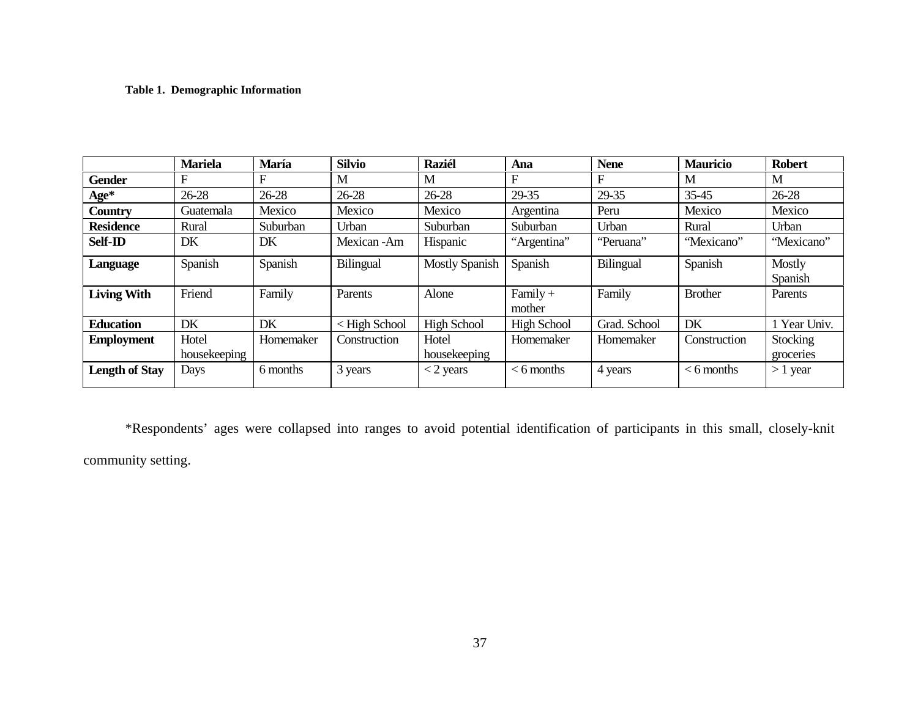**Table 1. Demographic Information**

| | Mariela | María | Silvio | Raziél | Ana | Nene | Mauricio | Robert |
|---|---|---|---|---|---|---|---|---|
| **Gender** | F | F | M | M | F | F | M | M |
| **Age*** | 26-28 | 26-28 | 26-28 | 26-28 | 29-35 | 29-35 | 35-45 | 26-28 |
| **Country** | Guatemala | Mexico | Mexico | Mexico | Argentina | Peru | Mexico | Mexico |
| **Residence** | Rural | Suburban | Urban | Suburban | Suburban | Urban | Rural | Urban |
| **Self-ID** | DK | DK | Mexican -Am | Hispanic | "Argentina" | "Peruana" | "Mexicano" | "Mexicano" |
| **Language** | Spanish | Spanish | Bilingual | Mostly Spanish | Spanish | Bilingual | Spanish | Mostly Spanish |
| **Living With** | Friend | Family | Parents | Alone | Family + mother | Family | Brother | Parents |
| **Education** | DK | DK | < High School | High School | High School | Grad. School | DK | 1 Year Univ. |
| **Employment** | Hotel housekeeping | Homemaker | Construction | Hotel housekeeping | Homemaker | Homemaker | Construction | Stocking groceries |
| **Length of Stay** | Days | 6 months | 3 years | < 2 years | < 6 months | 4 years | < 6 months | > 1 year |

*Respondents' ages were collapsed into ranges to avoid potential identification of participants in this small, closely-knit community setting.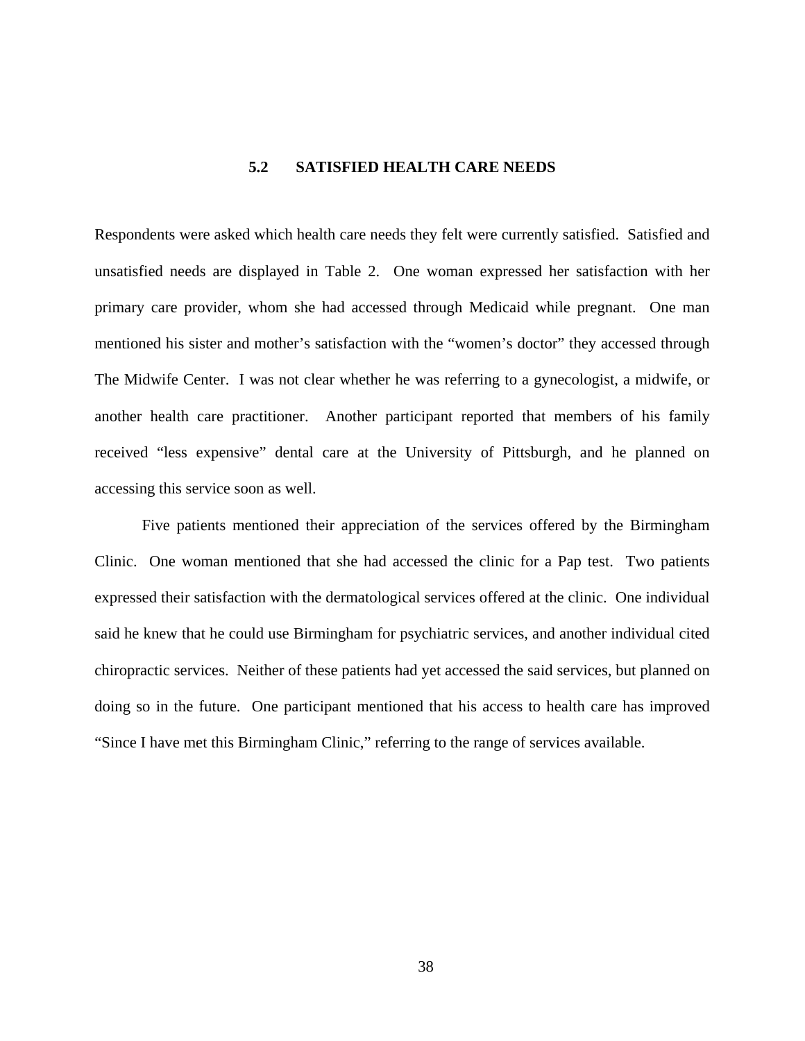## 5.2 SATISFIED HEALTH CARE NEEDS

Respondents were asked which health care needs they felt were currently satisfied. Satisfied and unsatisfied needs are displayed in Table 2. One woman expressed her satisfaction with her primary care provider, whom she had accessed through Medicaid while pregnant. One man mentioned his sister and mother's satisfaction with the "women's doctor" they accessed through The Midwife Center. I was not clear whether he was referring to a gynecologist, a midwife, or another health care practitioner. Another participant reported that members of his family received "less expensive" dental care at the University of Pittsburgh, and he planned on accessing this service soon as well.

Five patients mentioned their appreciation of the services offered by the Birmingham Clinic. One woman mentioned that she had accessed the clinic for a Pap test. Two patients expressed their satisfaction with the dermatological services offered at the clinic. One individual said he knew that he could use Birmingham for psychiatric services, and another individual cited chiropractic services. Neither of these patients had yet accessed the said services, but planned on doing so in the future. One participant mentioned that his access to health care has improved "Since I have met this Birmingham Clinic," referring to the range of services available.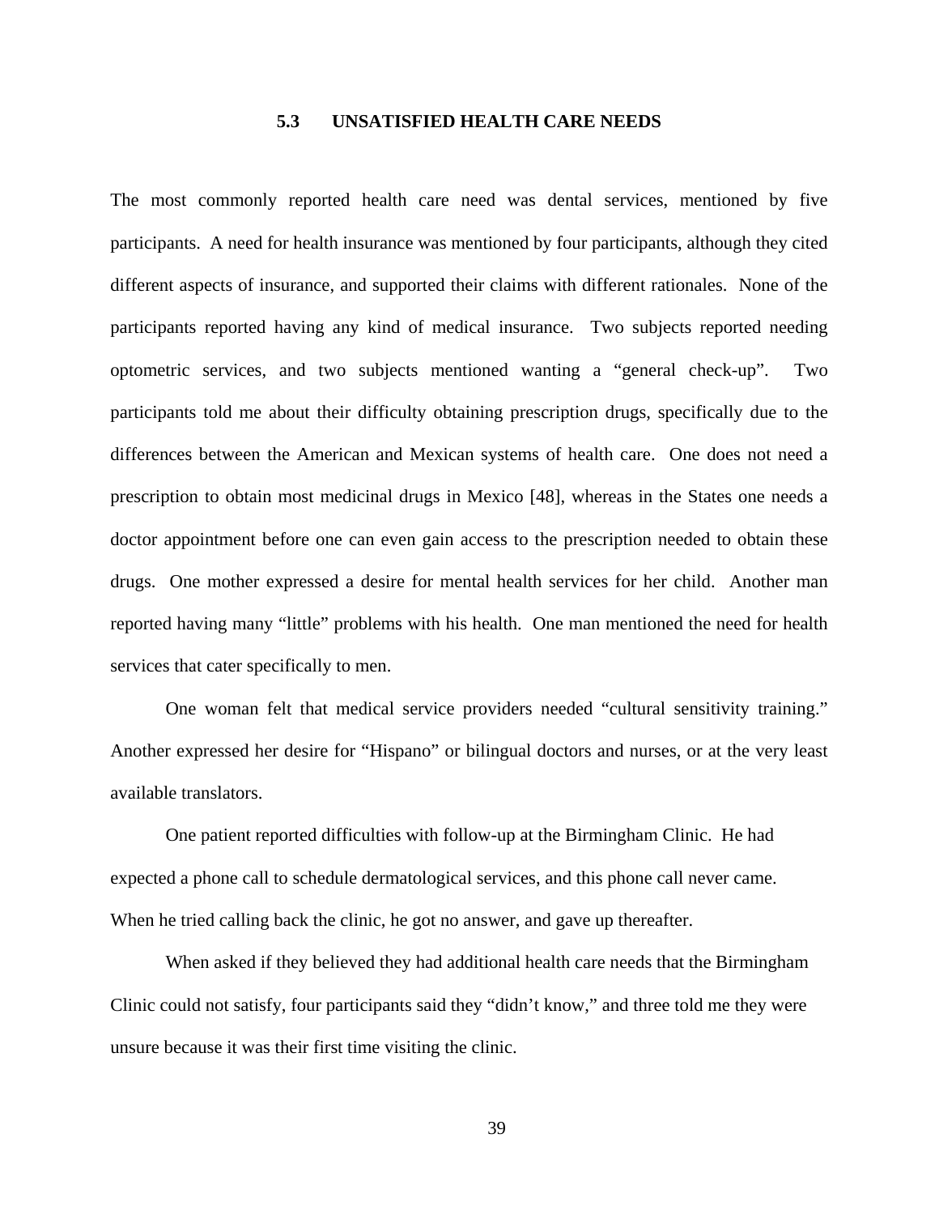### 5.3 UNSATISFIED HEALTH CARE NEEDS

The most commonly reported health care need was dental services, mentioned by five participants. A need for health insurance was mentioned by four participants, although they cited different aspects of insurance, and supported their claims with different rationales. None of the participants reported having any kind of medical insurance. Two subjects reported needing optometric services, and two subjects mentioned wanting a "general check-up". Two participants told me about their difficulty obtaining prescription drugs, specifically due to the differences between the American and Mexican systems of health care. One does not need a prescription to obtain most medicinal drugs in Mexico [48], whereas in the States one needs a doctor appointment before one can even gain access to the prescription needed to obtain these drugs. One mother expressed a desire for mental health services for her child. Another man reported having many "little" problems with his health. One man mentioned the need for health services that cater specifically to men.

One woman felt that medical service providers needed "cultural sensitivity training." Another expressed her desire for "Hispano" or bilingual doctors and nurses, or at the very least available translators.

One patient reported difficulties with follow-up at the Birmingham Clinic. He had expected a phone call to schedule dermatological services, and this phone call never came. When he tried calling back the clinic, he got no answer, and gave up thereafter.

When asked if they believed they had additional health care needs that the Birmingham Clinic could not satisfy, four participants said they "didn't know," and three told me they were unsure because it was their first time visiting the clinic.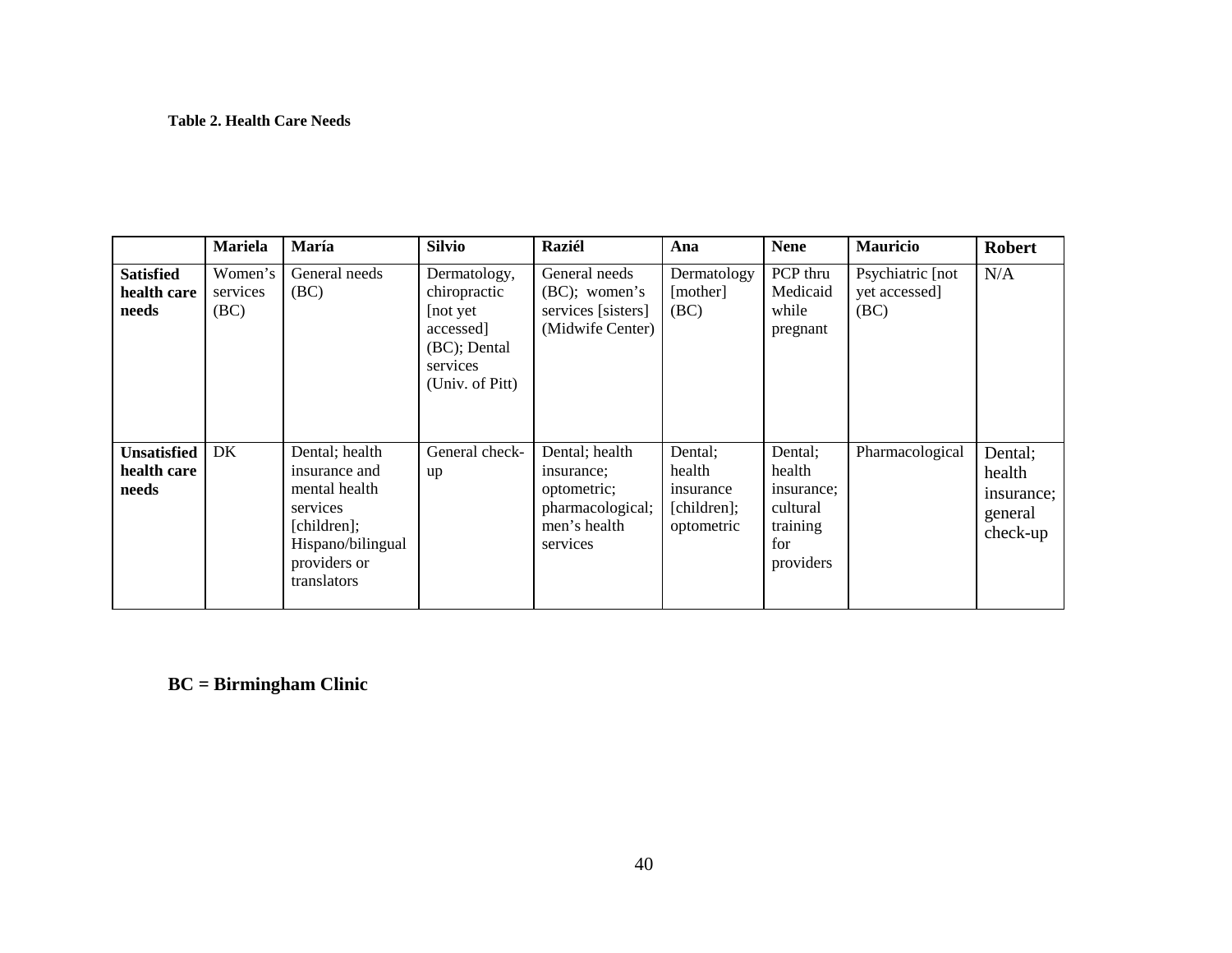**Table 2. Health Care Needs**

| | Mariela | María | Silvio | Raziél | Ana | Nene | Mauricio | Robert |
|---|---|---|---|---|---|---|---|---|
| **Satisfied health care needs** | Women's services (BC) | General needs (BC) | Dermatology, chiropractic [not yet accessed] (BC); Dental services (Univ. of Pitt) | General needs (BC); women's services [sisters] (Midwife Center) | Dermatology [mother] (BC) | PCP thru Medicaid while pregnant | Psychiatric [not yet accessed] (BC) | N/A |
| **Unsatisfied health care needs** | DK | Dental; health insurance and mental health services [children]; Hispano/bilingual providers or translators | General check-up | Dental; health insurance; optometric; pharmacological; men's health services | Dental; health insurance [children]; optometric | Dental; health insurance; cultural training for providers | Pharmacological | Dental; health insurance; general check-up |

**BC = Birmingham Clinic**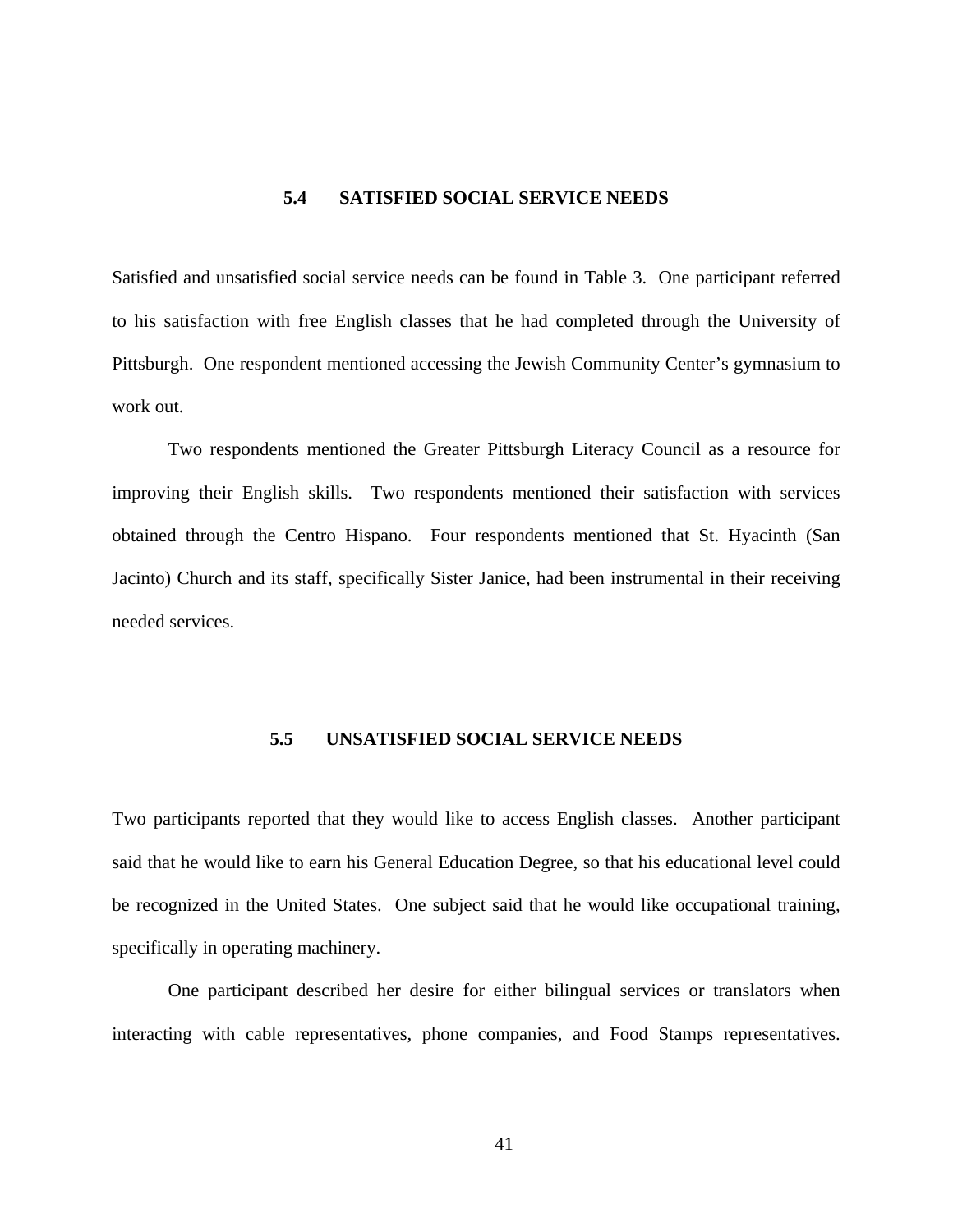## 5.4 SATISFIED SOCIAL SERVICE NEEDS

Satisfied and unsatisfied social service needs can be found in Table 3. One participant referred to his satisfaction with free English classes that he had completed through the University of Pittsburgh. One respondent mentioned accessing the Jewish Community Center's gymnasium to work out.

Two respondents mentioned the Greater Pittsburgh Literacy Council as a resource for improving their English skills. Two respondents mentioned their satisfaction with services obtained through the Centro Hispano. Four respondents mentioned that St. Hyacinth (San Jacinto) Church and its staff, specifically Sister Janice, had been instrumental in their receiving needed services.

## 5.5 UNSATISFIED SOCIAL SERVICE NEEDS

Two participants reported that they would like to access English classes. Another participant said that he would like to earn his General Education Degree, so that his educational level could be recognized in the United States. One subject said that he would like occupational training, specifically in operating machinery.

One participant described her desire for either bilingual services or translators when interacting with cable representatives, phone companies, and Food Stamps representatives.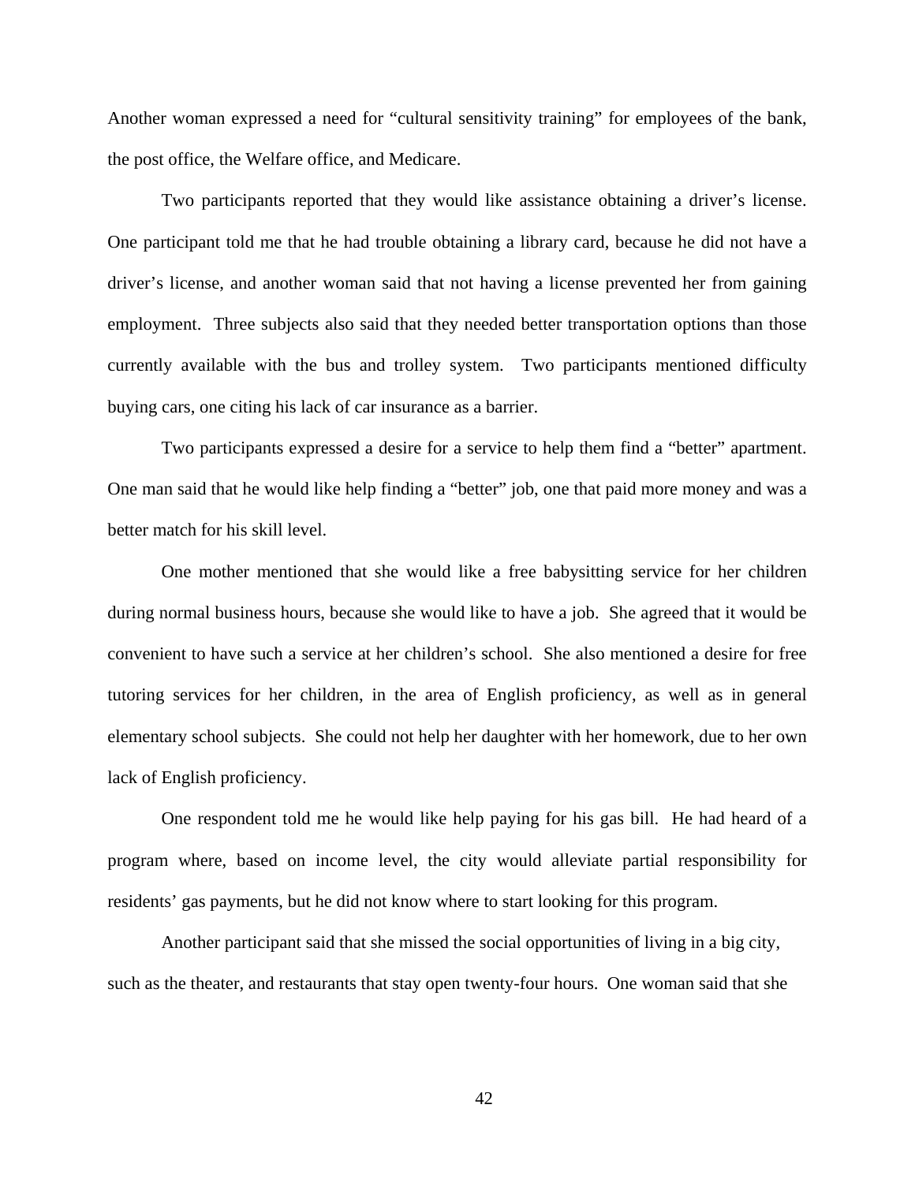Another woman expressed a need for "cultural sensitivity training" for employees of the bank, the post office, the Welfare office, and Medicare.

Two participants reported that they would like assistance obtaining a driver's license. One participant told me that he had trouble obtaining a library card, because he did not have a driver's license, and another woman said that not having a license prevented her from gaining employment. Three subjects also said that they needed better transportation options than those currently available with the bus and trolley system. Two participants mentioned difficulty buying cars, one citing his lack of car insurance as a barrier.

Two participants expressed a desire for a service to help them find a "better" apartment. One man said that he would like help finding a "better" job, one that paid more money and was a better match for his skill level.

One mother mentioned that she would like a free babysitting service for her children during normal business hours, because she would like to have a job. She agreed that it would be convenient to have such a service at her children's school. She also mentioned a desire for free tutoring services for her children, in the area of English proficiency, as well as in general elementary school subjects. She could not help her daughter with her homework, due to her own lack of English proficiency.

One respondent told me he would like help paying for his gas bill. He had heard of a program where, based on income level, the city would alleviate partial responsibility for residents' gas payments, but he did not know where to start looking for this program.

Another participant said that she missed the social opportunities of living in a big city, such as the theater, and restaurants that stay open twenty-four hours. One woman said that she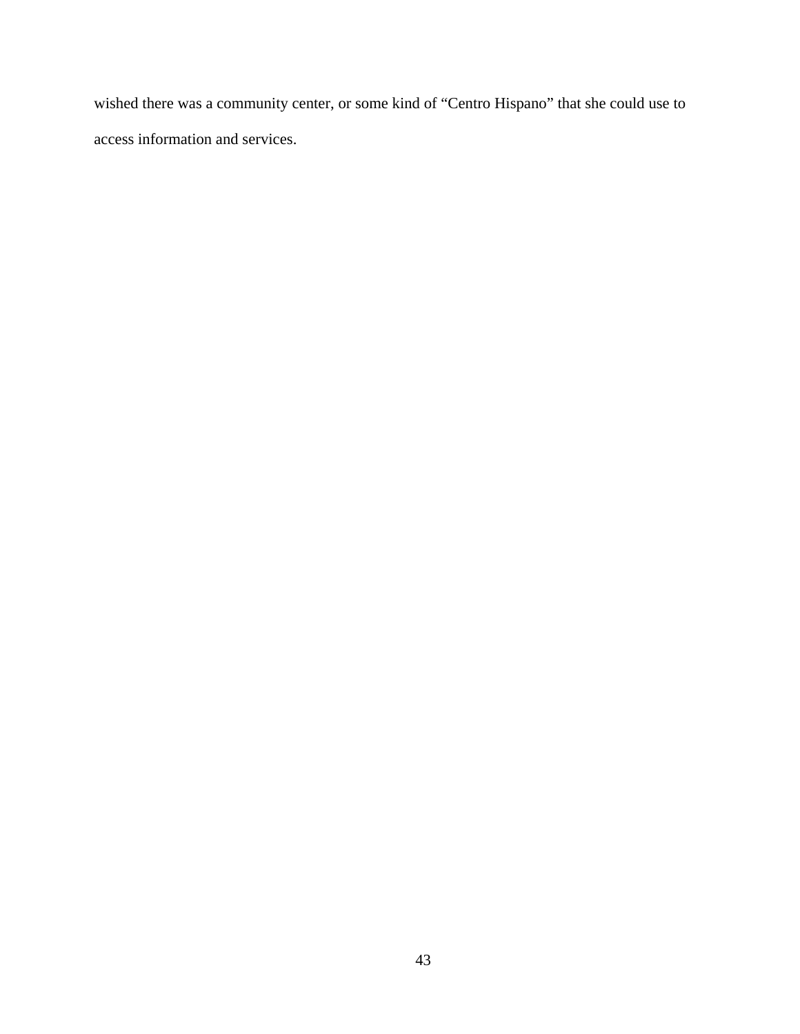wished there was a community center, or some kind of "Centro Hispano" that she could use to access information and services.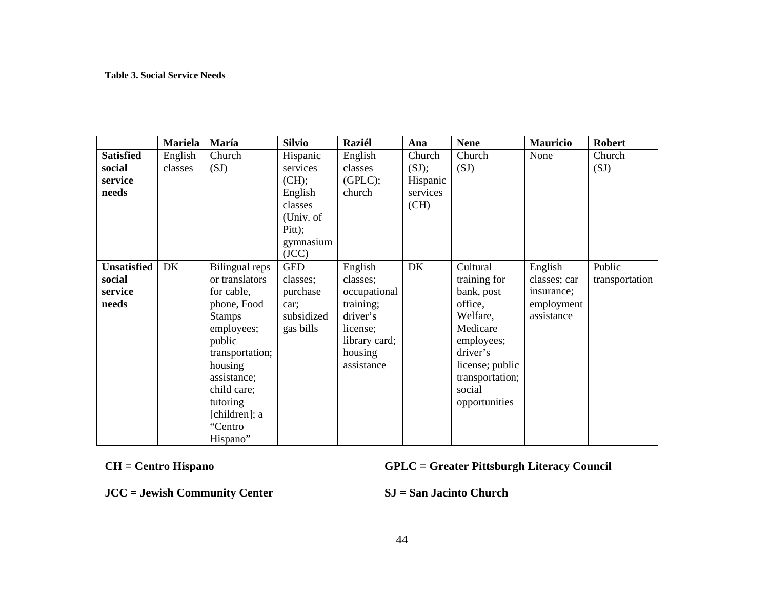**Table 3. Social Service Needs**

| | **Mariela** | **María** | **Silvio** | **Raziél** | **Ana** | **Nene** | **Mauricio** | **Robert** |
|---|---|---|---|---|---|---|---|---|
| **Satisfied social service needs** | English classes | Church (SJ) | Hispanic services (CH); English classes (Univ. of Pitt); gymnasium (JCC) | English classes (GPLC); church | Church (SJ); Hispanic services (CH) | Church (SJ) | None | Church (SJ) |
| **Unsatisfied social service needs** | DK | Bilingual reps or translators for cable, phone, Food Stamps employees; public transportation; housing assistance; child care; tutoring [children]; a "Centro Hispano" | GED classes; purchase car; subsidized gas bills | English classes; occupational training; driver's license; library card; housing assistance | DK | Cultural training for bank, post office, Welfare, Medicare employees; driver's license; public transportation; social opportunities | English classes; car insurance; employment assistance | Public transportation |

**CH = Centro Hispano**

**GPLC = Greater Pittsburgh Literacy Council**

**JCC = Jewish Community Center**

**SJ = San Jacinto Church**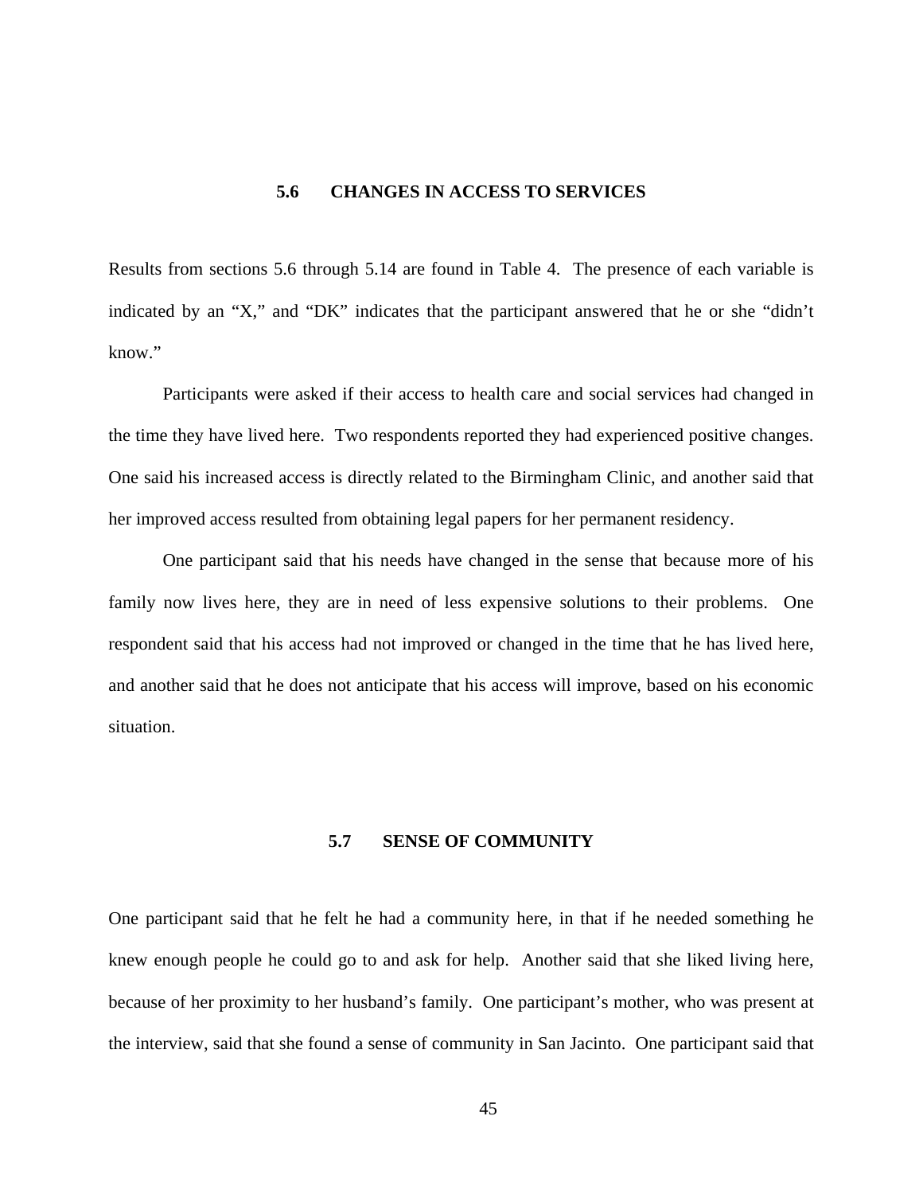## 5.6 CHANGES IN ACCESS TO SERVICES

Results from sections 5.6 through 5.14 are found in Table 4. The presence of each variable is indicated by an "X," and "DK" indicates that the participant answered that he or she "didn't know."

Participants were asked if their access to health care and social services had changed in the time they have lived here. Two respondents reported they had experienced positive changes. One said his increased access is directly related to the Birmingham Clinic, and another said that her improved access resulted from obtaining legal papers for her permanent residency.

One participant said that his needs have changed in the sense that because more of his family now lives here, they are in need of less expensive solutions to their problems. One respondent said that his access had not improved or changed in the time that he has lived here, and another said that he does not anticipate that his access will improve, based on his economic situation.

## 5.7 SENSE OF COMMUNITY

One participant said that he felt he had a community here, in that if he needed something he knew enough people he could go to and ask for help. Another said that she liked living here, because of her proximity to her husband's family. One participant's mother, who was present at the interview, said that she found a sense of community in San Jacinto. One participant said that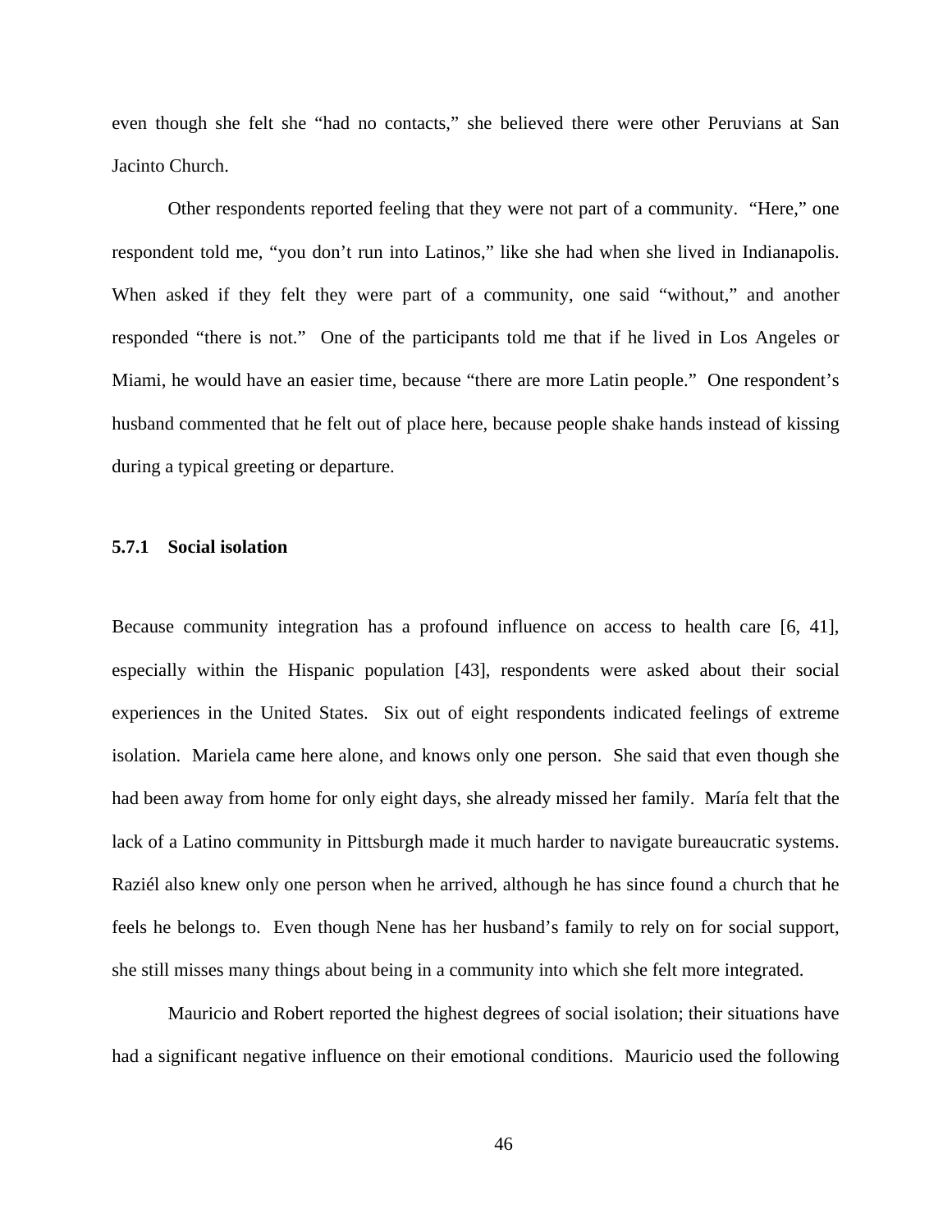even though she felt she "had no contacts," she believed there were other Peruvians at San Jacinto Church.

Other respondents reported feeling that they were not part of a community. "Here," one respondent told me, "you don't run into Latinos," like she had when she lived in Indianapolis. When asked if they felt they were part of a community, one said "without," and another responded "there is not." One of the participants told me that if he lived in Los Angeles or Miami, he would have an easier time, because "there are more Latin people." One respondent's husband commented that he felt out of place here, because people shake hands instead of kissing during a typical greeting or departure.

### 5.7.1 Social isolation

Because community integration has a profound influence on access to health care [6, 41], especially within the Hispanic population [43], respondents were asked about their social experiences in the United States. Six out of eight respondents indicated feelings of extreme isolation. Mariela came here alone, and knows only one person. She said that even though she had been away from home for only eight days, she already missed her family. María felt that the lack of a Latino community in Pittsburgh made it much harder to navigate bureaucratic systems. Raziél also knew only one person when he arrived, although he has since found a church that he feels he belongs to. Even though Nene has her husband's family to rely on for social support, she still misses many things about being in a community into which she felt more integrated.

Mauricio and Robert reported the highest degrees of social isolation; their situations have had a significant negative influence on their emotional conditions. Mauricio used the following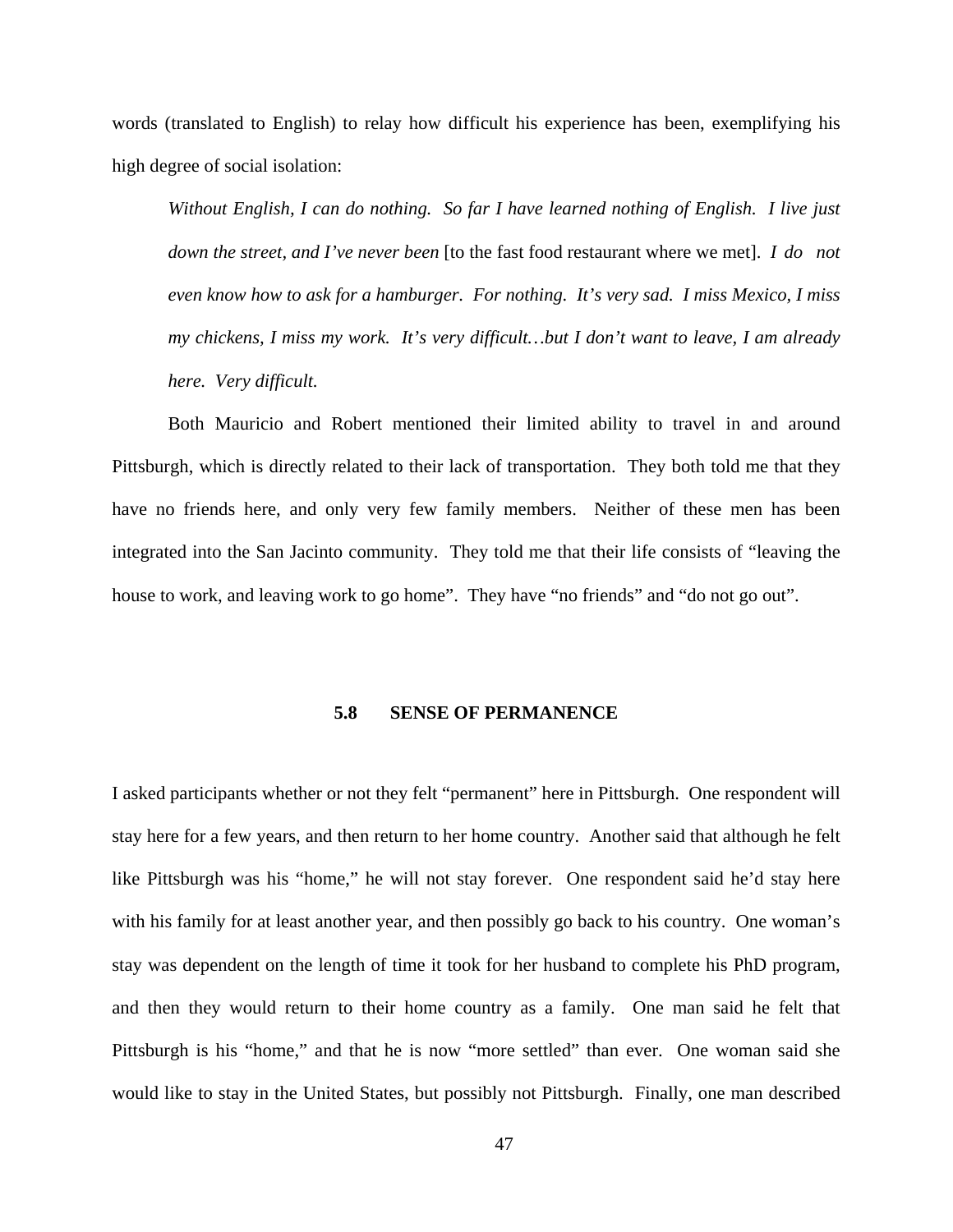words (translated to English) to relay how difficult his experience has been, exemplifying his high degree of social isolation:

> *Without English, I can do nothing. So far I have learned nothing of English. I live just down the street, and I've never been* [to the fast food restaurant where we met]. *I do not even know how to ask for a hamburger. For nothing. It's very sad. I miss Mexico, I miss my chickens, I miss my work. It's very difficult…but I don't want to leave, I am already here. Very difficult.*

Both Mauricio and Robert mentioned their limited ability to travel in and around Pittsburgh, which is directly related to their lack of transportation. They both told me that they have no friends here, and only very few family members. Neither of these men has been integrated into the San Jacinto community. They told me that their life consists of "leaving the house to work, and leaving work to go home". They have "no friends" and "do not go out".

### 5.8 SENSE OF PERMANENCE

I asked participants whether or not they felt "permanent" here in Pittsburgh. One respondent will stay here for a few years, and then return to her home country. Another said that although he felt like Pittsburgh was his "home," he will not stay forever. One respondent said he'd stay here with his family for at least another year, and then possibly go back to his country. One woman's stay was dependent on the length of time it took for her husband to complete his PhD program, and then they would return to their home country as a family. One man said he felt that Pittsburgh is his "home," and that he is now "more settled" than ever. One woman said she would like to stay in the United States, but possibly not Pittsburgh. Finally, one man described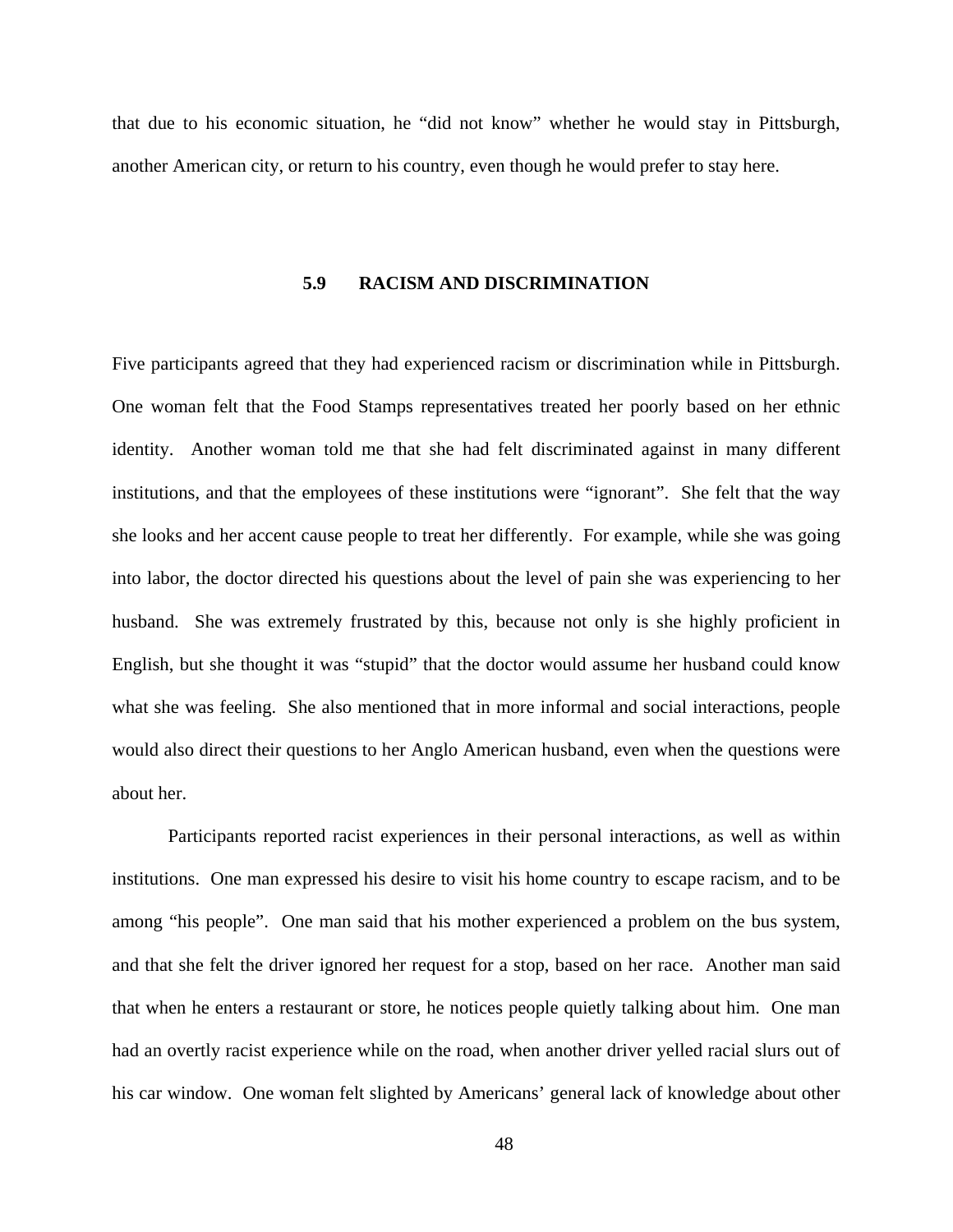that due to his economic situation, he "did not know" whether he would stay in Pittsburgh, another American city, or return to his country, even though he would prefer to stay here.

## 5.9 RACISM AND DISCRIMINATION

Five participants agreed that they had experienced racism or discrimination while in Pittsburgh. One woman felt that the Food Stamps representatives treated her poorly based on her ethnic identity. Another woman told me that she had felt discriminated against in many different institutions, and that the employees of these institutions were "ignorant". She felt that the way she looks and her accent cause people to treat her differently. For example, while she was going into labor, the doctor directed his questions about the level of pain she was experiencing to her husband. She was extremely frustrated by this, because not only is she highly proficient in English, but she thought it was "stupid" that the doctor would assume her husband could know what she was feeling. She also mentioned that in more informal and social interactions, people would also direct their questions to her Anglo American husband, even when the questions were about her.

Participants reported racist experiences in their personal interactions, as well as within institutions. One man expressed his desire to visit his home country to escape racism, and to be among "his people". One man said that his mother experienced a problem on the bus system, and that she felt the driver ignored her request for a stop, based on her race. Another man said that when he enters a restaurant or store, he notices people quietly talking about him. One man had an overtly racist experience while on the road, when another driver yelled racial slurs out of his car window. One woman felt slighted by Americans' general lack of knowledge about other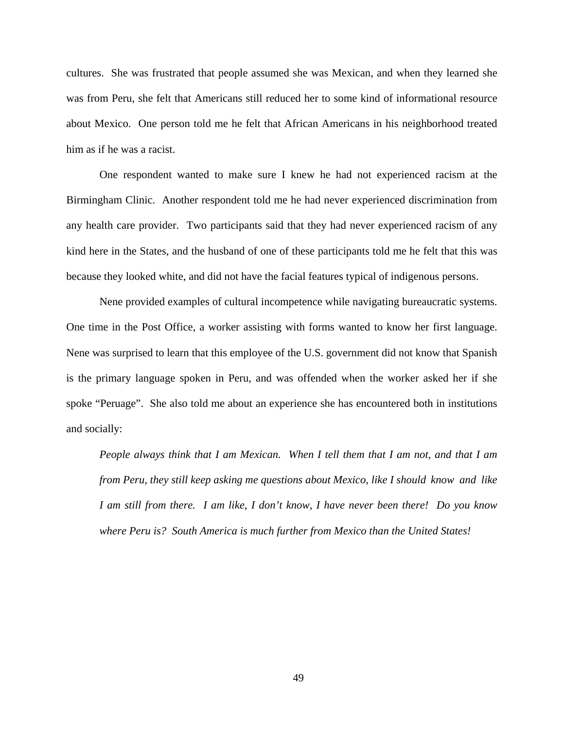cultures. She was frustrated that people assumed she was Mexican, and when they learned she was from Peru, she felt that Americans still reduced her to some kind of informational resource about Mexico. One person told me he felt that African Americans in his neighborhood treated him as if he was a racist.

One respondent wanted to make sure I knew he had not experienced racism at the Birmingham Clinic. Another respondent told me he had never experienced discrimination from any health care provider. Two participants said that they had never experienced racism of any kind here in the States, and the husband of one of these participants told me he felt that this was because they looked white, and did not have the facial features typical of indigenous persons.

Nene provided examples of cultural incompetence while navigating bureaucratic systems. One time in the Post Office, a worker assisting with forms wanted to know her first language. Nene was surprised to learn that this employee of the U.S. government did not know that Spanish is the primary language spoken in Peru, and was offended when the worker asked her if she spoke "Peruage". She also told me about an experience she has encountered both in institutions and socially:

> *People always think that I am Mexican. When I tell them that I am not, and that I am from Peru, they still keep asking me questions about Mexico, like I should know and like I am still from there. I am like, I don't know, I have never been there! Do you know where Peru is? South America is much further from Mexico than the United States!*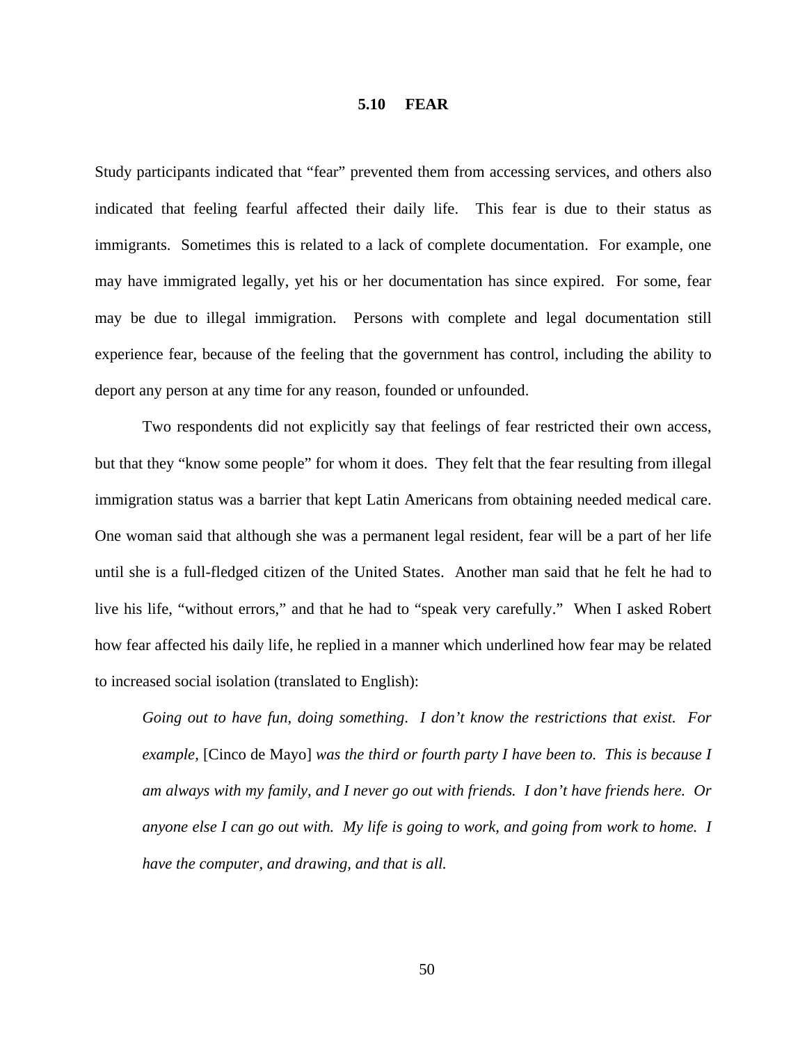## 5.10 FEAR

Study participants indicated that "fear" prevented them from accessing services, and others also indicated that feeling fearful affected their daily life. This fear is due to their status as immigrants. Sometimes this is related to a lack of complete documentation. For example, one may have immigrated legally, yet his or her documentation has since expired. For some, fear may be due to illegal immigration. Persons with complete and legal documentation still experience fear, because of the feeling that the government has control, including the ability to deport any person at any time for any reason, founded or unfounded.

Two respondents did not explicitly say that feelings of fear restricted their own access, but that they "know some people" for whom it does. They felt that the fear resulting from illegal immigration status was a barrier that kept Latin Americans from obtaining needed medical care. One woman said that although she was a permanent legal resident, fear will be a part of her life until she is a full-fledged citizen of the United States. Another man said that he felt he had to live his life, "without errors," and that he had to "speak very carefully." When I asked Robert how fear affected his daily life, he replied in a manner which underlined how fear may be related to increased social isolation (translated to English):

> *Going out to have fun, doing something. I don't know the restrictions that exist. For example,* [Cinco de Mayo] *was the third or fourth party I have been to. This is because I am always with my family, and I never go out with friends. I don't have friends here. Or anyone else I can go out with. My life is going to work, and going from work to home. I have the computer, and drawing, and that is all.*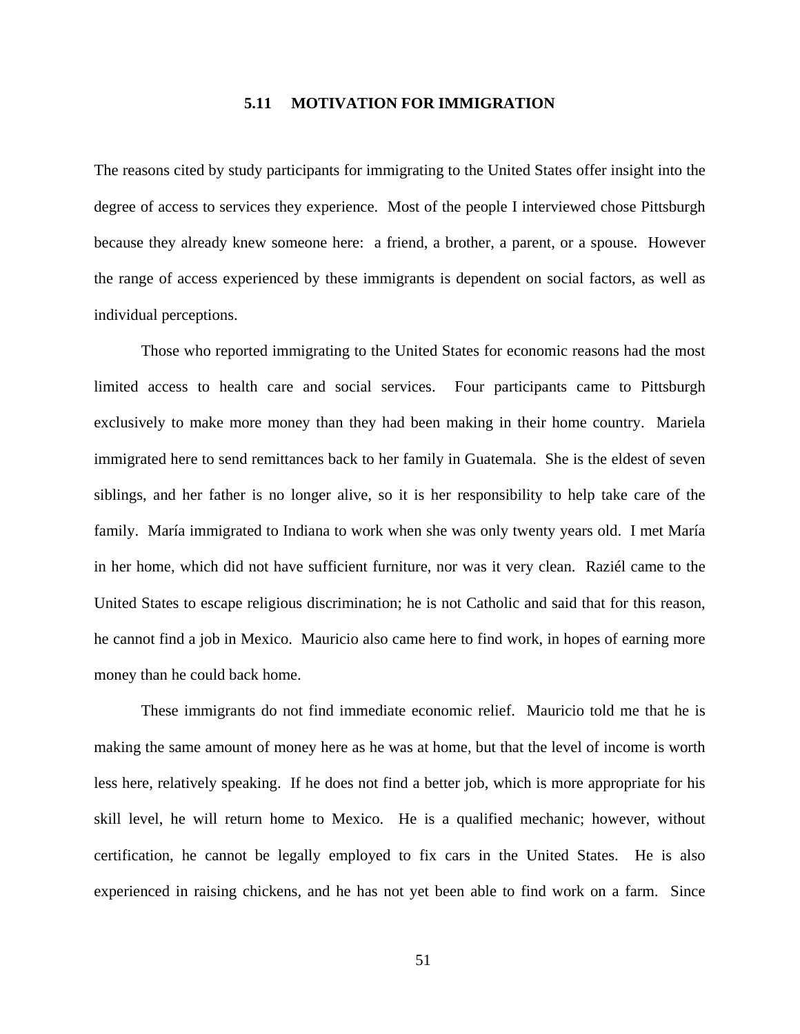### 5.11 MOTIVATION FOR IMMIGRATION

The reasons cited by study participants for immigrating to the United States offer insight into the degree of access to services they experience. Most of the people I interviewed chose Pittsburgh because they already knew someone here: a friend, a brother, a parent, or a spouse. However the range of access experienced by these immigrants is dependent on social factors, as well as individual perceptions.

Those who reported immigrating to the United States for economic reasons had the most limited access to health care and social services. Four participants came to Pittsburgh exclusively to make more money than they had been making in their home country. Mariela immigrated here to send remittances back to her family in Guatemala. She is the eldest of seven siblings, and her father is no longer alive, so it is her responsibility to help take care of the family. María immigrated to Indiana to work when she was only twenty years old. I met María in her home, which did not have sufficient furniture, nor was it very clean. Raziél came to the United States to escape religious discrimination; he is not Catholic and said that for this reason, he cannot find a job in Mexico. Mauricio also came here to find work, in hopes of earning more money than he could back home.

These immigrants do not find immediate economic relief. Mauricio told me that he is making the same amount of money here as he was at home, but that the level of income is worth less here, relatively speaking. If he does not find a better job, which is more appropriate for his skill level, he will return home to Mexico. He is a qualified mechanic; however, without certification, he cannot be legally employed to fix cars in the United States. He is also experienced in raising chickens, and he has not yet been able to find work on a farm. Since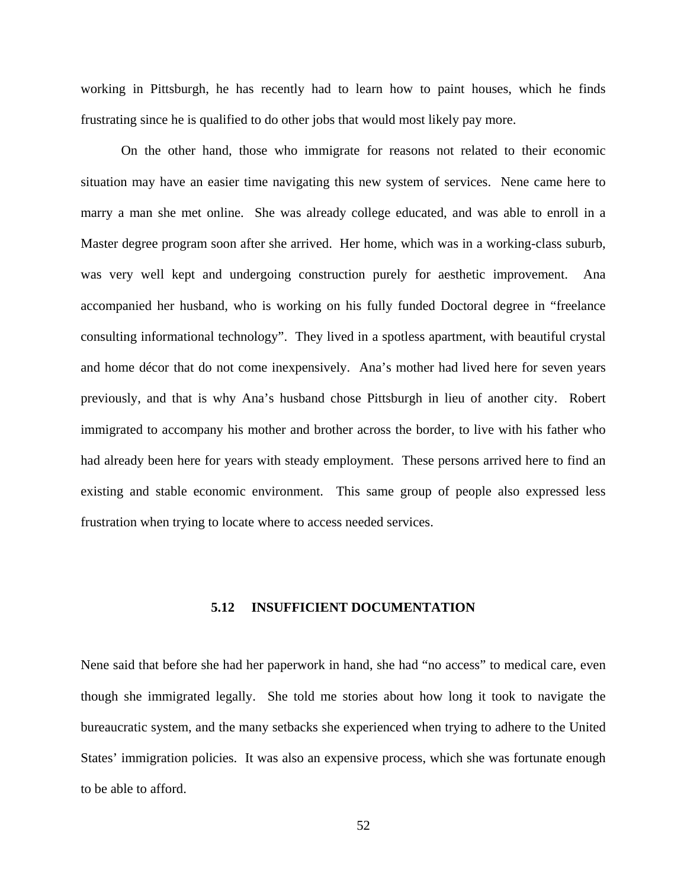working in Pittsburgh, he has recently had to learn how to paint houses, which he finds frustrating since he is qualified to do other jobs that would most likely pay more.

On the other hand, those who immigrate for reasons not related to their economic situation may have an easier time navigating this new system of services. Nene came here to marry a man she met online. She was already college educated, and was able to enroll in a Master degree program soon after she arrived. Her home, which was in a working-class suburb, was very well kept and undergoing construction purely for aesthetic improvement. Ana accompanied her husband, who is working on his fully funded Doctoral degree in "freelance consulting informational technology". They lived in a spotless apartment, with beautiful crystal and home décor that do not come inexpensively. Ana's mother had lived here for seven years previously, and that is why Ana's husband chose Pittsburgh in lieu of another city. Robert immigrated to accompany his mother and brother across the border, to live with his father who had already been here for years with steady employment. These persons arrived here to find an existing and stable economic environment. This same group of people also expressed less frustration when trying to locate where to access needed services.

## 5.12 INSUFFICIENT DOCUMENTATION

Nene said that before she had her paperwork in hand, she had "no access" to medical care, even though she immigrated legally. She told me stories about how long it took to navigate the bureaucratic system, and the many setbacks she experienced when trying to adhere to the United States' immigration policies. It was also an expensive process, which she was fortunate enough to be able to afford.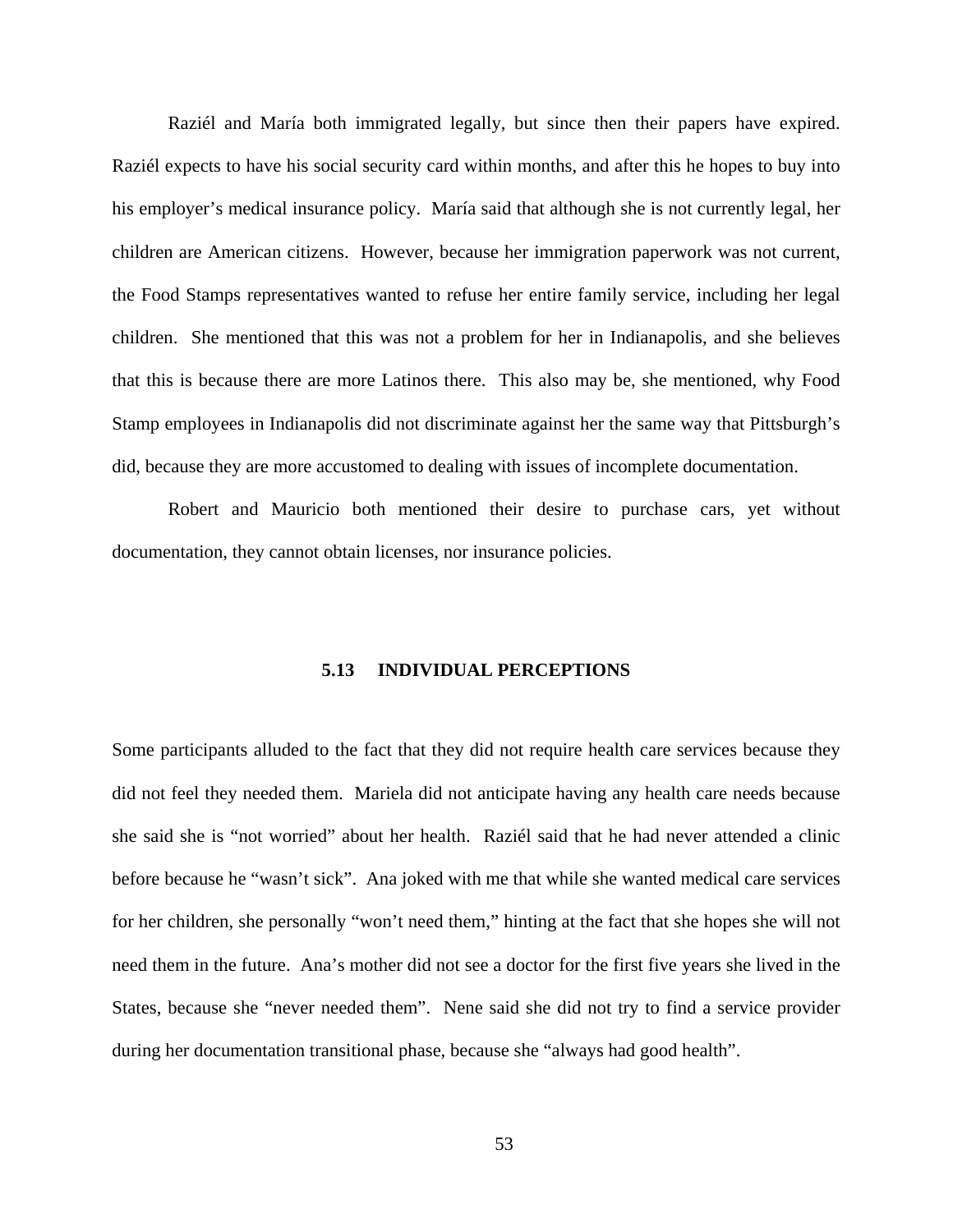Raziél and María both immigrated legally, but since then their papers have expired. Raziél expects to have his social security card within months, and after this he hopes to buy into his employer's medical insurance policy. María said that although she is not currently legal, her children are American citizens. However, because her immigration paperwork was not current, the Food Stamps representatives wanted to refuse her entire family service, including her legal children. She mentioned that this was not a problem for her in Indianapolis, and she believes that this is because there are more Latinos there. This also may be, she mentioned, why Food Stamp employees in Indianapolis did not discriminate against her the same way that Pittsburgh's did, because they are more accustomed to dealing with issues of incomplete documentation.

Robert and Mauricio both mentioned their desire to purchase cars, yet without documentation, they cannot obtain licenses, nor insurance policies.

## 5.13 INDIVIDUAL PERCEPTIONS

Some participants alluded to the fact that they did not require health care services because they did not feel they needed them. Mariela did not anticipate having any health care needs because she said she is "not worried" about her health. Raziél said that he had never attended a clinic before because he "wasn't sick". Ana joked with me that while she wanted medical care services for her children, she personally "won't need them," hinting at the fact that she hopes she will not need them in the future. Ana's mother did not see a doctor for the first five years she lived in the States, because she "never needed them". Nene said she did not try to find a service provider during her documentation transitional phase, because she "always had good health".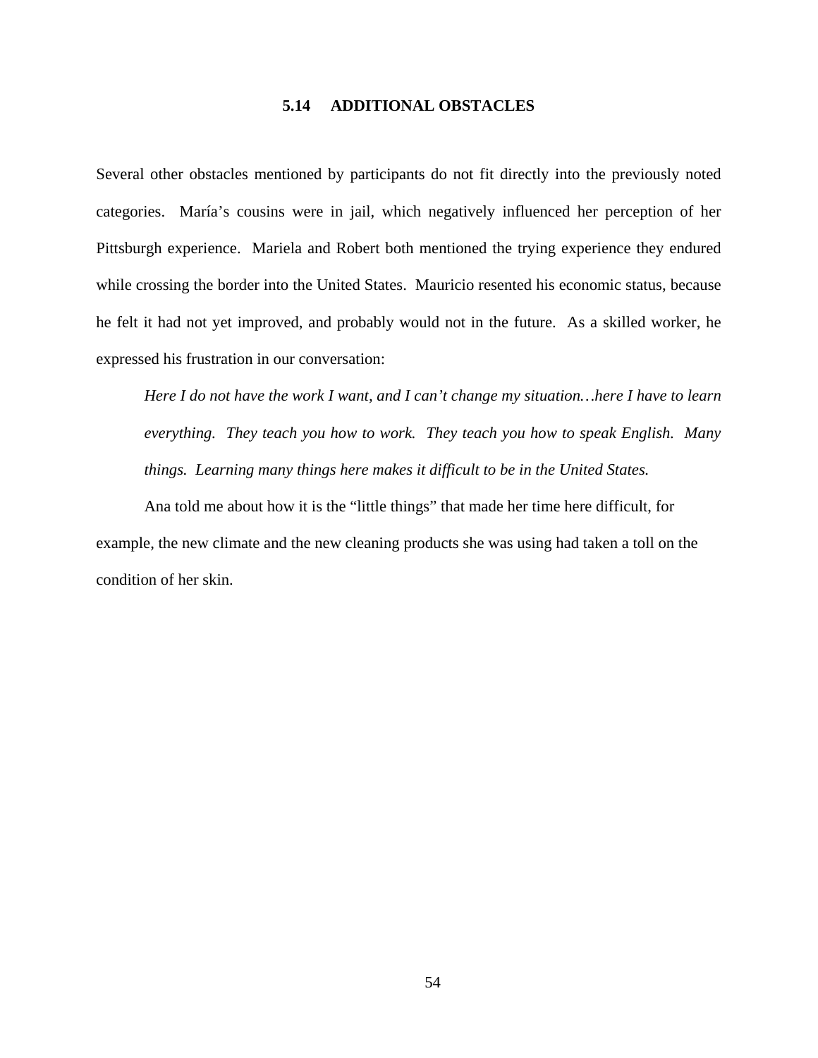## 5.14 ADDITIONAL OBSTACLES

Several other obstacles mentioned by participants do not fit directly into the previously noted categories. María's cousins were in jail, which negatively influenced her perception of her Pittsburgh experience. Mariela and Robert both mentioned the trying experience they endured while crossing the border into the United States. Mauricio resented his economic status, because he felt it had not yet improved, and probably would not in the future. As a skilled worker, he expressed his frustration in our conversation:

> *Here I do not have the work I want, and I can't change my situation…here I have to learn everything. They teach you how to work. They teach you how to speak English. Many things. Learning many things here makes it difficult to be in the United States.*

Ana told me about how it is the "little things" that made her time here difficult, for example, the new climate and the new cleaning products she was using had taken a toll on the condition of her skin.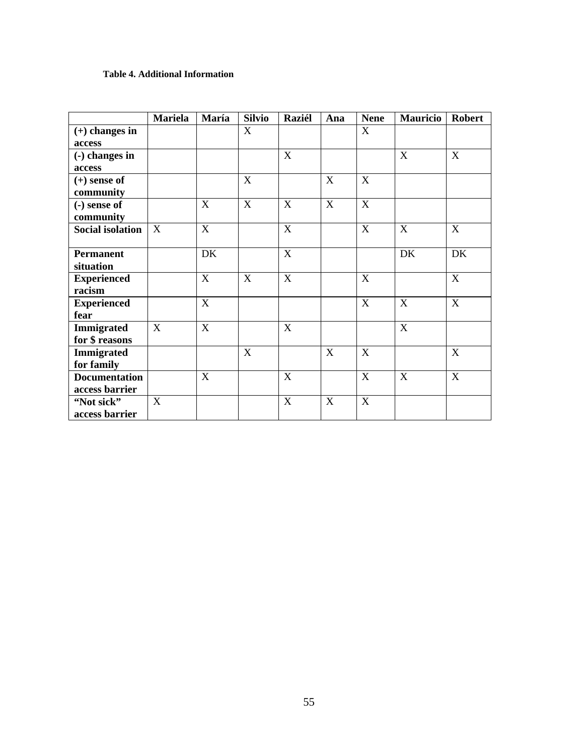**Table 4. Additional Information**

| | Mariela | María | Silvio | Raziél | Ana | Nene | Mauricio | Robert |
|---|---|---|---|---|---|---|---|---|
| **(+) changes in access** | | | X | | | X | | |
| **(-) changes in access** | | | | X | | | X | X |
| **(+) sense of community** | | | X | | X | X | | |
| **(-) sense of community** | | X | X | X | X | X | | |
| **Social isolation** | X | X | | X | | X | X | X |
| **Permanent situation** | | DK | | X | | | DK | DK |
| **Experienced racism** | | X | X | X | | X | | X |
| **Experienced fear** | | X | | | | X | X | X |
| **Immigrated for $ reasons** | X | X | | X | | | X | |
| **Immigrated for family** | | | X | | X | X | | X |
| **Documentation access barrier** | | X | | X | | X | X | X |
| **"Not sick" access barrier** | X | | | X | X | X | | |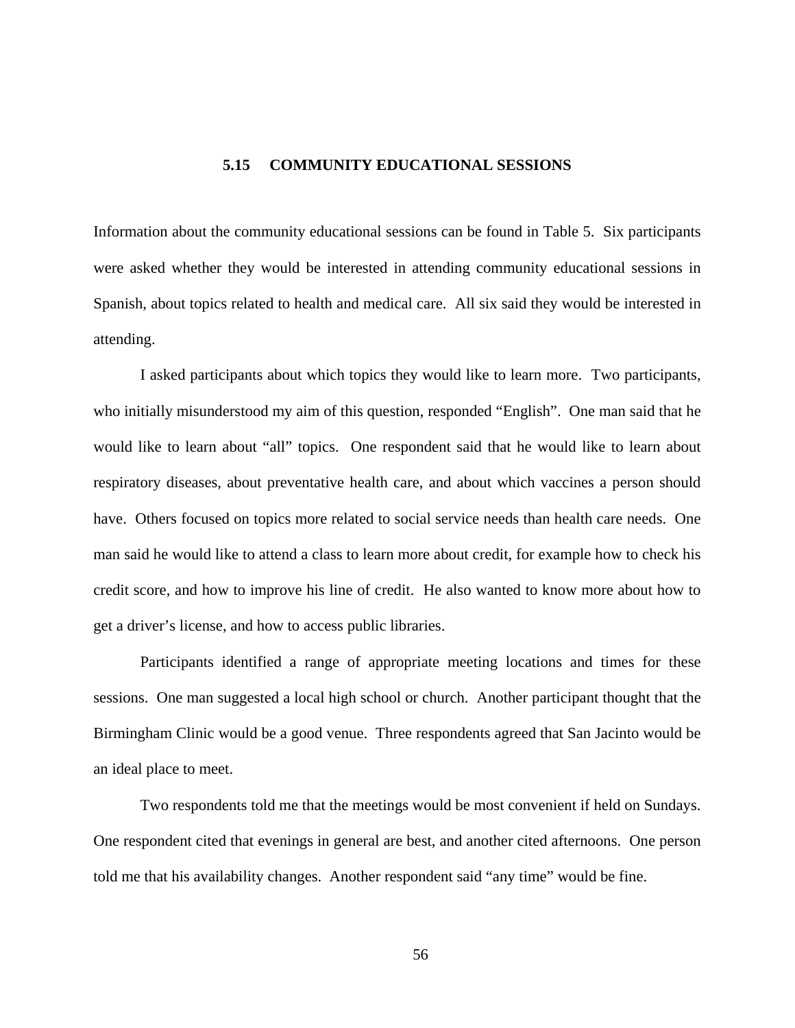## 5.15 COMMUNITY EDUCATIONAL SESSIONS

Information about the community educational sessions can be found in Table 5. Six participants were asked whether they would be interested in attending community educational sessions in Spanish, about topics related to health and medical care. All six said they would be interested in attending.

I asked participants about which topics they would like to learn more. Two participants, who initially misunderstood my aim of this question, responded "English". One man said that he would like to learn about "all" topics. One respondent said that he would like to learn about respiratory diseases, about preventative health care, and about which vaccines a person should have. Others focused on topics more related to social service needs than health care needs. One man said he would like to attend a class to learn more about credit, for example how to check his credit score, and how to improve his line of credit. He also wanted to know more about how to get a driver's license, and how to access public libraries.

Participants identified a range of appropriate meeting locations and times for these sessions. One man suggested a local high school or church. Another participant thought that the Birmingham Clinic would be a good venue. Three respondents agreed that San Jacinto would be an ideal place to meet.

Two respondents told me that the meetings would be most convenient if held on Sundays. One respondent cited that evenings in general are best, and another cited afternoons. One person told me that his availability changes. Another respondent said "any time" would be fine.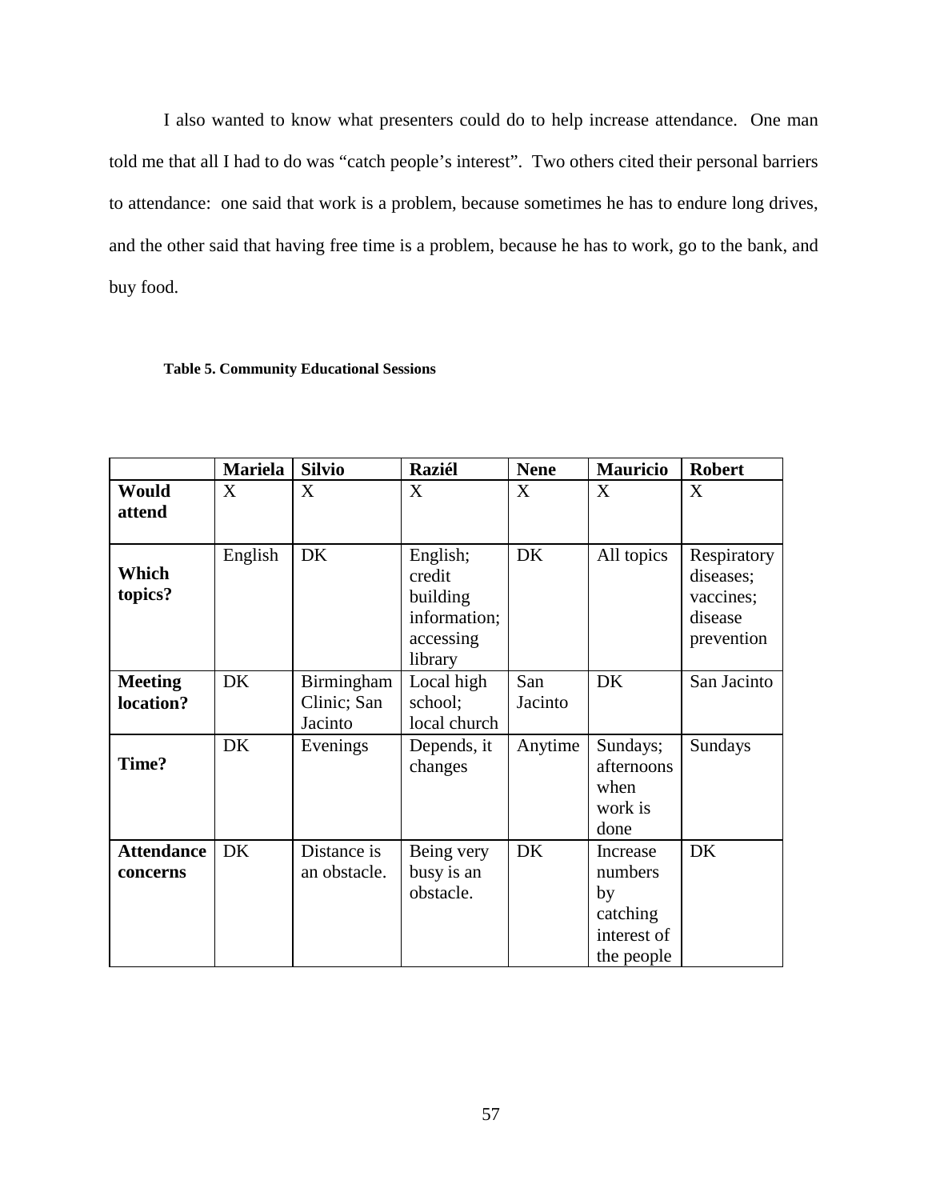I also wanted to know what presenters could do to help increase attendance. One man told me that all I had to do was "catch people's interest". Two others cited their personal barriers to attendance: one said that work is a problem, because sometimes he has to endure long drives, and the other said that having free time is a problem, because he has to work, go to the bank, and buy food.

**Table 5. Community Educational Sessions**

| | Mariela | Silvio | Raziél | Nene | Mauricio | Robert |
|---|---|---|---|---|---|---|
| **Would attend** | X | X | X | X | X | X |
| **Which topics?** | English | DK | English; credit building information; accessing library | DK | All topics | Respiratory diseases; vaccines; disease prevention |
| **Meeting location?** | DK | Birmingham Clinic; San Jacinto | Local high school; local church | San Jacinto | DK | San Jacinto |
| **Time?** | DK | Evenings | Depends, it changes | Anytime | Sundays; afternoons when work is done | Sundays |
| **Attendance concerns** | DK | Distance is an obstacle. | Being very busy is an obstacle. | DK | Increase numbers by catching interest of the people | DK |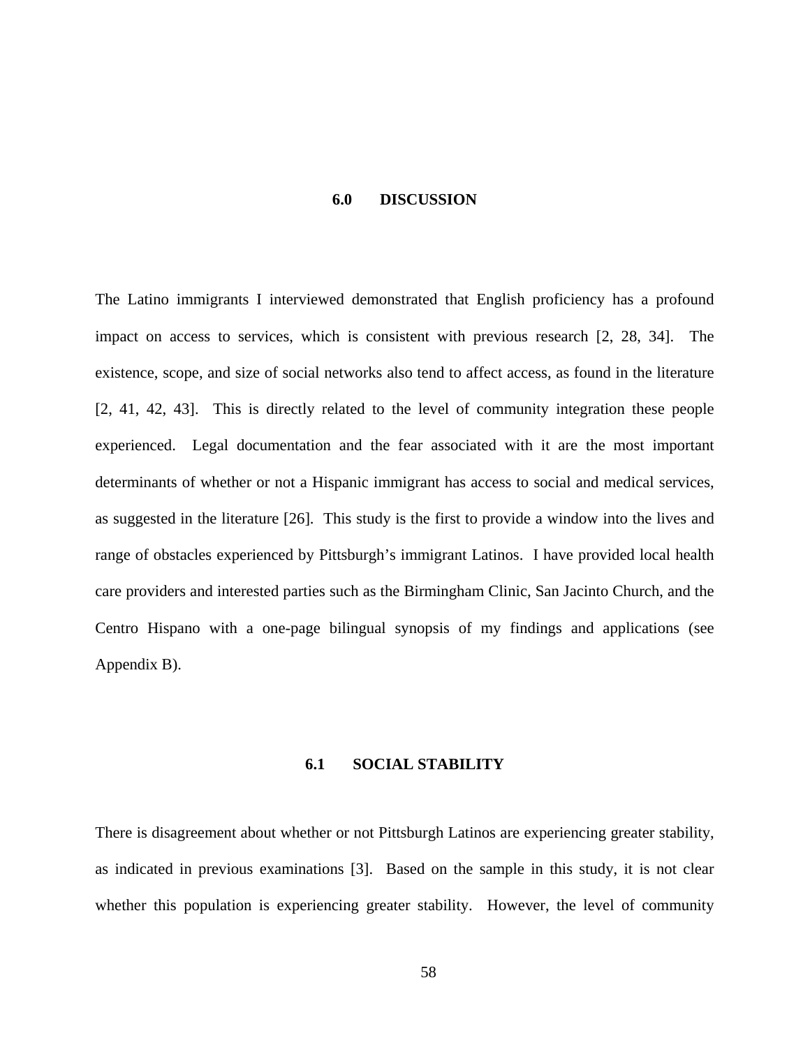# 6.0 DISCUSSION

The Latino immigrants I interviewed demonstrated that English proficiency has a profound impact on access to services, which is consistent with previous research [2, 28, 34]. The existence, scope, and size of social networks also tend to affect access, as found in the literature [2, 41, 42, 43]. This is directly related to the level of community integration these people experienced. Legal documentation and the fear associated with it are the most important determinants of whether or not a Hispanic immigrant has access to social and medical services, as suggested in the literature [26]. This study is the first to provide a window into the lives and range of obstacles experienced by Pittsburgh's immigrant Latinos. I have provided local health care providers and interested parties such as the Birmingham Clinic, San Jacinto Church, and the Centro Hispano with a one-page bilingual synopsis of my findings and applications (see Appendix B).

## 6.1 SOCIAL STABILITY

There is disagreement about whether or not Pittsburgh Latinos are experiencing greater stability, as indicated in previous examinations [3]. Based on the sample in this study, it is not clear whether this population is experiencing greater stability. However, the level of community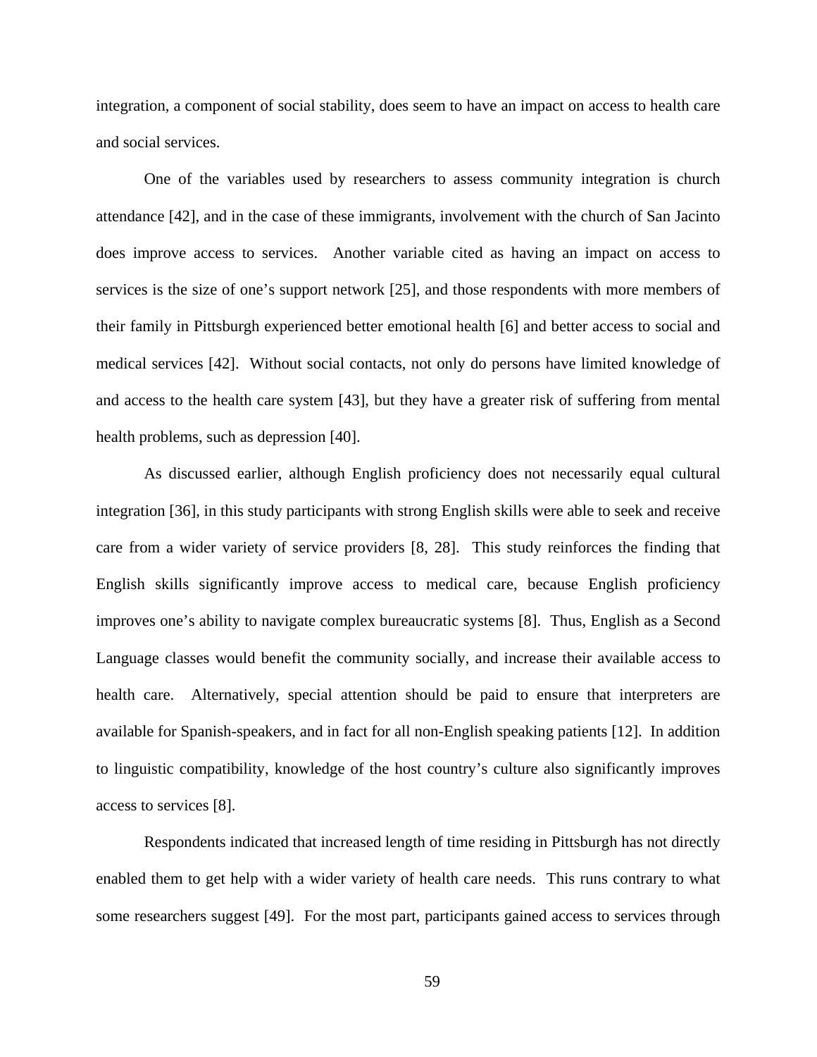integration, a component of social stability, does seem to have an impact on access to health care and social services.

One of the variables used by researchers to assess community integration is church attendance [42], and in the case of these immigrants, involvement with the church of San Jacinto does improve access to services. Another variable cited as having an impact on access to services is the size of one's support network [25], and those respondents with more members of their family in Pittsburgh experienced better emotional health [6] and better access to social and medical services [42]. Without social contacts, not only do persons have limited knowledge of and access to the health care system [43], but they have a greater risk of suffering from mental health problems, such as depression [40].

As discussed earlier, although English proficiency does not necessarily equal cultural integration [36], in this study participants with strong English skills were able to seek and receive care from a wider variety of service providers [8, 28]. This study reinforces the finding that English skills significantly improve access to medical care, because English proficiency improves one's ability to navigate complex bureaucratic systems [8]. Thus, English as a Second Language classes would benefit the community socially, and increase their available access to health care. Alternatively, special attention should be paid to ensure that interpreters are available for Spanish-speakers, and in fact for all non-English speaking patients [12]. In addition to linguistic compatibility, knowledge of the host country's culture also significantly improves access to services [8].

Respondents indicated that increased length of time residing in Pittsburgh has not directly enabled them to get help with a wider variety of health care needs. This runs contrary to what some researchers suggest [49]. For the most part, participants gained access to services through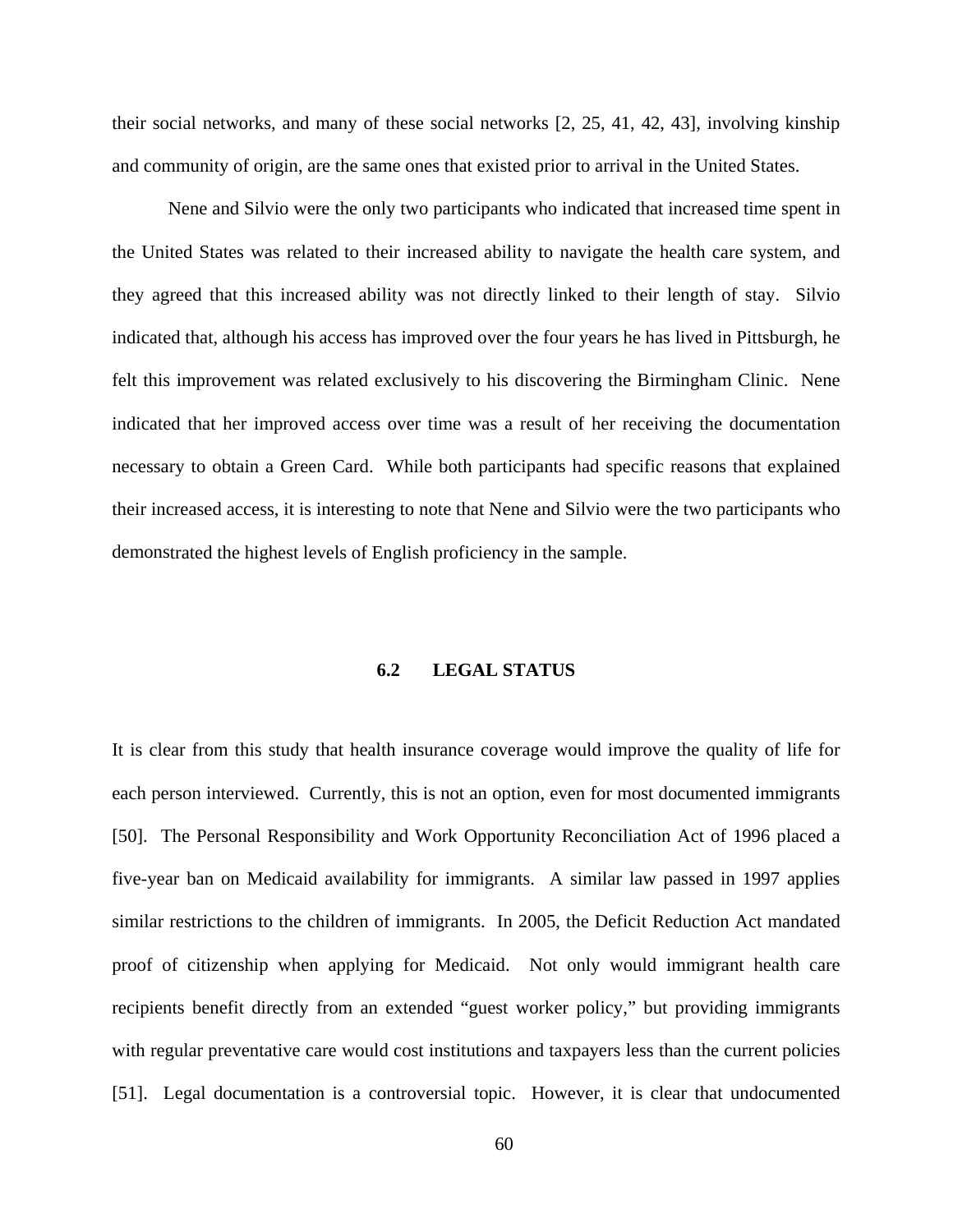their social networks, and many of these social networks [2, 25, 41, 42, 43], involving kinship and community of origin, are the same ones that existed prior to arrival in the United States.

Nene and Silvio were the only two participants who indicated that increased time spent in the United States was related to their increased ability to navigate the health care system, and they agreed that this increased ability was not directly linked to their length of stay. Silvio indicated that, although his access has improved over the four years he has lived in Pittsburgh, he felt this improvement was related exclusively to his discovering the Birmingham Clinic. Nene indicated that her improved access over time was a result of her receiving the documentation necessary to obtain a Green Card. While both participants had specific reasons that explained their increased access, it is interesting to note that Nene and Silvio were the two participants who demonstrated the highest levels of English proficiency in the sample.

## 6.2 LEGAL STATUS

It is clear from this study that health insurance coverage would improve the quality of life for each person interviewed. Currently, this is not an option, even for most documented immigrants [50]. The Personal Responsibility and Work Opportunity Reconciliation Act of 1996 placed a five-year ban on Medicaid availability for immigrants. A similar law passed in 1997 applies similar restrictions to the children of immigrants. In 2005, the Deficit Reduction Act mandated proof of citizenship when applying for Medicaid. Not only would immigrant health care recipients benefit directly from an extended "guest worker policy," but providing immigrants with regular preventative care would cost institutions and taxpayers less than the current policies [51]. Legal documentation is a controversial topic. However, it is clear that undocumented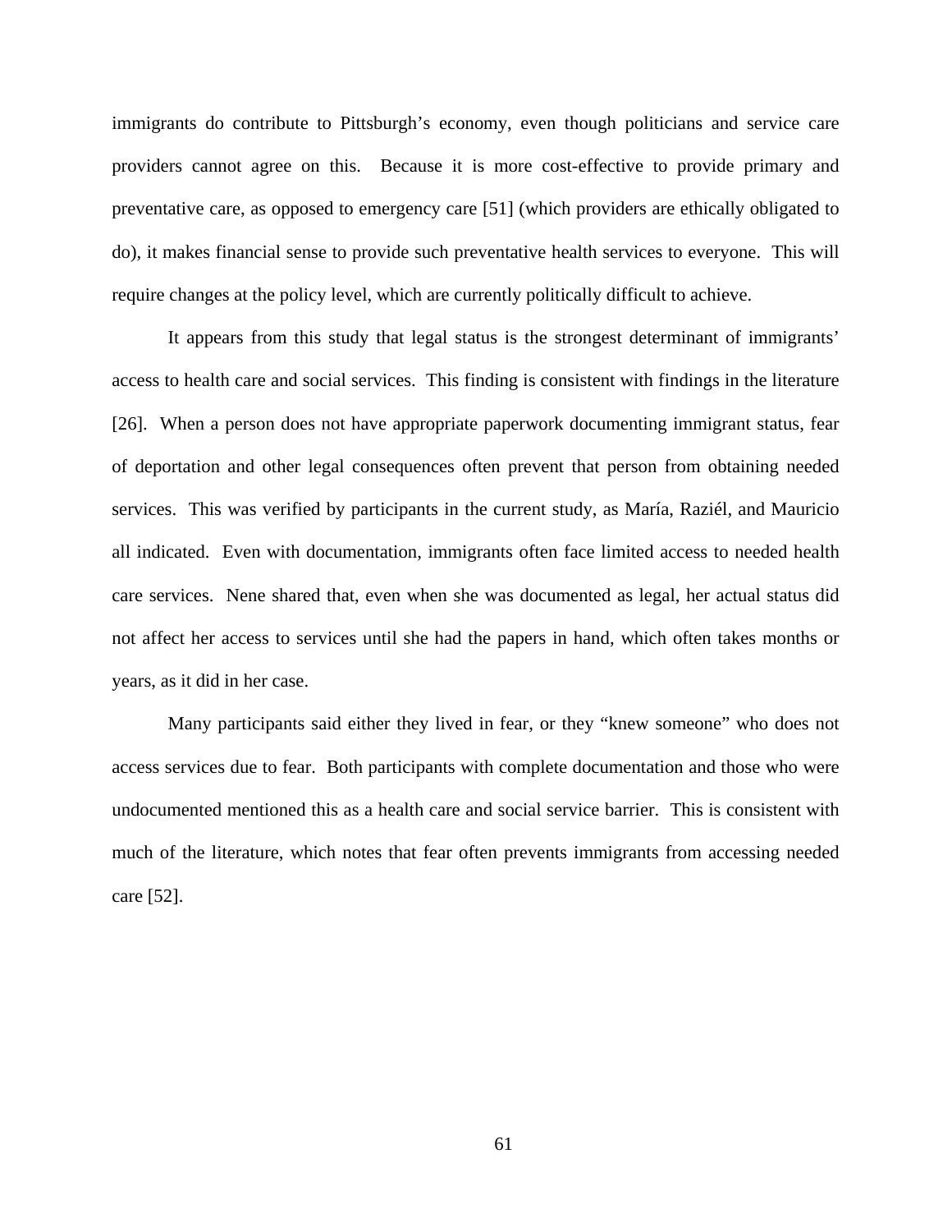immigrants do contribute to Pittsburgh's economy, even though politicians and service care providers cannot agree on this. Because it is more cost-effective to provide primary and preventative care, as opposed to emergency care [51] (which providers are ethically obligated to do), it makes financial sense to provide such preventative health services to everyone. This will require changes at the policy level, which are currently politically difficult to achieve.

It appears from this study that legal status is the strongest determinant of immigrants' access to health care and social services. This finding is consistent with findings in the literature [26]. When a person does not have appropriate paperwork documenting immigrant status, fear of deportation and other legal consequences often prevent that person from obtaining needed services. This was verified by participants in the current study, as María, Raziél, and Mauricio all indicated. Even with documentation, immigrants often face limited access to needed health care services. Nene shared that, even when she was documented as legal, her actual status did not affect her access to services until she had the papers in hand, which often takes months or years, as it did in her case.

Many participants said either they lived in fear, or they "knew someone" who does not access services due to fear. Both participants with complete documentation and those who were undocumented mentioned this as a health care and social service barrier. This is consistent with much of the literature, which notes that fear often prevents immigrants from accessing needed care [52].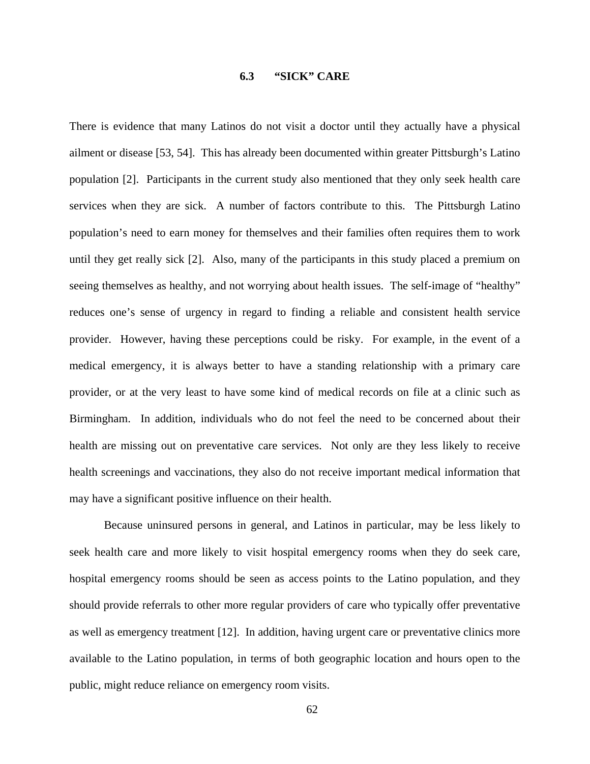### 6.3 "SICK" CARE

There is evidence that many Latinos do not visit a doctor until they actually have a physical ailment or disease [53, 54]. This has already been documented within greater Pittsburgh's Latino population [2]. Participants in the current study also mentioned that they only seek health care services when they are sick. A number of factors contribute to this. The Pittsburgh Latino population's need to earn money for themselves and their families often requires them to work until they get really sick [2]. Also, many of the participants in this study placed a premium on seeing themselves as healthy, and not worrying about health issues. The self-image of "healthy" reduces one's sense of urgency in regard to finding a reliable and consistent health service provider. However, having these perceptions could be risky. For example, in the event of a medical emergency, it is always better to have a standing relationship with a primary care provider, or at the very least to have some kind of medical records on file at a clinic such as Birmingham. In addition, individuals who do not feel the need to be concerned about their health are missing out on preventative care services. Not only are they less likely to receive health screenings and vaccinations, they also do not receive important medical information that may have a significant positive influence on their health.

Because uninsured persons in general, and Latinos in particular, may be less likely to seek health care and more likely to visit hospital emergency rooms when they do seek care, hospital emergency rooms should be seen as access points to the Latino population, and they should provide referrals to other more regular providers of care who typically offer preventative as well as emergency treatment [12]. In addition, having urgent care or preventative clinics more available to the Latino population, in terms of both geographic location and hours open to the public, might reduce reliance on emergency room visits.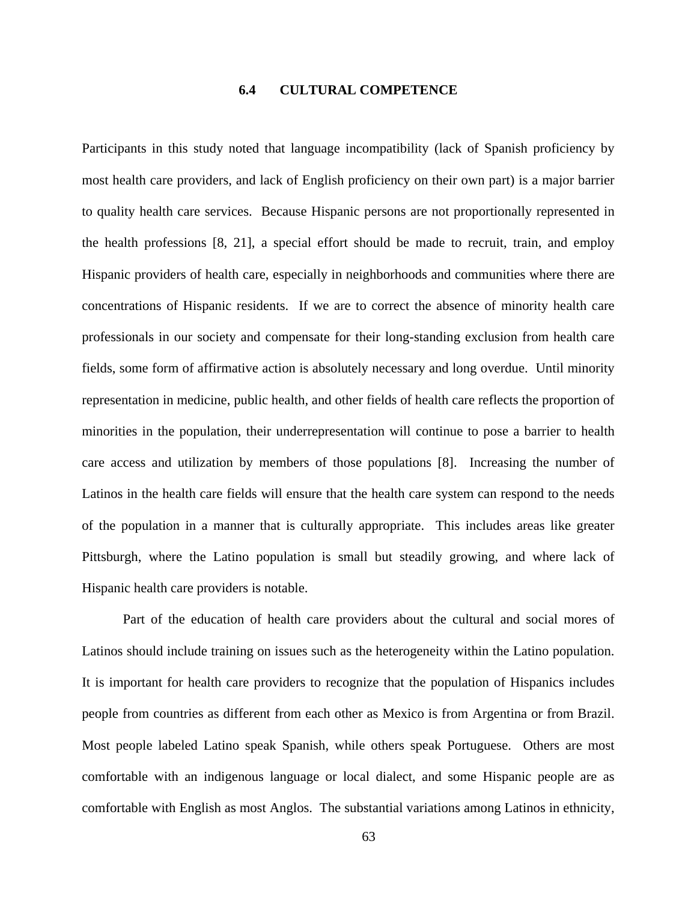## 6.4 CULTURAL COMPETENCE

Participants in this study noted that language incompatibility (lack of Spanish proficiency by most health care providers, and lack of English proficiency on their own part) is a major barrier to quality health care services. Because Hispanic persons are not proportionally represented in the health professions [8, 21], a special effort should be made to recruit, train, and employ Hispanic providers of health care, especially in neighborhoods and communities where there are concentrations of Hispanic residents. If we are to correct the absence of minority health care professionals in our society and compensate for their long-standing exclusion from health care fields, some form of affirmative action is absolutely necessary and long overdue. Until minority representation in medicine, public health, and other fields of health care reflects the proportion of minorities in the population, their underrepresentation will continue to pose a barrier to health care access and utilization by members of those populations [8]. Increasing the number of Latinos in the health care fields will ensure that the health care system can respond to the needs of the population in a manner that is culturally appropriate. This includes areas like greater Pittsburgh, where the Latino population is small but steadily growing, and where lack of Hispanic health care providers is notable.

Part of the education of health care providers about the cultural and social mores of Latinos should include training on issues such as the heterogeneity within the Latino population. It is important for health care providers to recognize that the population of Hispanics includes people from countries as different from each other as Mexico is from Argentina or from Brazil. Most people labeled Latino speak Spanish, while others speak Portuguese. Others are most comfortable with an indigenous language or local dialect, and some Hispanic people are as comfortable with English as most Anglos. The substantial variations among Latinos in ethnicity,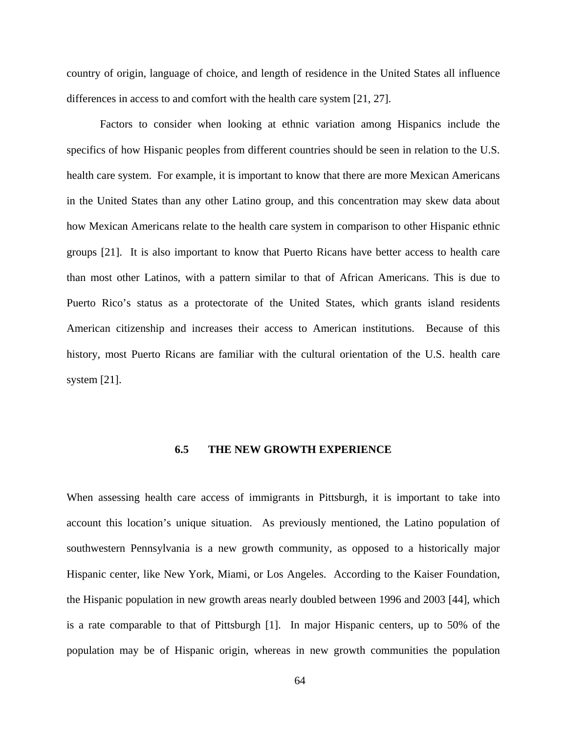country of origin, language of choice, and length of residence in the United States all influence differences in access to and comfort with the health care system [21, 27].

Factors to consider when looking at ethnic variation among Hispanics include the specifics of how Hispanic peoples from different countries should be seen in relation to the U.S. health care system. For example, it is important to know that there are more Mexican Americans in the United States than any other Latino group, and this concentration may skew data about how Mexican Americans relate to the health care system in comparison to other Hispanic ethnic groups [21]. It is also important to know that Puerto Ricans have better access to health care than most other Latinos, with a pattern similar to that of African Americans. This is due to Puerto Rico's status as a protectorate of the United States, which grants island residents American citizenship and increases their access to American institutions. Because of this history, most Puerto Ricans are familiar with the cultural orientation of the U.S. health care system [21].

## 6.5 THE NEW GROWTH EXPERIENCE

When assessing health care access of immigrants in Pittsburgh, it is important to take into account this location's unique situation. As previously mentioned, the Latino population of southwestern Pennsylvania is a new growth community, as opposed to a historically major Hispanic center, like New York, Miami, or Los Angeles. According to the Kaiser Foundation, the Hispanic population in new growth areas nearly doubled between 1996 and 2003 [44], which is a rate comparable to that of Pittsburgh [1]. In major Hispanic centers, up to 50% of the population may be of Hispanic origin, whereas in new growth communities the population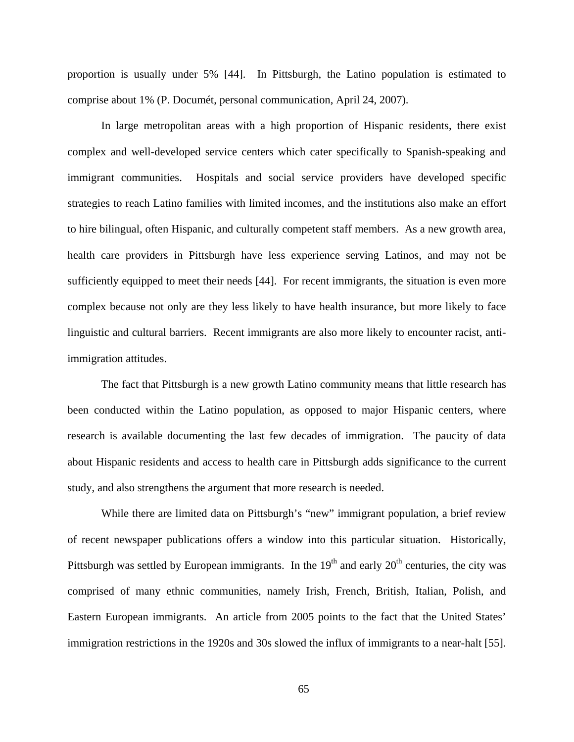proportion is usually under 5% [44]. In Pittsburgh, the Latino population is estimated to comprise about 1% (P. Documét, personal communication, April 24, 2007).

In large metropolitan areas with a high proportion of Hispanic residents, there exist complex and well-developed service centers which cater specifically to Spanish-speaking and immigrant communities. Hospitals and social service providers have developed specific strategies to reach Latino families with limited incomes, and the institutions also make an effort to hire bilingual, often Hispanic, and culturally competent staff members. As a new growth area, health care providers in Pittsburgh have less experience serving Latinos, and may not be sufficiently equipped to meet their needs [44]. For recent immigrants, the situation is even more complex because not only are they less likely to have health insurance, but more likely to face linguistic and cultural barriers. Recent immigrants are also more likely to encounter racist, anti-immigration attitudes.

The fact that Pittsburgh is a new growth Latino community means that little research has been conducted within the Latino population, as opposed to major Hispanic centers, where research is available documenting the last few decades of immigration. The paucity of data about Hispanic residents and access to health care in Pittsburgh adds significance to the current study, and also strengthens the argument that more research is needed.

While there are limited data on Pittsburgh's "new" immigrant population, a brief review of recent newspaper publications offers a window into this particular situation. Historically, Pittsburgh was settled by European immigrants. In the 19th and early 20th centuries, the city was comprised of many ethnic communities, namely Irish, French, British, Italian, Polish, and Eastern European immigrants. An article from 2005 points to the fact that the United States' immigration restrictions in the 1920s and 30s slowed the influx of immigrants to a near-halt [55].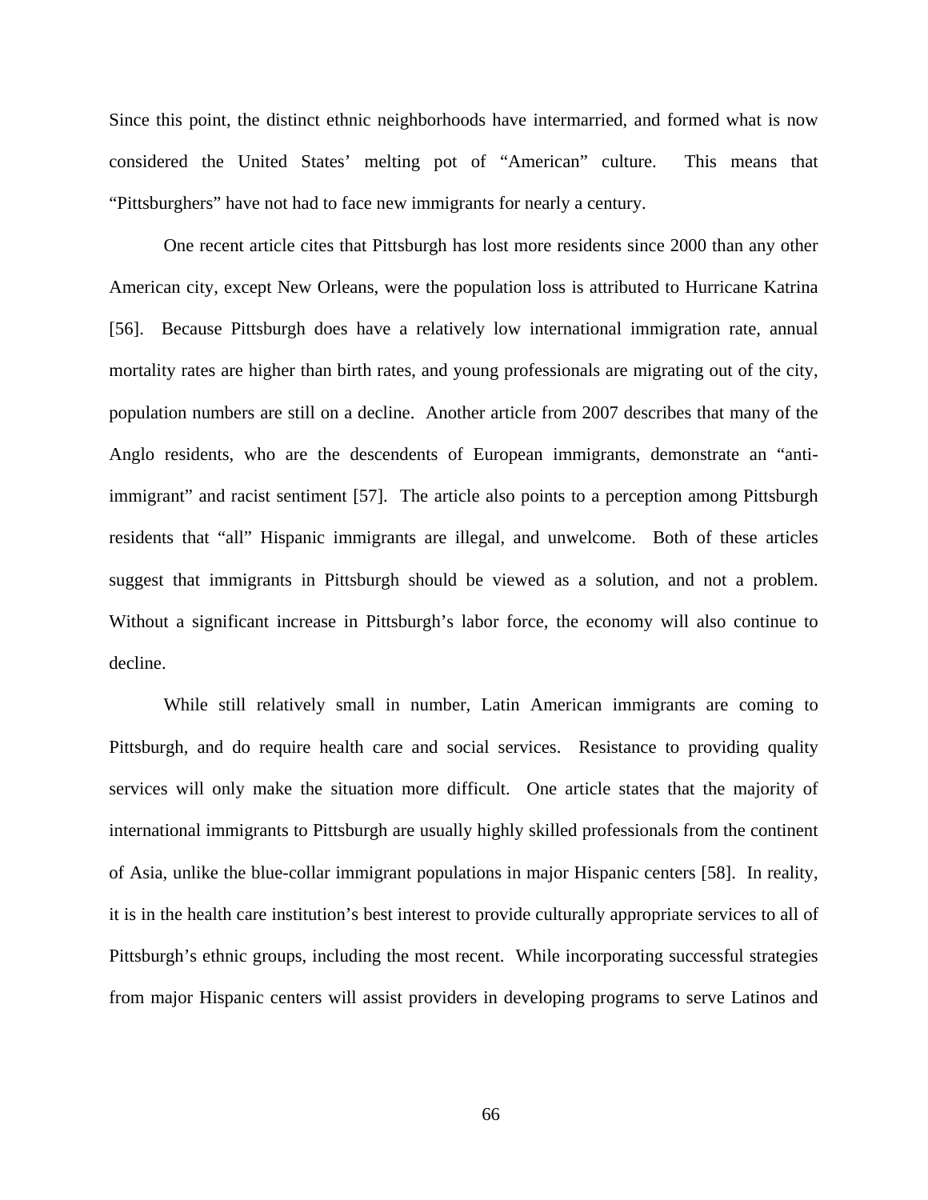Since this point, the distinct ethnic neighborhoods have intermarried, and formed what is now considered the United States' melting pot of "American" culture. This means that "Pittsburghers" have not had to face new immigrants for nearly a century.

One recent article cites that Pittsburgh has lost more residents since 2000 than any other American city, except New Orleans, were the population loss is attributed to Hurricane Katrina [56]. Because Pittsburgh does have a relatively low international immigration rate, annual mortality rates are higher than birth rates, and young professionals are migrating out of the city, population numbers are still on a decline. Another article from 2007 describes that many of the Anglo residents, who are the descendents of European immigrants, demonstrate an "anti-immigrant" and racist sentiment [57]. The article also points to a perception among Pittsburgh residents that "all" Hispanic immigrants are illegal, and unwelcome. Both of these articles suggest that immigrants in Pittsburgh should be viewed as a solution, and not a problem. Without a significant increase in Pittsburgh's labor force, the economy will also continue to decline.

While still relatively small in number, Latin American immigrants are coming to Pittsburgh, and do require health care and social services. Resistance to providing quality services will only make the situation more difficult. One article states that the majority of international immigrants to Pittsburgh are usually highly skilled professionals from the continent of Asia, unlike the blue-collar immigrant populations in major Hispanic centers [58]. In reality, it is in the health care institution's best interest to provide culturally appropriate services to all of Pittsburgh's ethnic groups, including the most recent. While incorporating successful strategies from major Hispanic centers will assist providers in developing programs to serve Latinos and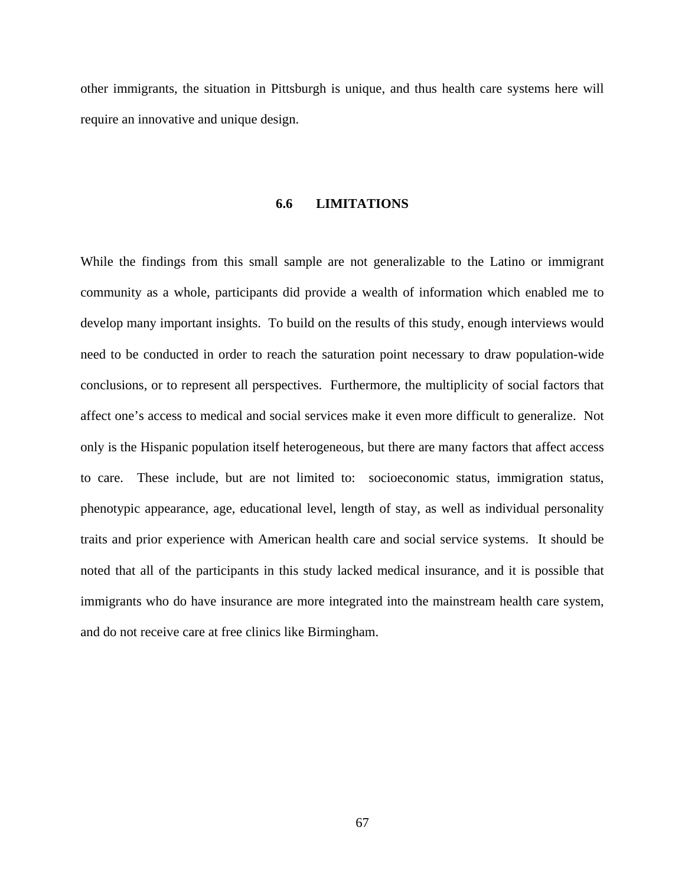other immigrants, the situation in Pittsburgh is unique, and thus health care systems here will require an innovative and unique design.

## 6.6 LIMITATIONS

While the findings from this small sample are not generalizable to the Latino or immigrant community as a whole, participants did provide a wealth of information which enabled me to develop many important insights. To build on the results of this study, enough interviews would need to be conducted in order to reach the saturation point necessary to draw population-wide conclusions, or to represent all perspectives. Furthermore, the multiplicity of social factors that affect one's access to medical and social services make it even more difficult to generalize. Not only is the Hispanic population itself heterogeneous, but there are many factors that affect access to care. These include, but are not limited to: socioeconomic status, immigration status, phenotypic appearance, age, educational level, length of stay, as well as individual personality traits and prior experience with American health care and social service systems. It should be noted that all of the participants in this study lacked medical insurance, and it is possible that immigrants who do have insurance are more integrated into the mainstream health care system, and do not receive care at free clinics like Birmingham.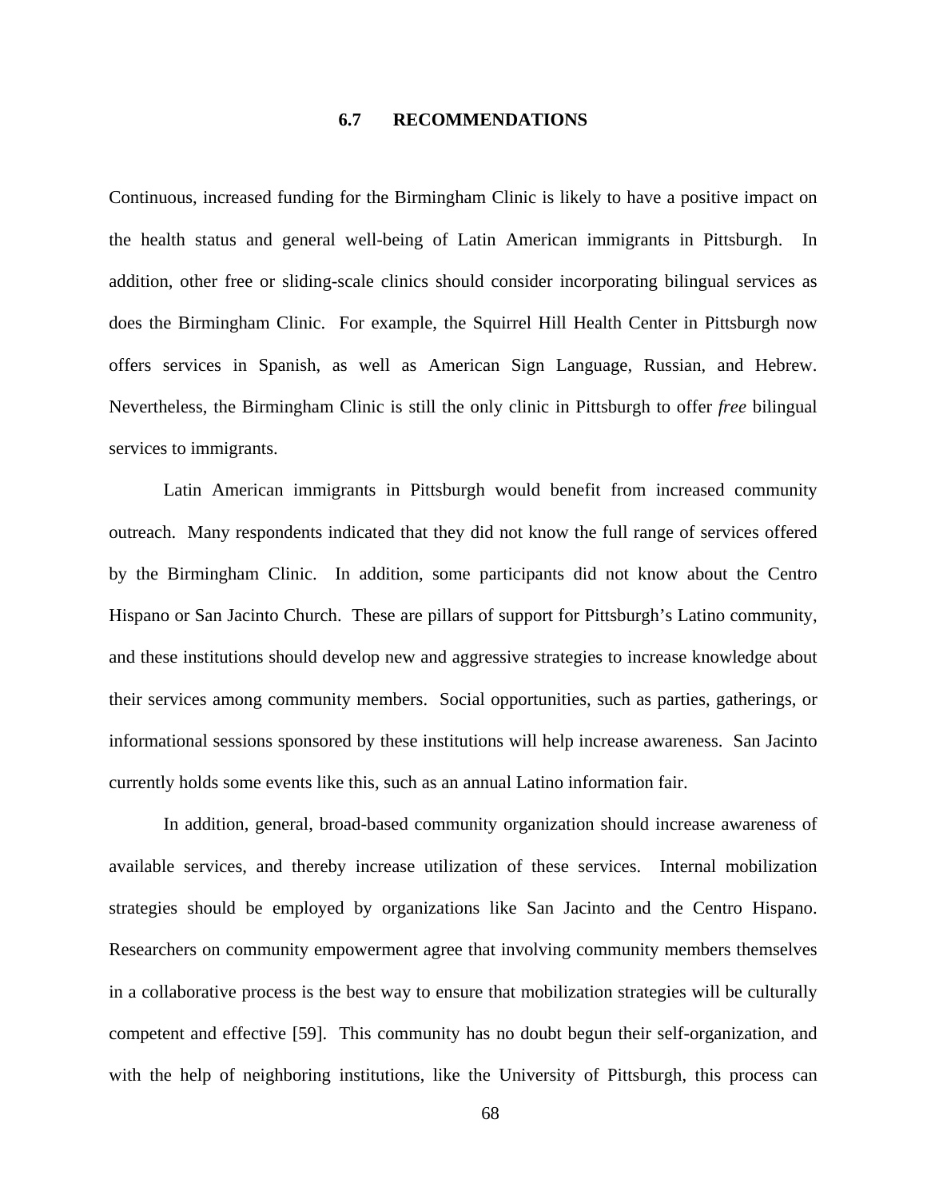## 6.7 RECOMMENDATIONS

Continuous, increased funding for the Birmingham Clinic is likely to have a positive impact on the health status and general well-being of Latin American immigrants in Pittsburgh. In addition, other free or sliding-scale clinics should consider incorporating bilingual services as does the Birmingham Clinic. For example, the Squirrel Hill Health Center in Pittsburgh now offers services in Spanish, as well as American Sign Language, Russian, and Hebrew. Nevertheless, the Birmingham Clinic is still the only clinic in Pittsburgh to offer *free* bilingual services to immigrants.

Latin American immigrants in Pittsburgh would benefit from increased community outreach. Many respondents indicated that they did not know the full range of services offered by the Birmingham Clinic. In addition, some participants did not know about the Centro Hispano or San Jacinto Church. These are pillars of support for Pittsburgh's Latino community, and these institutions should develop new and aggressive strategies to increase knowledge about their services among community members. Social opportunities, such as parties, gatherings, or informational sessions sponsored by these institutions will help increase awareness. San Jacinto currently holds some events like this, such as an annual Latino information fair.

In addition, general, broad-based community organization should increase awareness of available services, and thereby increase utilization of these services. Internal mobilization strategies should be employed by organizations like San Jacinto and the Centro Hispano. Researchers on community empowerment agree that involving community members themselves in a collaborative process is the best way to ensure that mobilization strategies will be culturally competent and effective [59]. This community has no doubt begun their self-organization, and with the help of neighboring institutions, like the University of Pittsburgh, this process can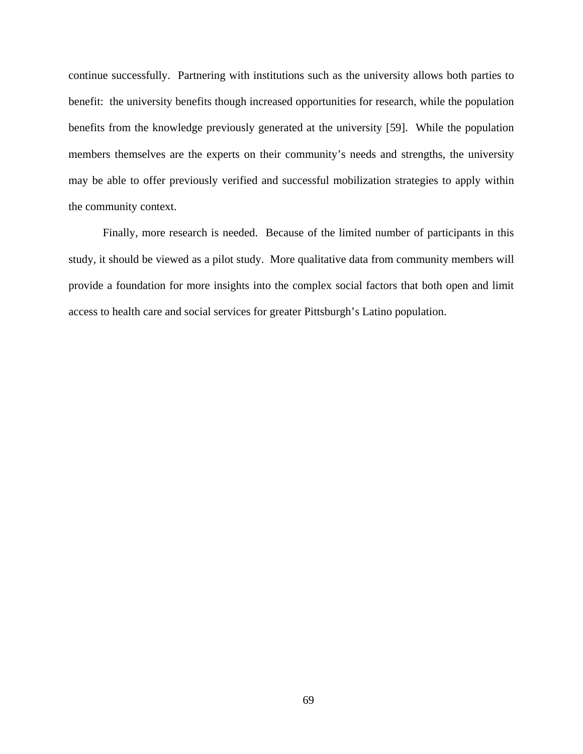continue successfully. Partnering with institutions such as the university allows both parties to benefit: the university benefits though increased opportunities for research, while the population benefits from the knowledge previously generated at the university [59]. While the population members themselves are the experts on their community's needs and strengths, the university may be able to offer previously verified and successful mobilization strategies to apply within the community context.

Finally, more research is needed. Because of the limited number of participants in this study, it should be viewed as a pilot study. More qualitative data from community members will provide a foundation for more insights into the complex social factors that both open and limit access to health care and social services for greater Pittsburgh's Latino population.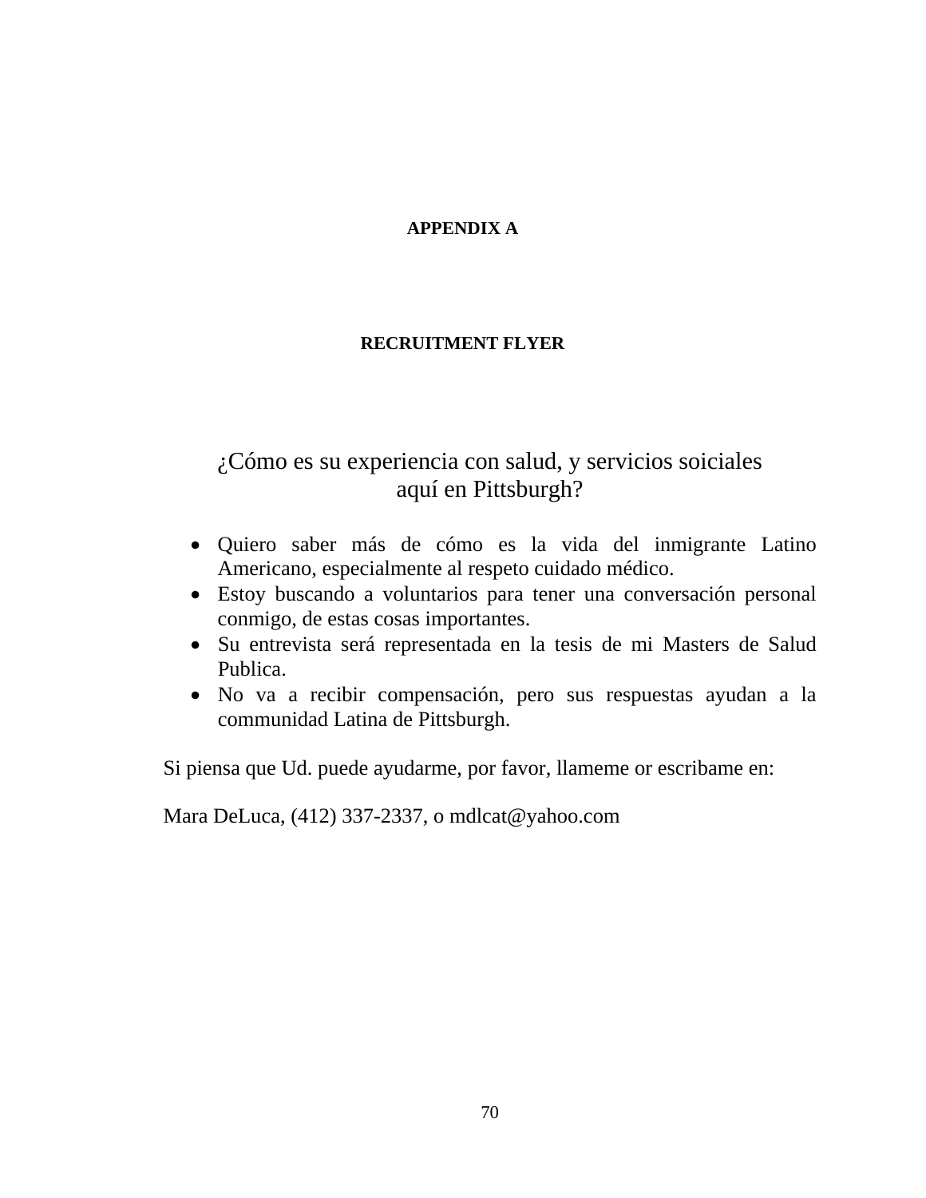# APPENDIX A

## RECRUITMENT FLYER

¿Cómo es su experiencia con salud, y servicios soiciales aquí en Pittsburgh?

- Quiero saber más de cómo es la vida del inmigrante Latino Americano, especialmente al respeto cuidado médico.
- Estoy buscando a voluntarios para tener una conversación personal conmigo, de estas cosas importantes.
- Su entrevista será representada en la tesis de mi Masters de Salud Publica.
- No va a recibir compensación, pero sus respuestas ayudan a la communidad Latina de Pittsburgh.

Si piensa que Ud. puede ayudarme, por favor, llameme or escribame en:

Mara DeLuca, (412) 337-2337, o mdlcat@yahoo.com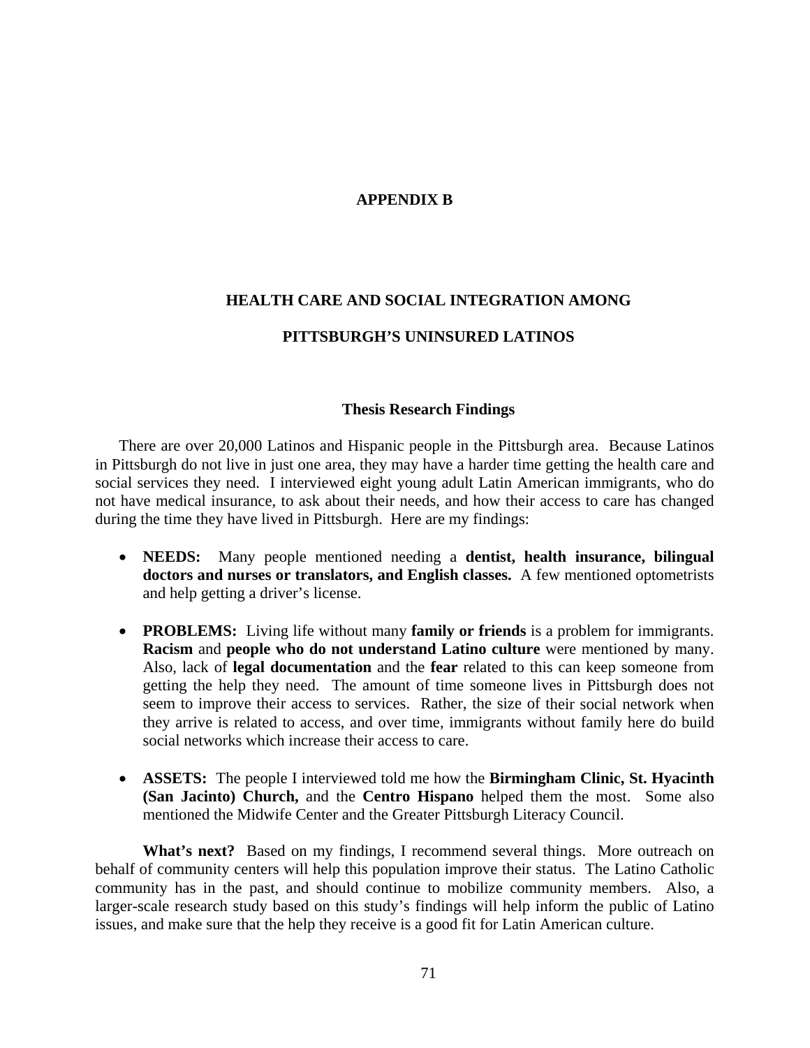# APPENDIX B

## HEALTH CARE AND SOCIAL INTEGRATION AMONG PITTSBURGH'S UNINSURED LATINOS

### Thesis Research Findings

There are over 20,000 Latinos and Hispanic people in the Pittsburgh area. Because Latinos in Pittsburgh do not live in just one area, they may have a harder time getting the health care and social services they need. I interviewed eight young adult Latin American immigrants, who do not have medical insurance, to ask about their needs, and how their access to care has changed during the time they have lived in Pittsburgh. Here are my findings:

- **NEEDS:** Many people mentioned needing a **dentist, health insurance, bilingual doctors and nurses or translators, and English classes.** A few mentioned optometrists and help getting a driver's license.

- **PROBLEMS:** Living life without many **family or friends** is a problem for immigrants. **Racism** and **people who do not understand Latino culture** were mentioned by many. Also, lack of **legal documentation** and the **fear** related to this can keep someone from getting the help they need. The amount of time someone lives in Pittsburgh does not seem to improve their access to services. Rather, the size of their social network when they arrive is related to access, and over time, immigrants without family here do build social networks which increase their access to care.

- **ASSETS:** The people I interviewed told me how the **Birmingham Clinic, St. Hyacinth (San Jacinto) Church,** and the **Centro Hispano** helped them the most. Some also mentioned the Midwife Center and the Greater Pittsburgh Literacy Council.

**What's next?** Based on my findings, I recommend several things. More outreach on behalf of community centers will help this population improve their status. The Latino Catholic community has in the past, and should continue to mobilize community members. Also, a larger-scale research study based on this study's findings will help inform the public of Latino issues, and make sure that the help they receive is a good fit for Latin American culture.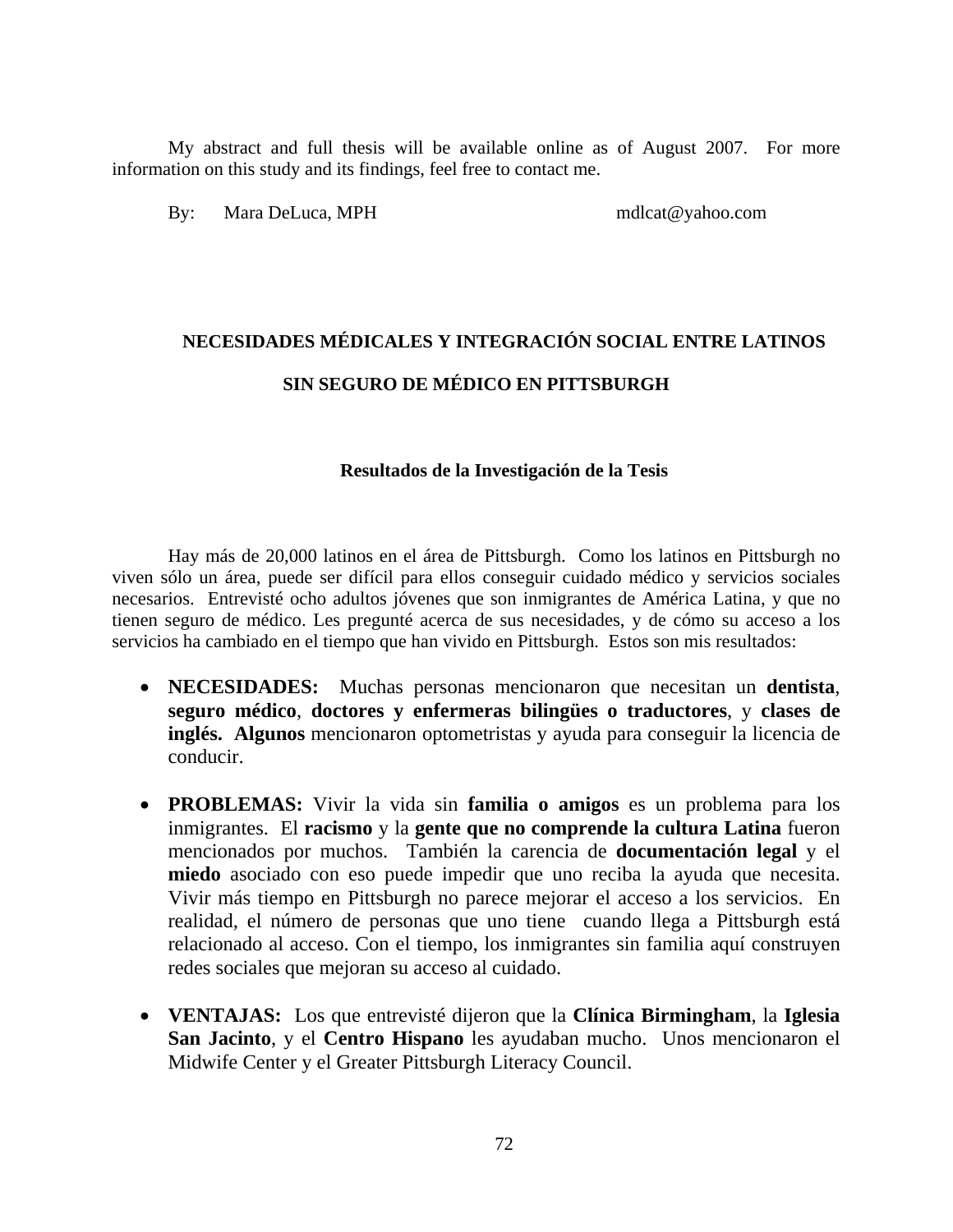My abstract and full thesis will be available online as of August 2007. For more information on this study and its findings, feel free to contact me.

By: Mara DeLuca, MPH mdlcat@yahoo.com

## NECESIDADES MÉDICALES Y INTEGRACIÓN SOCIAL ENTRE LATINOS SIN SEGURO DE MÉDICO EN PITTSBURGH

### Resultados de la Investigación de la Tesis

Hay más de 20,000 latinos en el área de Pittsburgh. Como los latinos en Pittsburgh no viven sólo un área, puede ser difícil para ellos conseguir cuidado médico y servicios sociales necesarios. Entrevisté ocho adultos jóvenes que son inmigrantes de América Latina, y que no tienen seguro de médico. Les pregunté acerca de sus necesidades, y de cómo su acceso a los servicios ha cambiado en el tiempo que han vivido en Pittsburgh. Estos son mis resultados:

- **NECESIDADES:** Muchas personas mencionaron que necesitan un **dentista**, **seguro médico**, **doctores y enfermeras bilingües o traductores**, y **clases de inglés. Algunos** mencionaron optometristas y ayuda para conseguir la licencia de conducir.

- **PROBLEMAS:** Vivir la vida sin **familia o amigos** es un problema para los inmigrantes. El **racismo** y la **gente que no comprende la cultura Latina** fueron mencionados por muchos. También la carencia de **documentación legal** y el **miedo** asociado con eso puede impedir que uno reciba la ayuda que necesita. Vivir más tiempo en Pittsburgh no parece mejorar el acceso a los servicios. En realidad, el número de personas que uno tiene cuando llega a Pittsburgh está relacionado al acceso. Con el tiempo, los inmigrantes sin familia aquí construyen redes sociales que mejoran su acceso al cuidado.

- **VENTAJAS:** Los que entrevisté dijeron que la **Clínica Birmingham**, la **Iglesia San Jacinto**, y el **Centro Hispano** les ayudaban mucho. Unos mencionaron el Midwife Center y el Greater Pittsburgh Literacy Council.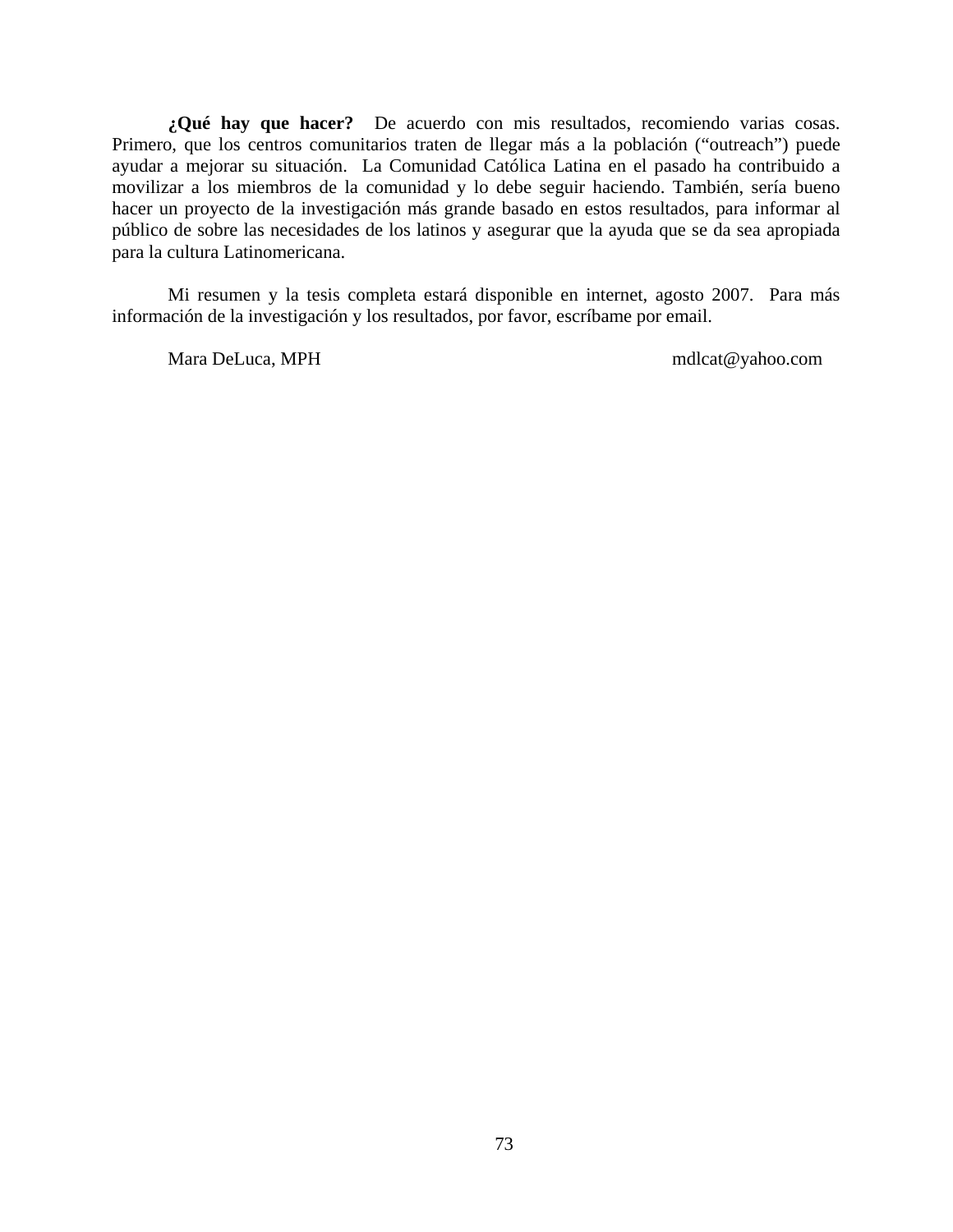**¿Qué hay que hacer?** De acuerdo con mis resultados, recomiendo varias cosas. Primero, que los centros comunitarios traten de llegar más a la población ("outreach") puede ayudar a mejorar su situación. La Comunidad Católica Latina en el pasado ha contribuido a movilizar a los miembros de la comunidad y lo debe seguir haciendo. También, sería bueno hacer un proyecto de la investigación más grande basado en estos resultados, para informar al público de sobre las necesidades de los latinos y asegurar que la ayuda que se da sea apropiada para la cultura Latinomericana.

Mi resumen y la tesis completa estará disponible en internet, agosto 2007. Para más información de la investigación y los resultados, por favor, escríbame por email.

Mara DeLuca, MPH mdlcat@yahoo.com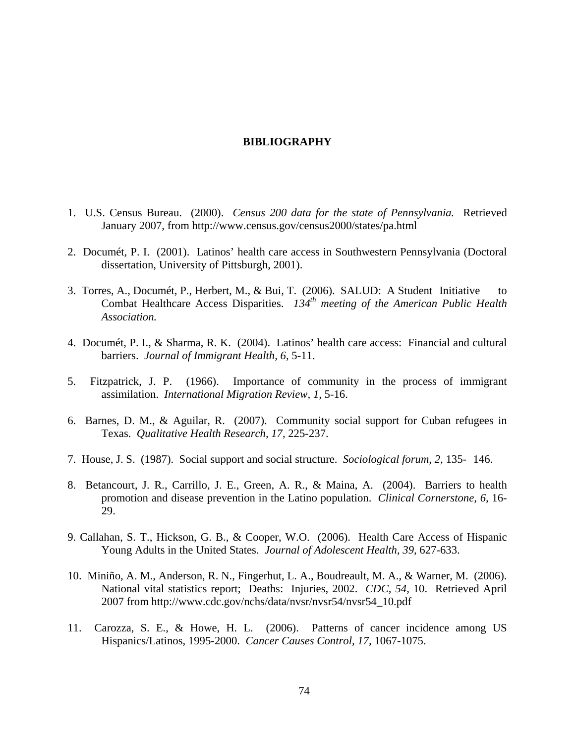# BIBLIOGRAPHY

1. U.S. Census Bureau. (2000). *Census 200 data for the state of Pennsylvania.* Retrieved January 2007, from http://www.census.gov/census2000/states/pa.html

2. Documét, P. I. (2001). Latinos' health care access in Southwestern Pennsylvania (Doctoral dissertation, University of Pittsburgh, 2001).

3. Torres, A., Documét, P., Herbert, M., & Bui, T. (2006). SALUD: A Student Initiative to Combat Healthcare Access Disparities. *134th meeting of the American Public Health Association.*

4. Documét, P. I., & Sharma, R. K. (2004). Latinos' health care access: Financial and cultural barriers. *Journal of Immigrant Health, 6,* 5-11.

5. Fitzpatrick, J. P. (1966). Importance of community in the process of immigrant assimilation. *International Migration Review, 1,* 5-16.

6. Barnes, D. M., & Aguilar, R. (2007). Community social support for Cuban refugees in Texas. *Qualitative Health Research, 17,* 225-237.

7. House, J. S. (1987). Social support and social structure. *Sociological forum, 2,* 135- 146.

8. Betancourt, J. R., Carrillo, J. E., Green, A. R., & Maina, A. (2004). Barriers to health promotion and disease prevention in the Latino population. *Clinical Cornerstone, 6,* 16-29.

9. Callahan, S. T., Hickson, G. B., & Cooper, W.O. (2006). Health Care Access of Hispanic Young Adults in the United States. *Journal of Adolescent Health, 39,* 627-633.

10. Miniño, A. M., Anderson, R. N., Fingerhut, L. A., Boudreault, M. A., & Warner, M. (2006). National vital statistics report; Deaths: Injuries, 2002. *CDC, 54,* 10. Retrieved April 2007 from http://www.cdc.gov/nchs/data/nvsr/nvsr54/nvsr54_10.pdf

11. Carozza, S. E., & Howe, H. L. (2006). Patterns of cancer incidence among US Hispanics/Latinos, 1995-2000. *Cancer Causes Control, 17,* 1067-1075.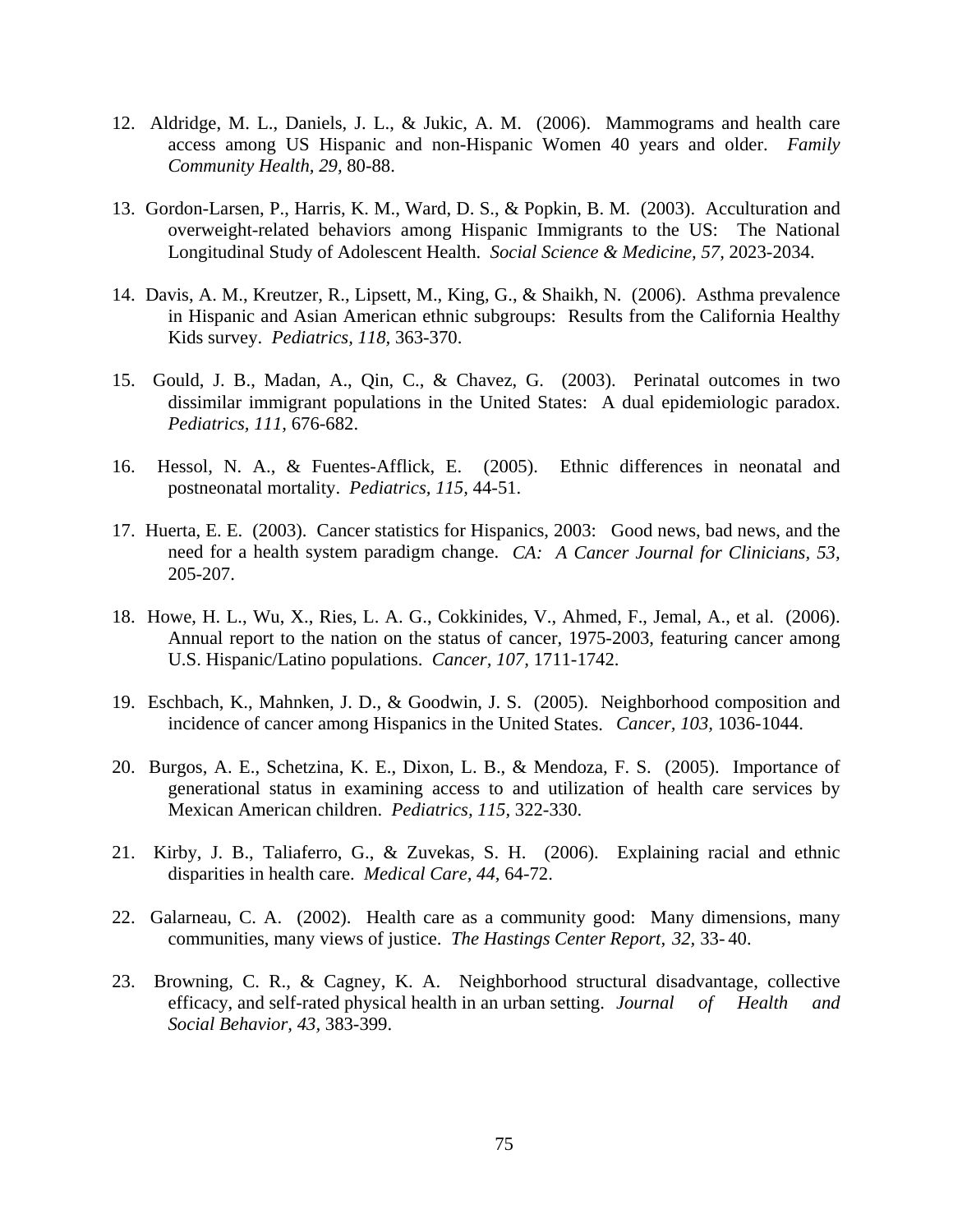12. Aldridge, M. L., Daniels, J. L., & Jukic, A. M. (2006). Mammograms and health care access among US Hispanic and non-Hispanic Women 40 years and older. *Family Community Health, 29,* 80-88.

13. Gordon-Larsen, P., Harris, K. M., Ward, D. S., & Popkin, B. M. (2003). Acculturation and overweight-related behaviors among Hispanic Immigrants to the US: The National Longitudinal Study of Adolescent Health. *Social Science & Medicine, 57,* 2023-2034.

14. Davis, A. M., Kreutzer, R., Lipsett, M., King, G., & Shaikh, N. (2006). Asthma prevalence in Hispanic and Asian American ethnic subgroups: Results from the California Healthy Kids survey. *Pediatrics, 118,* 363-370.

15. Gould, J. B., Madan, A., Qin, C., & Chavez, G. (2003). Perinatal outcomes in two dissimilar immigrant populations in the United States: A dual epidemiologic paradox. *Pediatrics, 111,* 676-682.

16. Hessol, N. A., & Fuentes-Afflick, E. (2005). Ethnic differences in neonatal and postneonatal mortality. *Pediatrics, 115,* 44-51.

17. Huerta, E. E. (2003). Cancer statistics for Hispanics, 2003: Good news, bad news, and the need for a health system paradigm change. *CA: A Cancer Journal for Clinicians, 53,* 205-207.

18. Howe, H. L., Wu, X., Ries, L. A. G., Cokkinides, V., Ahmed, F., Jemal, A., et al. (2006). Annual report to the nation on the status of cancer, 1975-2003, featuring cancer among U.S. Hispanic/Latino populations. *Cancer, 107,* 1711-1742.

19. Eschbach, K., Mahnken, J. D., & Goodwin, J. S. (2005). Neighborhood composition and incidence of cancer among Hispanics in the United States. *Cancer, 103,* 1036-1044.

20. Burgos, A. E., Schetzina, K. E., Dixon, L. B., & Mendoza, F. S. (2005). Importance of generational status in examining access to and utilization of health care services by Mexican American children. *Pediatrics, 115,* 322-330.

21. Kirby, J. B., Taliaferro, G., & Zuvekas, S. H. (2006). Explaining racial and ethnic disparities in health care. *Medical Care, 44,* 64-72.

22. Galarneau, C. A. (2002). Health care as a community good: Many dimensions, many communities, many views of justice. *The Hastings Center Report, 32,* 33- 40.

23. Browning, C. R., & Cagney, K. A. Neighborhood structural disadvantage, collective efficacy, and self-rated physical health in an urban setting. *Journal of Health and Social Behavior, 43,* 383-399.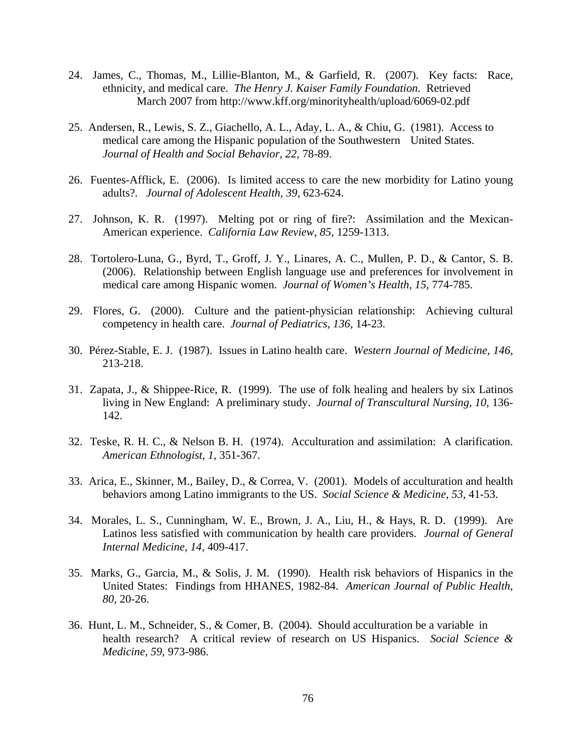24. James, C., Thomas, M., Lillie-Blanton, M., & Garfield, R. (2007). Key facts: Race, ethnicity, and medical care. *The Henry J. Kaiser Family Foundation.* Retrieved March 2007 from http://www.kff.org/minorityhealth/upload/6069-02.pdf

25. Andersen, R., Lewis, S. Z., Giachello, A. L., Aday, L. A., & Chiu, G. (1981). Access to medical care among the Hispanic population of the Southwestern United States. *Journal of Health and Social Behavior, 22,* 78-89.

26. Fuentes-Afflick, E. (2006). Is limited access to care the new morbidity for Latino young adults?. *Journal of Adolescent Health, 39,* 623-624.

27. Johnson, K. R. (1997). Melting pot or ring of fire?: Assimilation and the Mexican-American experience. *California Law Review, 85,* 1259-1313.

28. Tortolero-Luna, G., Byrd, T., Groff, J. Y., Linares, A. C., Mullen, P. D., & Cantor, S. B. (2006). Relationship between English language use and preferences for involvement in medical care among Hispanic women. *Journal of Women's Health, 15,* 774-785.

29. Flores, G. (2000). Culture and the patient-physician relationship: Achieving cultural competency in health care. *Journal of Pediatrics, 136,* 14-23.

30. Pérez-Stable, E. J. (1987). Issues in Latino health care. *Western Journal of Medicine, 146,* 213-218.

31. Zapata, J., & Shippee-Rice, R. (1999). The use of folk healing and healers by six Latinos living in New England: A preliminary study. *Journal of Transcultural Nursing, 10,* 136-142.

32. Teske, R. H. C., & Nelson B. H. (1974). Acculturation and assimilation: A clarification. *American Ethnologist, 1,* 351-367.

33. Arica, E., Skinner, M., Bailey, D., & Correa, V. (2001). Models of acculturation and health behaviors among Latino immigrants to the US. *Social Science & Medicine, 53,* 41-53.

34. Morales, L. S., Cunningham, W. E., Brown, J. A., Liu, H., & Hays, R. D. (1999). Are Latinos less satisfied with communication by health care providers. *Journal of General Internal Medicine, 14,* 409-417.

35. Marks, G., Garcia, M., & Solis, J. M. (1990). Health risk behaviors of Hispanics in the United States: Findings from HHANES, 1982-84. *American Journal of Public Health, 80,* 20-26.

36. Hunt, L. M., Schneider, S., & Comer, B. (2004). Should acculturation be a variable in health research? A critical review of research on US Hispanics. *Social Science & Medicine, 59,* 973-986.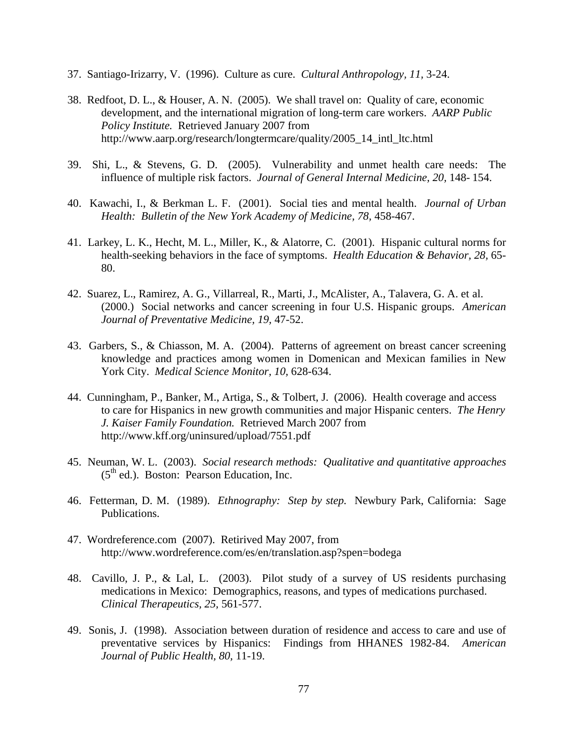37. Santiago-Irizarry, V. (1996). Culture as cure. *Cultural Anthropology, 11,* 3-24.

38. Redfoot, D. L., & Houser, A. N. (2005). We shall travel on: Quality of care, economic development, and the international migration of long-term care workers. *AARP Public Policy Institute.* Retrieved January 2007 from http://www.aarp.org/research/longtermcare/quality/2005_14_intl_ltc.html

39. Shi, L., & Stevens, G. D. (2005). Vulnerability and unmet health care needs: The influence of multiple risk factors. *Journal of General Internal Medicine, 20,* 148- 154.

40. Kawachi, I., & Berkman L. F. (2001). Social ties and mental health. *Journal of Urban Health: Bulletin of the New York Academy of Medicine, 78,* 458-467.

41. Larkey, L. K., Hecht, M. L., Miller, K., & Alatorre, C. (2001). Hispanic cultural norms for health-seeking behaviors in the face of symptoms. *Health Education & Behavior, 28,* 65-80.

42. Suarez, L., Ramirez, A. G., Villarreal, R., Marti, J., McAlister, A., Talavera, G. A. et al. (2000.) Social networks and cancer screening in four U.S. Hispanic groups. *American Journal of Preventative Medicine, 19,* 47-52.

43. Garbers, S., & Chiasson, M. A. (2004). Patterns of agreement on breast cancer screening knowledge and practices among women in Domenican and Mexican families in New York City. *Medical Science Monitor, 10,* 628-634.

44. Cunningham, P., Banker, M., Artiga, S., & Tolbert, J. (2006). Health coverage and access to care for Hispanics in new growth communities and major Hispanic centers. *The Henry J. Kaiser Family Foundation.* Retrieved March 2007 from http://www.kff.org/uninsured/upload/7551.pdf

45. Neuman, W. L. (2003). *Social research methods: Qualitative and quantitative approaches* (5th ed.). Boston: Pearson Education, Inc.

46. Fetterman, D. M. (1989). *Ethnography: Step by step.* Newbury Park, California: Sage Publications.

47. Wordreference.com (2007). Retirived May 2007, from http://www.wordreference.com/es/en/translation.asp?spen=bodega

48. Cavillo, J. P., & Lal, L. (2003). Pilot study of a survey of US residents purchasing medications in Mexico: Demographics, reasons, and types of medications purchased. *Clinical Therapeutics, 25,* 561-577.

49. Sonis, J. (1998). Association between duration of residence and access to care and use of preventative services by Hispanics: Findings from HHANES 1982-84. *American Journal of Public Health, 80,* 11-19.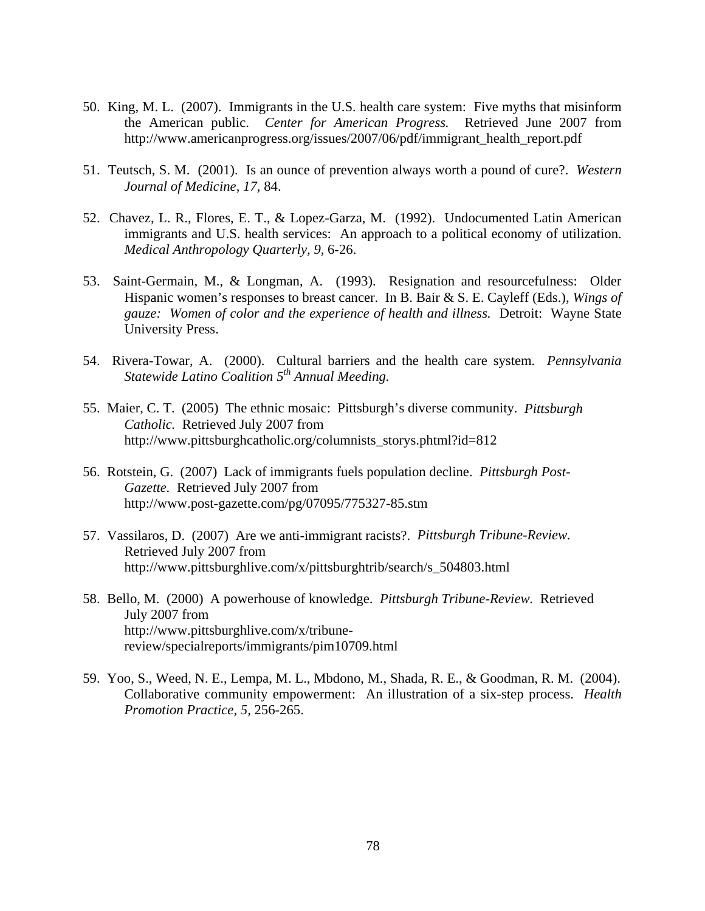50. King, M. L. (2007). Immigrants in the U.S. health care system: Five myths that misinform the American public. *Center for American Progress.* Retrieved June 2007 from http://www.americanprogress.org/issues/2007/06/pdf/immigrant_health_report.pdf

51. Teutsch, S. M. (2001). Is an ounce of prevention always worth a pound of cure?. *Western Journal of Medicine, 17,* 84.

52. Chavez, L. R., Flores, E. T., & Lopez-Garza, M. (1992). Undocumented Latin American immigrants and U.S. health services: An approach to a political economy of utilization. *Medical Anthropology Quarterly, 9,* 6-26.

53. Saint-Germain, M., & Longman, A. (1993). Resignation and resourcefulness: Older Hispanic women's responses to breast cancer. In B. Bair & S. E. Cayleff (Eds.), *Wings of gauze: Women of color and the experience of health and illness.* Detroit: Wayne State University Press.

54. Rivera-Towar, A. (2000). Cultural barriers and the health care system. *Pennsylvania Statewide Latino Coalition 5th Annual Meeding.*

55. Maier, C. T. (2005) The ethnic mosaic: Pittsburgh's diverse community. *Pittsburgh Catholic.* Retrieved July 2007 from http://www.pittsburghcatholic.org/columnists_storys.phtml?id=812

56. Rotstein, G. (2007) Lack of immigrants fuels population decline. *Pittsburgh Post-Gazette.* Retrieved July 2007 from http://www.post-gazette.com/pg/07095/775327-85.stm

57. Vassilaros, D. (2007) Are we anti-immigrant racists?. *Pittsburgh Tribune-Review.* Retrieved July 2007 from http://www.pittsburghlive.com/x/pittsburghtrib/search/s_504803.html

58. Bello, M. (2000) A powerhouse of knowledge. *Pittsburgh Tribune-Review.* Retrieved July 2007 from http://www.pittsburghlive.com/x/tribune-review/specialreports/immigrants/pim10709.html

59. Yoo, S., Weed, N. E., Lempa, M. L., Mbdono, M., Shada, R. E., & Goodman, R. M. (2004). Collaborative community empowerment: An illustration of a six-step process. *Health Promotion Practice, 5,* 256-265.